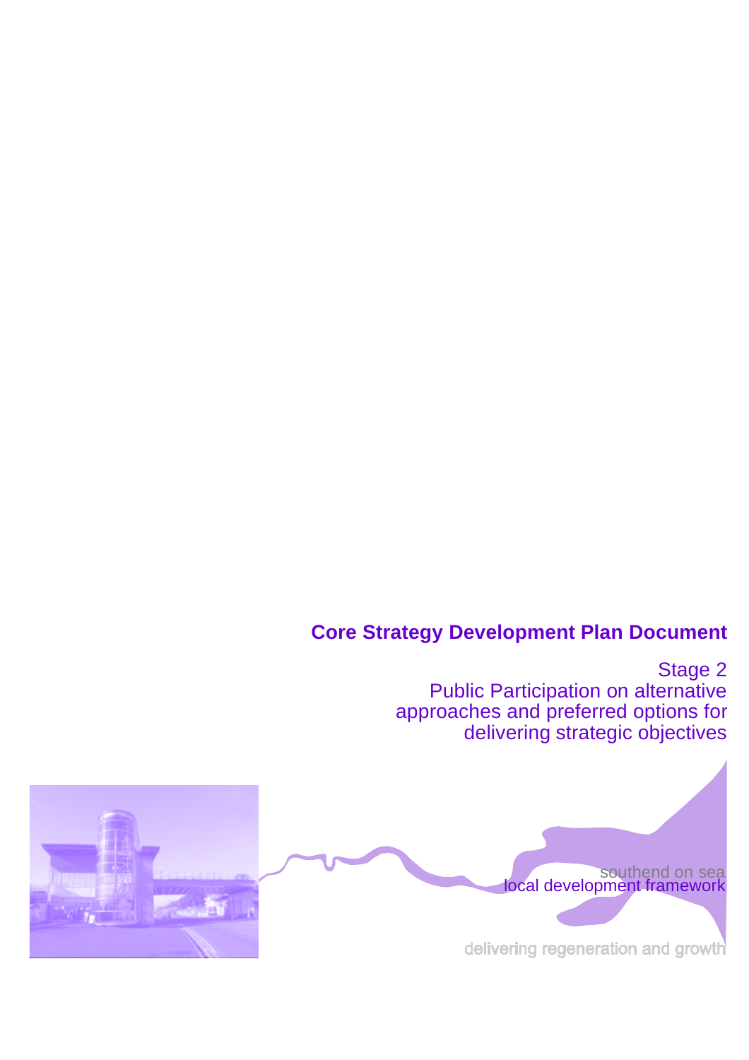# Core Strategy Development Plan Document

Stage 2
Public Participation on alternative approaches and preferred options for delivering strategic objectives

southend on sea
local development framework

delivering regeneration and growth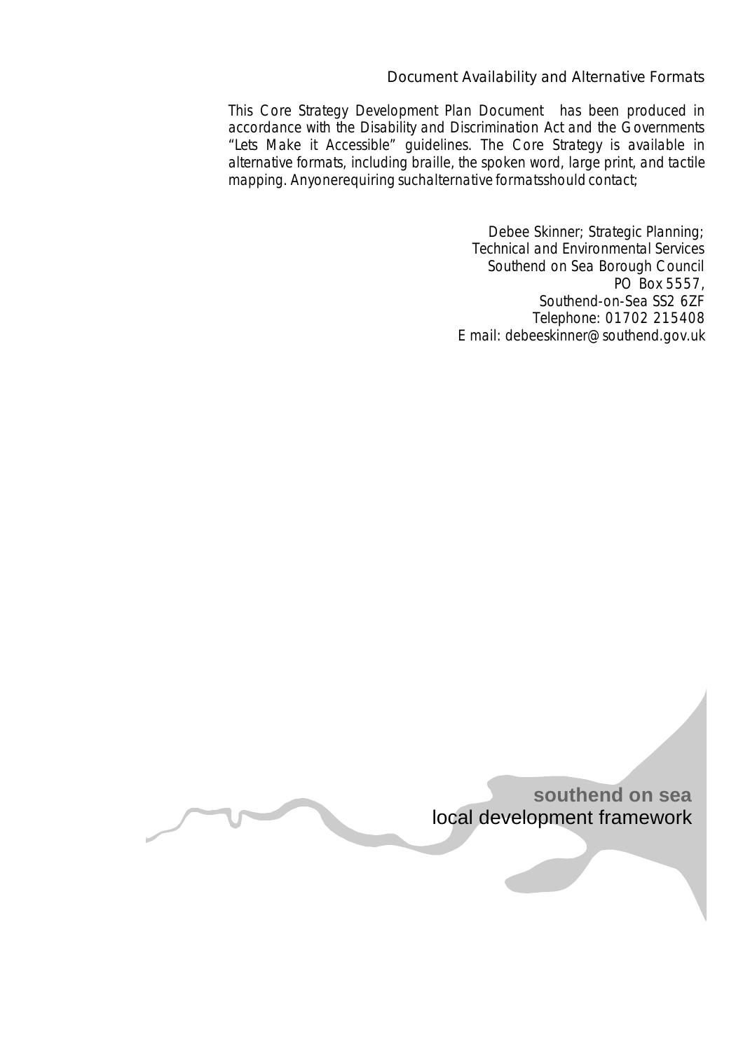## Document Availability and Alternative Formats

This Core Strategy Development Plan Document has been produced in accordance with the Disability and Discrimination Act and the Governments "Lets Make it Accessible" guidelines. The Core Strategy is available in alternative formats, including braille, the spoken word, large print, and tactile mapping. Anyonerequiring suchalternative formatsshould contact;

Debee Skinner; Strategic Planning;
Technical and Environmental Services
Southend on Sea Borough Council
PO Box 5557,
Southend-on-Sea SS2 6ZF
Telephone: 01702 215408
E mail: debeeskinner@southend.gov.uk

**southend on sea**
local development framework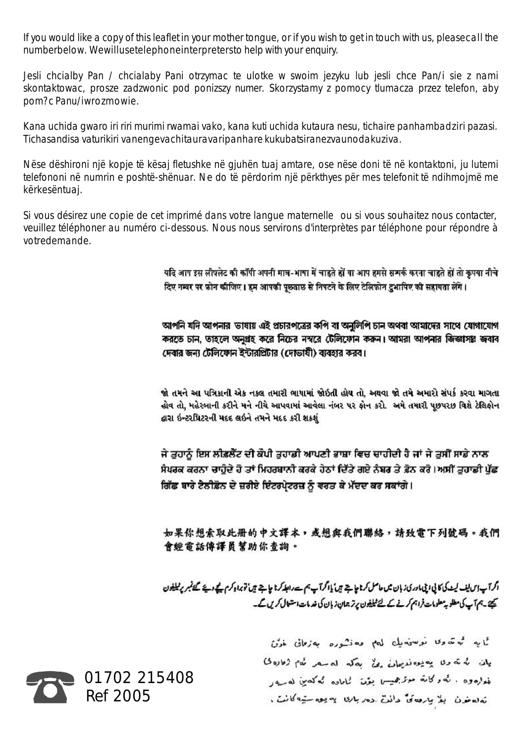If you would like a copy of this leaflet in your mother tongue, or if you wish to get in touch with us, pleasecall the numberbelow. Wewillusetelephoneinterpretersto help with your enquiry.

Jesli chcialby Pan / chcialaby Pani otrzymac te ulotke w swoim jezyku lub jesli chce Pan/i sie z nami skontaktowac, prosze zadzwonic pod ponizszy numer. Skorzystamy z pomocy tlumacza przez telefon, aby pom?c Panu/iwrozmowie.

Kana uchida gwaro iri riri murimi rwamai vako, kana kuti uchida kutaura nesu, tichaire panhambadziri pazasi. Tichasandisa vaturikiri vanengevachitauravaripanhare kukubatsiranezvaunodakuziva.

Nëse dëshironi një kopje të kësaj fletushke në gjuhën tuaj amtare, ose nëse doni të në kontaktoni, ju lutemi telefononi në numrin e poshtë-shënuar. Ne do të përdorim një përkthyes për mes telefonit të ndihmojmë me kërkesëntuaj.

Si vous désirez une copie de cet imprimé dans votre langue maternelle ou si vous souhaitez nous contacter, veuillez téléphoner au numéro ci-dessous. Nous nous servirons d'interprètes par téléphone pour répondre à votredemande.

यदि आप इस लीफ़्लेट की कॉपी अपनी मात्र-भाषा में चाहते हों या आप हमसे सम्पर्क करना चाहते हों तो कृपया नीचे दिए नम्बर पर फ़ोन कीजिए। हम आपकी पूछताछ से निपटने के लिए टेलिफ़ोन दुभाषिए की सहायता लेंगे।

আপনি যদি আপনার ভাষায় এই প্রচারপত্রের কপি বা অনুলিপি চান অথবা আমাদের সাথে যোগাযোগ করতে চান, তাহলে অনুগ্রহ করে নিচের নম্বরে টেলিফোন করুন। আমরা আপনার জিজ্ঞাসার জবাব দেবার জন্য টেলিফোন ইন্টারপ্রিটার (দোভাষী) ব্যবহার করব।

જો તમને આ પત્રિકાની એક નકલ તમારી ભાષામાં જોઇતી હોય તો, અથવા જો તમે અમારો સંપર્ક કરવા માગતા હોવ તો, મહેરબાની કરીને મને નીચે આપવામાં આવેલા નંબર પર ફોન કરો. અમે તમારી પૂછપરછ વિશે ટેલિફોન દ્વારા ઇન્ટરપ્રિટરની મદદ લઇને તમને મદદ કરી શકશું

ਜੇ ਤੁਹਾਨੂੰ ਇਸ ਲੀਫ਼ਲੈੱਟ ਦੀ ਕੌਪੀ ਤੁਹਾਡੀ ਆਪਣੀ ਭਾਸ਼ਾ ਵਿਚ ਚਾਹੀਦੀ ਹੈ ਜਾਂ ਜੇ ਤੁਸੀਂ ਸਾਡੇ ਨਾਲ ਸੰਪਰਕ ਕਰਨਾ ਚਾਹੁੰਦੇ ਹੋ ਤਾਂ ਮਿਹਰਬਾਨੀ ਕਰਕੇ ਹੇਠਾਂ ਦਿੱਤੇ ਗਏ ਨੰਬਰ ਤੇ ਫ਼ੋਨ ਕਰੋ। ਅਸੀਂ ਤੁਹਾਡੀ ਪੁੱਛ ਗਿੱਛ ਬਾਰੇ ਟੈਲੀਫ਼ੋਨ ਦੇ ਜ਼ਰੀਏ ਇੰਟਰਪ੍ਰੇਟਰਜ਼ ਨੂੰ ਵਰਤ ਕੇ ਮੱਦਦ ਕਰ ਸਕਾਂਗੇ।

如果你想索取此冊的中文譯本，或想與我們聯絡，請致電下列號碼。我們會經電話傳譯員幫助你查詢。

اگر آپ اس لیف لیٹ کی کاپی اپنی مادری زبان میں حاصل کرنا چاہتے ہیں یا اگر آپ ہم سے رابطہ کرنا چاہتے ہیں تو براہ کرم نیچے دیئے گئے نمبر پر ٹیلیفون کیجئے۔ ہم آپ کی مطلوبہ معلومات فراہم کرنے کے لئے ٹیلیفون پر ترجمان زبان کی خدمات استعمال کریں گے۔

ئایە ئەتەوێ نوسخەیەك لەم بەڵاوکراوەیە بەزمانی خۆت یان ئەتەوێ پەیوەندیمان پێوە بکەیت لەسەر ئەم ژمارەی خوارەوە. ئەوكاتە موتەرجیمی بۆت ئامادە ئەكەین لەسەر تەلەفۆن بۆ یارمەتی دانت، دەربارەی پەیوەستیەكانت.

01702 215408
Ref 2005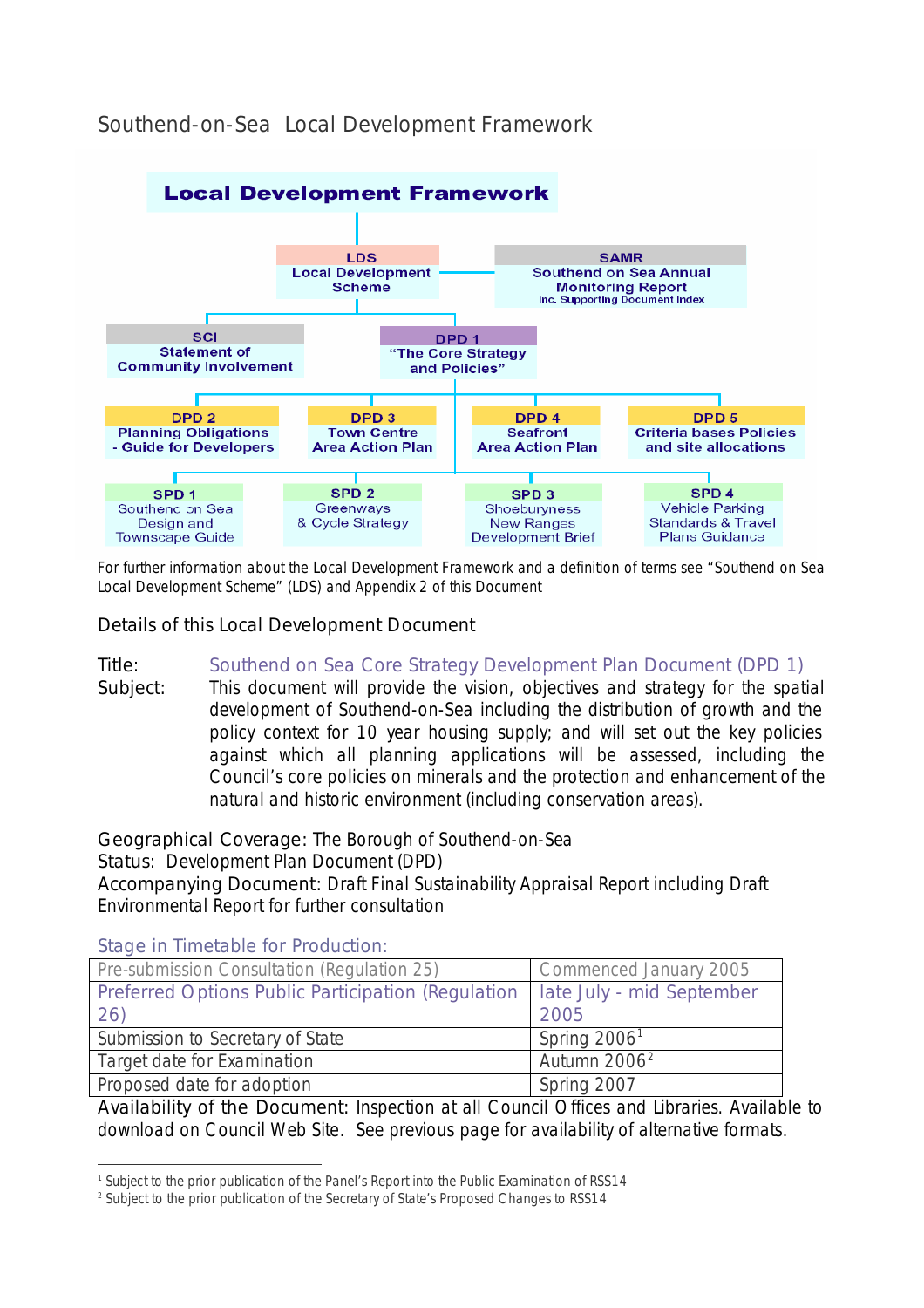# Southend-on-Sea Local Development Framework

**Local Development Framework**

**LDS**
**Local Development Scheme**

**SAMR**
**Southend on Sea Annual Monitoring Report**
**inc. Supporting Document Index**

**SCI**
**Statement of Community Involvement**

**DPD 1**
**"The Core Strategy and Policies"**

**DPD 2**
**Planning Obligations - Guide for Developers**

**DPD 3**
**Town Centre Area Action Plan**

**DPD 4**
**Seafront Area Action Plan**

**DPD 5**
**Criteria bases Policies and site allocations**

**SPD 1**
Southend on Sea Design and Townscape Guide

**SPD 2**
Greenways & Cycle Strategy

**SPD 3**
Shoeburyness New Ranges Development Brief

**SPD 4**
Vehicle Parking Standards & Travel Plans Guidance

For further information about the Local Development Framework and a definition of terms see "Southend on Sea Local Development Scheme" (LDS) and Appendix 2 of this Document

## Details of this Local Development Document

**Title:** Southend on Sea Core Strategy Development Plan Document (DPD 1)

**Subject:** This document will provide the vision, objectives and strategy for the spatial development of Southend-on-Sea including the distribution of growth and the policy context for 10 year housing supply; and will set out the key policies against which all planning applications will be assessed, including the Council's core policies on minerals and the protection and enhancement of the natural and historic environment (including conservation areas).

Geographical Coverage: The Borough of Southend-on-Sea
Status: Development Plan Document (DPD)
Accompanying Document: Draft Final Sustainability Appraisal Report including Draft Environmental Report for further consultation

### Stage in Timetable for Production:

| Stage | Date |
|---|---|
| Pre-submission Consultation (Regulation 25) | Commenced January 2005 |
| Preferred Options Public Participation (Regulation 26) | late July - mid September 2005 |
| Submission to Secretary of State | Spring 2006[1] |
| Target date for Examination | Autumn 2006[2] |
| Proposed date for adoption | Spring 2007 |

Availability of the Document: Inspection at all Council Offices and Libraries. Available to download on Council Web Site. See previous page for availability of alternative formats.

---

[1] Subject to the prior publication of the Panel's Report into the Public Examination of RSS14
[2] Subject to the prior publication of the Secretary of State's Proposed Changes to RSS14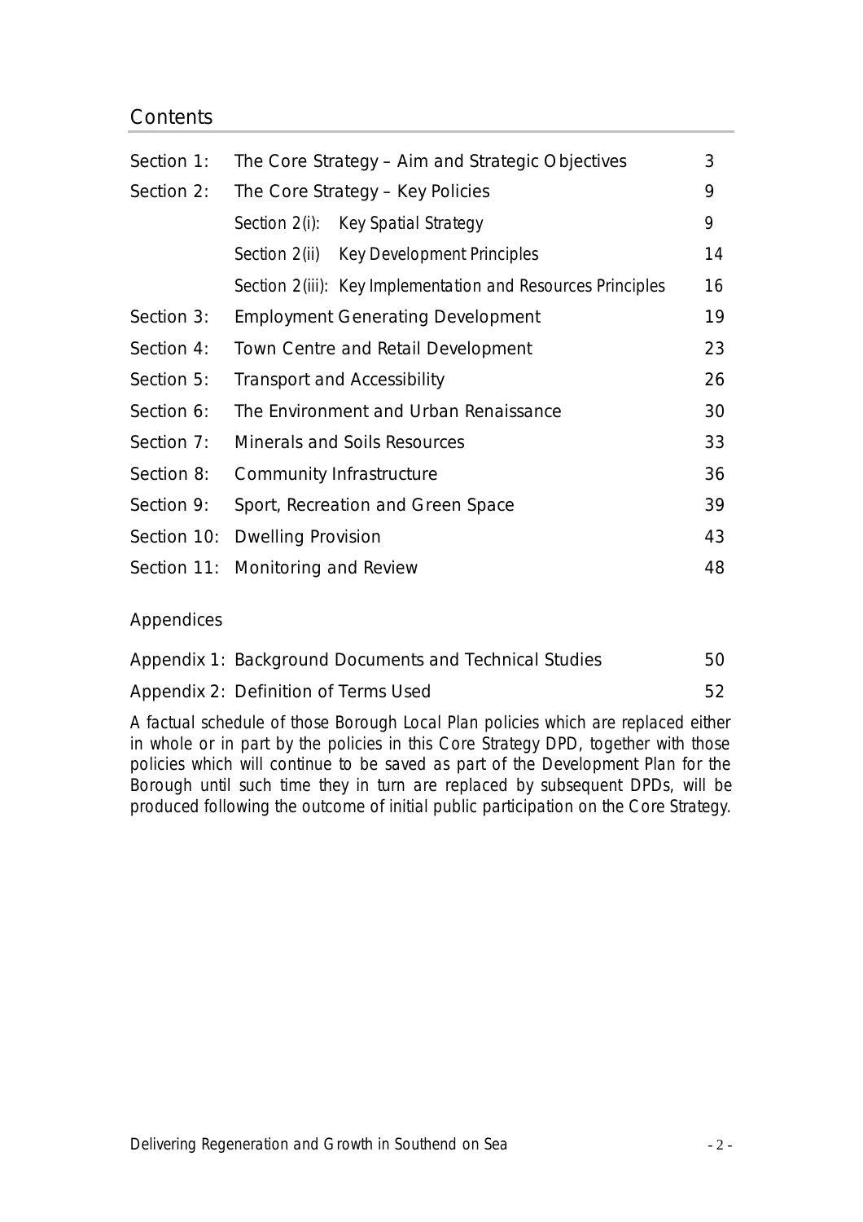## Contents

| | | |
|---|---|---|
| Section 1: | The Core Strategy – Aim and Strategic Objectives | 3 |
| Section 2: | The Core Strategy – Key Policies | 9 |
| | Section 2(i): Key Spatial Strategy | 9 |
| | Section 2(ii) Key Development Principles | 14 |
| | Section 2(iii): Key Implementation and Resources Principles | 16 |
| Section 3: | Employment Generating Development | 19 |
| Section 4: | Town Centre and Retail Development | 23 |
| Section 5: | Transport and Accessibility | 26 |
| Section 6: | The Environment and Urban Renaissance | 30 |
| Section 7: | Minerals and Soils Resources | 33 |
| Section 8: | Community Infrastructure | 36 |
| Section 9: | Sport, Recreation and Green Space | 39 |
| Section 10: | Dwelling Provision | 43 |
| Section 11: | Monitoring and Review | 48 |

### Appendices

| | |
|---|---|
| Appendix 1: Background Documents and Technical Studies | 50 |
| Appendix 2: Definition of Terms Used | 52 |

*A factual schedule of those Borough Local Plan policies which are replaced either in whole or in part by the policies in this Core Strategy DPD, together with those policies which will continue to be saved as part of the Development Plan for the Borough until such time they in turn are replaced by subsequent DPDs, will be produced following the outcome of initial public participation on the Core Strategy.*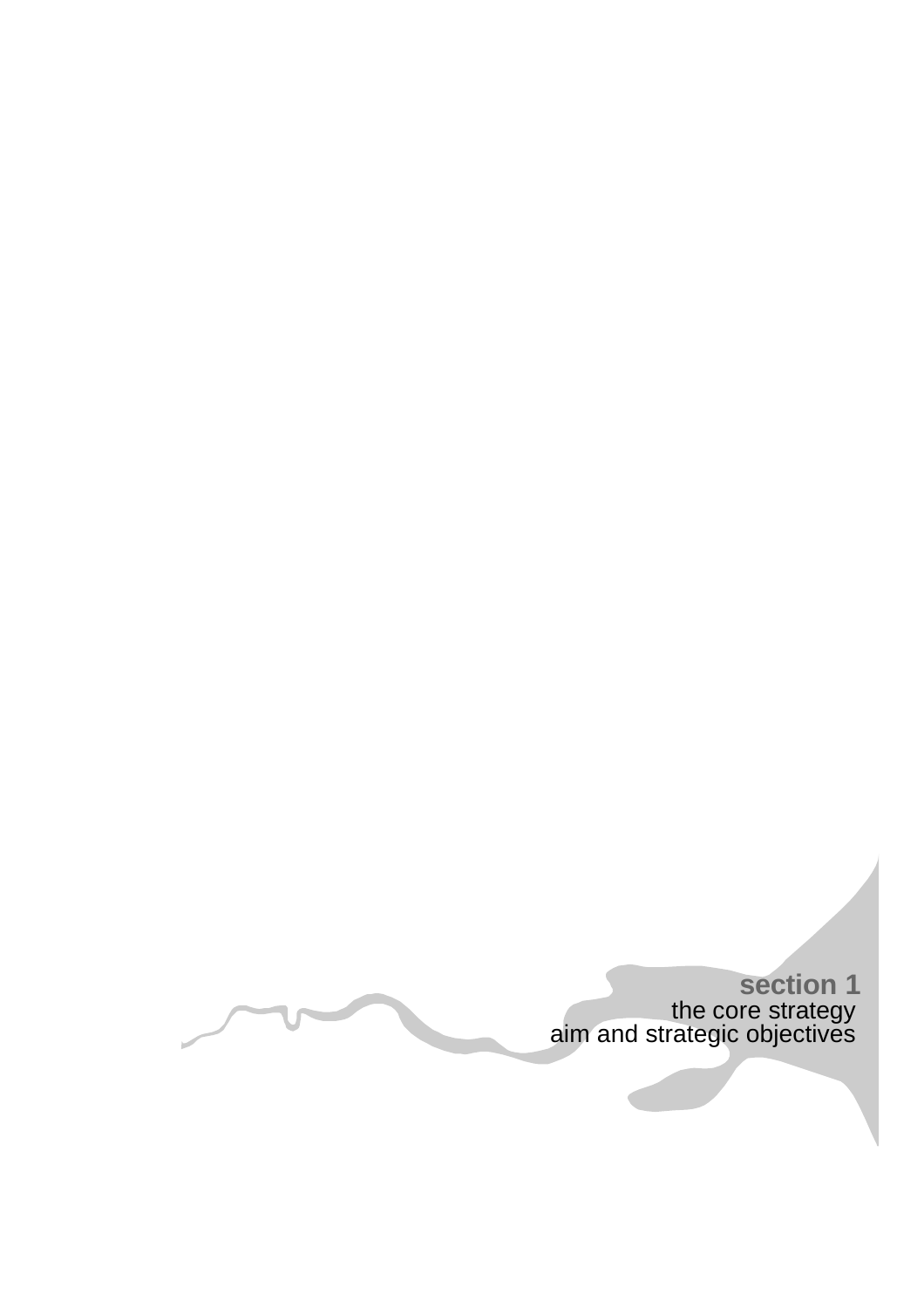# section 1

## the core strategy aim and strategic objectives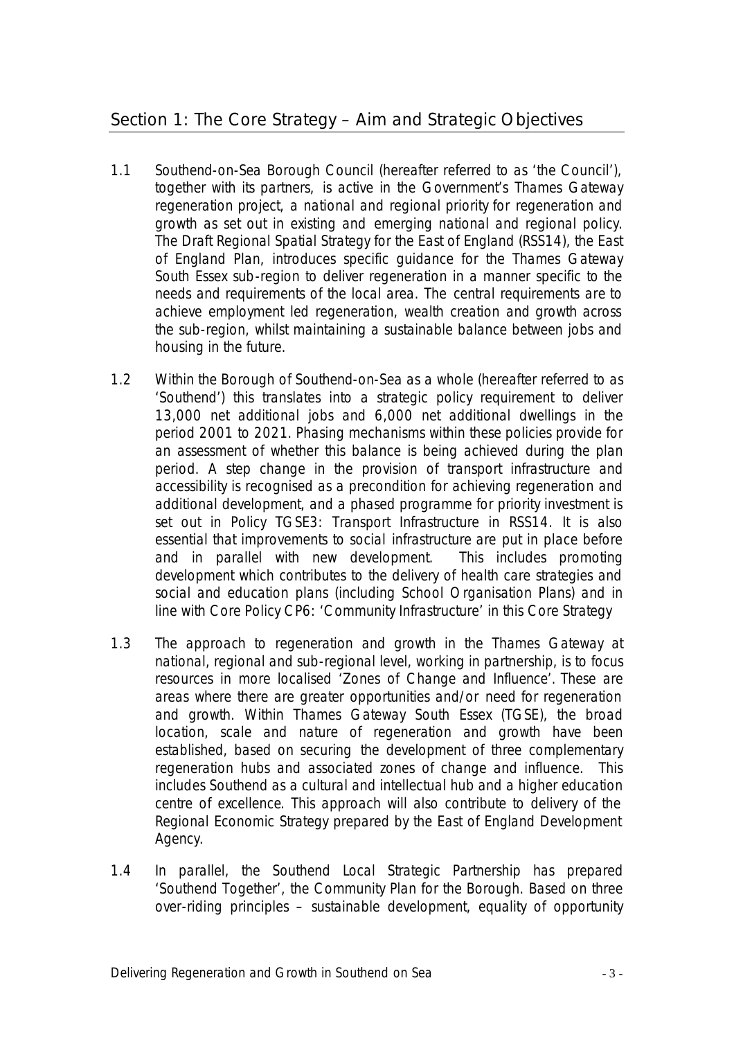## Section 1: The Core Strategy – Aim and Strategic Objectives

1.1 Southend-on-Sea Borough Council (hereafter referred to as 'the Council'), together with its partners, is active in the Government's Thames Gateway regeneration project, a national and regional priority for regeneration and growth as set out in existing and emerging national and regional policy. The Draft Regional Spatial Strategy for the East of England (RSS14), the East of England Plan, introduces specific guidance for the Thames Gateway South Essex sub-region to deliver regeneration in a manner specific to the needs and requirements of the local area. The central requirements are to achieve employment led regeneration, wealth creation and growth across the sub-region, whilst maintaining a sustainable balance between jobs and housing in the future.

1.2 Within the Borough of Southend-on-Sea as a whole (hereafter referred to as 'Southend') this translates into a strategic policy requirement to deliver 13,000 net additional jobs and 6,000 net additional dwellings in the period 2001 to 2021. Phasing mechanisms within these policies provide for an assessment of whether this balance is being achieved during the plan period. A step change in the provision of transport infrastructure and accessibility is recognised as a precondition for achieving regeneration and additional development, and a phased programme for priority investment is set out in Policy TGSE3: Transport Infrastructure in RSS14. It is also essential that improvements to social infrastructure are put in place before and in parallel with new development. This includes promoting development which contributes to the delivery of health care strategies and social and education plans (including School Organisation Plans) and in line with Core Policy CP6: 'Community Infrastructure' in this Core Strategy

1.3 The approach to regeneration and growth in the Thames Gateway at national, regional and sub-regional level, working in partnership, is to focus resources in more localised 'Zones of Change and Influence'. These are areas where there are greater opportunities and/or need for regeneration and growth. Within Thames Gateway South Essex (TGSE), the broad location, scale and nature of regeneration and growth have been established, based on securing the development of three complementary regeneration hubs and associated zones of change and influence. This includes Southend as a cultural and intellectual hub and a higher education centre of excellence. This approach will also contribute to delivery of the Regional Economic Strategy prepared by the East of England Development Agency.

1.4 In parallel, the Southend Local Strategic Partnership has prepared 'Southend Together', the Community Plan for the Borough. Based on three over-riding principles – sustainable development, equality of opportunity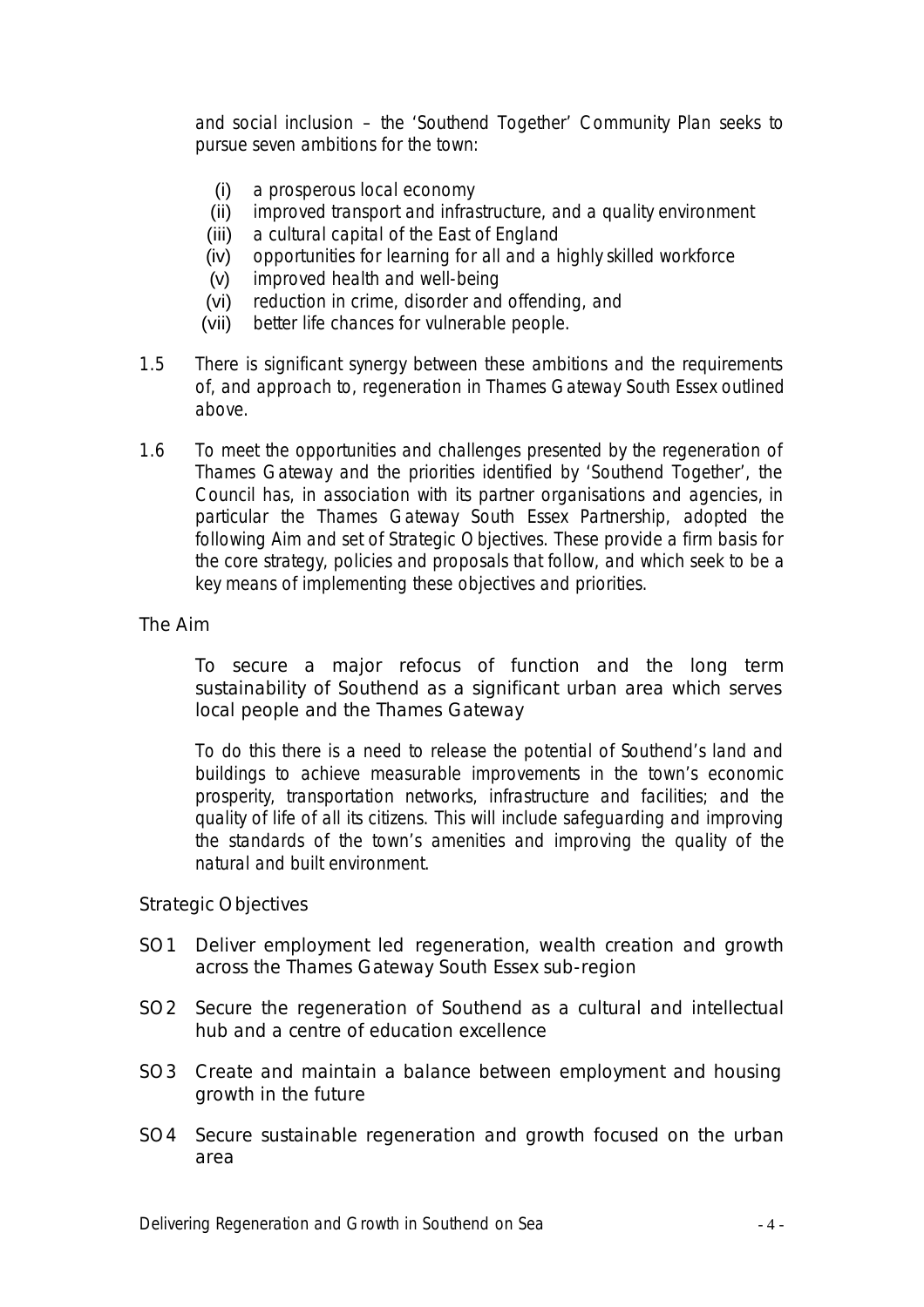and social inclusion – the 'Southend Together' Community Plan seeks to pursue seven ambitions for the town:

(i) a prosperous local economy
(ii) improved transport and infrastructure, and a quality environment
(iii) a cultural capital of the East of England
(iv) opportunities for learning for all and a highly skilled workforce
(v) improved health and well-being
(vi) reduction in crime, disorder and offending, and
(vii) better life chances for vulnerable people.

1.5 There is significant synergy between these ambitions and the requirements of, and approach to, regeneration in Thames Gateway South Essex outlined above.

1.6 To meet the opportunities and challenges presented by the regeneration of Thames Gateway and the priorities identified by 'Southend Together', the Council has, in association with its partner organisations and agencies, in particular the Thames Gateway South Essex Partnership, adopted the following Aim and set of Strategic Objectives. These provide a firm basis for the core strategy, policies and proposals that follow, and which seek to be a key means of implementing these objectives and priorities.

## The Aim

**To secure a major refocus of function and the long term sustainability of Southend as a significant urban area which serves local people and the Thames Gateway**

To do this there is a need to release the potential of Southend's land and buildings to achieve measurable improvements in the town's economic prosperity, transportation networks, infrastructure and facilities; and the quality of life of all its citizens. This will include safeguarding and improving the standards of the town's amenities and improving the quality of the natural and built environment.

## Strategic Objectives

SO1 Deliver employment led regeneration, wealth creation and growth across the Thames Gateway South Essex sub-region

SO2 Secure the regeneration of Southend as a cultural and intellectual hub and a centre of education excellence

SO3 Create and maintain a balance between employment and housing growth in the future

SO4 Secure sustainable regeneration and growth focused on the urban area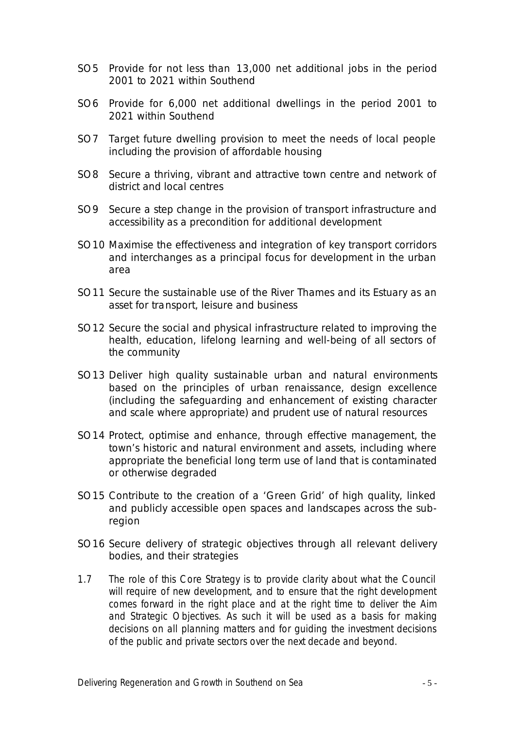SO5 Provide for not less than 13,000 net additional jobs in the period 2001 to 2021 within Southend

SO6 Provide for 6,000 net additional dwellings in the period 2001 to 2021 within Southend

SO7 Target future dwelling provision to meet the needs of local people including the provision of affordable housing

SO8 Secure a thriving, vibrant and attractive town centre and network of district and local centres

SO9 Secure a step change in the provision of transport infrastructure and accessibility as a precondition for additional development

SO10 Maximise the effectiveness and integration of key transport corridors and interchanges as a principal focus for development in the urban area

SO11 Secure the sustainable use of the River Thames and its Estuary as an asset for transport, leisure and business

SO12 Secure the social and physical infrastructure related to improving the health, education, lifelong learning and well-being of all sectors of the community

SO13 Deliver high quality sustainable urban and natural environments based on the principles of urban renaissance, design excellence (including the safeguarding and enhancement of existing character and scale where appropriate) and prudent use of natural resources

SO14 Protect, optimise and enhance, through effective management, the town's historic and natural environment and assets, including where appropriate the beneficial long term use of land that is contaminated or otherwise degraded

SO15 Contribute to the creation of a 'Green Grid' of high quality, linked and publicly accessible open spaces and landscapes across the sub-region

SO16 Secure delivery of strategic objectives through all relevant delivery bodies, and their strategies

1.7 *The role of this Core Strategy is to provide clarity about what the Council will require of new development, and to ensure that the right development comes forward in the right place and at the right time to deliver the Aim and Strategic Objectives. As such it will be used as a basis for making decisions on all planning matters and for guiding the investment decisions of the public and private sectors over the next decade and beyond.*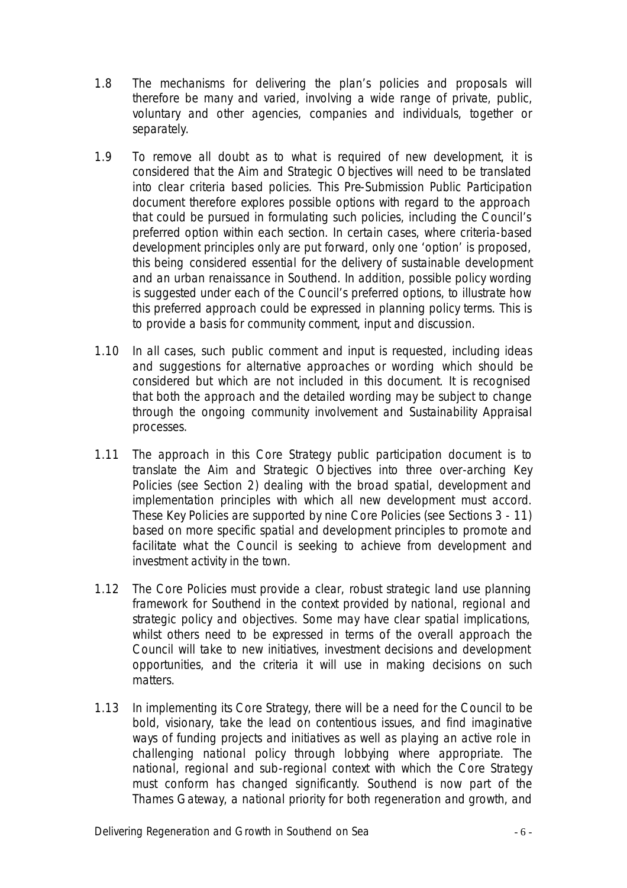1.8 The mechanisms for delivering the plan's policies and proposals will therefore be many and varied, involving a wide range of private, public, voluntary and other agencies, companies and individuals, together or separately.

1.9 To remove all doubt as to what is required of new development, it is considered that the Aim and Strategic Objectives will need to be translated into clear criteria based policies. This Pre-Submission Public Participation document therefore explores possible options with regard to the approach that could be pursued in formulating such policies, including the Council's preferred option within each section. In certain cases, where criteria-based development principles only are put forward, only one 'option' is proposed, this being considered essential for the delivery of sustainable development and an urban renaissance in Southend. In addition, possible policy wording is suggested under each of the Council's preferred options, to illustrate how this preferred approach could be expressed in planning policy terms. This is to provide a basis for community comment, input and discussion.

1.10 In all cases, such public comment and input is requested, including ideas and suggestions for alternative approaches or wording which should be considered but which are not included in this document. It is recognised that both the approach and the detailed wording may be subject to change through the ongoing community involvement and Sustainability Appraisal processes.

1.11 The approach in this Core Strategy public participation document is to translate the Aim and Strategic Objectives into three over-arching Key Policies (see Section 2) dealing with the broad spatial, development and implementation principles with which all new development must accord. These Key Policies are supported by nine Core Policies (see Sections 3 - 11) based on more specific spatial and development principles to promote and facilitate what the Council is seeking to achieve from development and investment activity in the town.

1.12 The Core Policies must provide a clear, robust strategic land use planning framework for Southend in the context provided by national, regional and strategic policy and objectives. Some may have clear spatial implications, whilst others need to be expressed in terms of the overall approach the Council will take to new initiatives, investment decisions and development opportunities, and the criteria it will use in making decisions on such matters.

1.13 In implementing its Core Strategy, there will be a need for the Council to be bold, visionary, take the lead on contentious issues, and find imaginative ways of funding projects and initiatives as well as playing an active role in challenging national policy through lobbying where appropriate. The national, regional and sub-regional context with which the Core Strategy must conform has changed significantly. Southend is now part of the Thames Gateway, a national priority for both regeneration and growth, and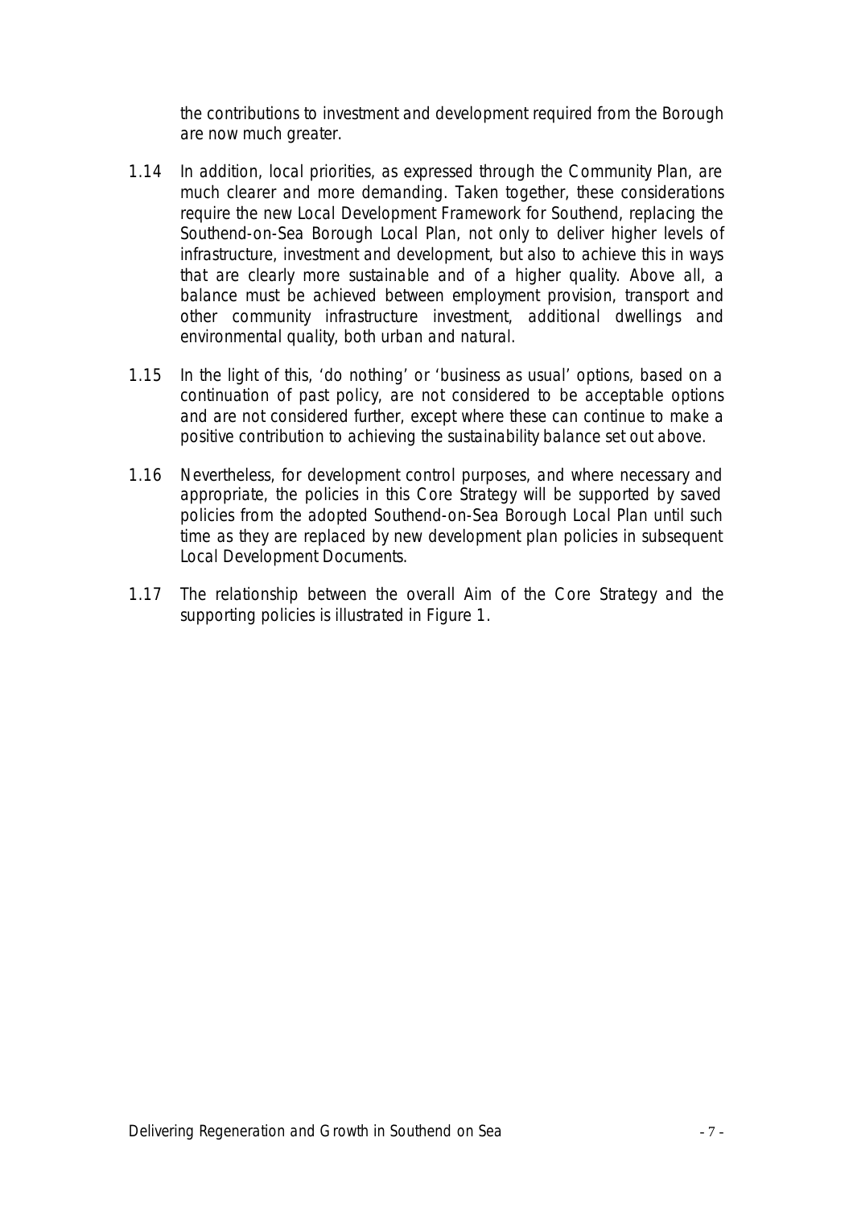the contributions to investment and development required from the Borough are now much greater.

1.14 In addition, local priorities, as expressed through the Community Plan, are much clearer and more demanding. Taken together, these considerations require the new Local Development Framework for Southend, replacing the Southend-on-Sea Borough Local Plan, not only to deliver higher levels of infrastructure, investment and development, but also to achieve this in ways that are clearly more sustainable and of a higher quality. Above all, a balance must be achieved between employment provision, transport and other community infrastructure investment, additional dwellings and environmental quality, both urban and natural.

1.15 In the light of this, 'do nothing' or 'business as usual' options, based on a continuation of past policy, are not considered to be acceptable options and are not considered further, except where these can continue to make a positive contribution to achieving the sustainability balance set out above.

1.16 Nevertheless, for development control purposes, and where necessary and appropriate, the policies in this Core Strategy will be supported by saved policies from the adopted Southend-on-Sea Borough Local Plan until such time as they are replaced by new development plan policies in subsequent Local Development Documents.

1.17 The relationship between the overall Aim of the Core Strategy and the supporting policies is illustrated in Figure 1.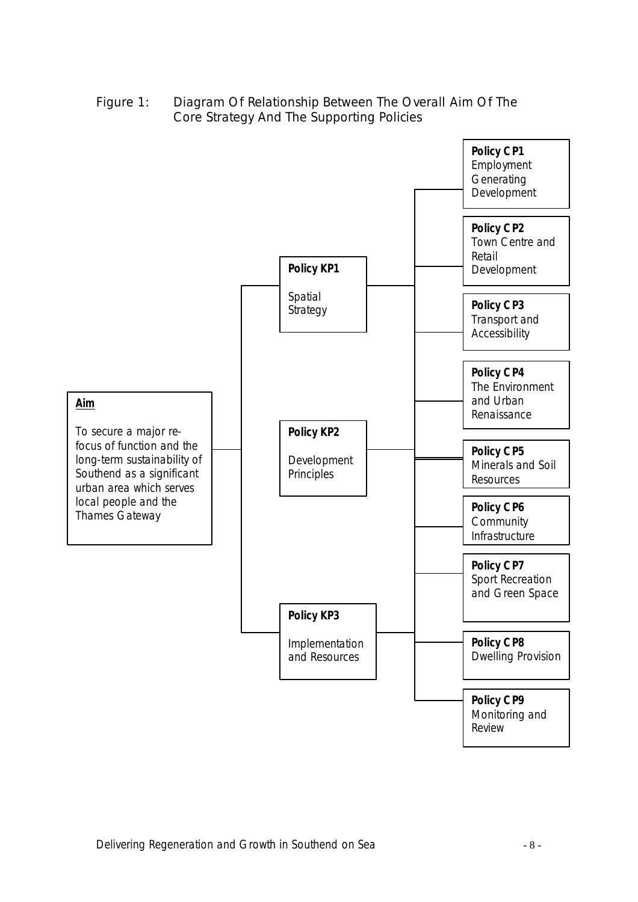Figure 1: Diagram Of Relationship Between The Overall Aim Of The Core Strategy And The Supporting Policies

**Aim**

To secure a major re-focus of function and the long-term sustainability of Southend as a significant urban area which serves local people and the Thames Gateway

**Policy KP1**

Spatial Strategy

**Policy KP2**

Development Principles

**Policy KP3**

Implementation and Resources

**Policy CP1**
Employment Generating Development

**Policy CP2**
Town Centre and Retail Development

**Policy CP3**
Transport and Accessibility

**Policy CP4**
The Environment and Urban Renaissance

**Policy CP5**
Minerals and Soil Resources

**Policy CP6**
Community Infrastructure

**Policy CP7**
Sport Recreation and Green Space

**Policy CP8**
Dwelling Provision

**Policy CP9**
Monitoring and Review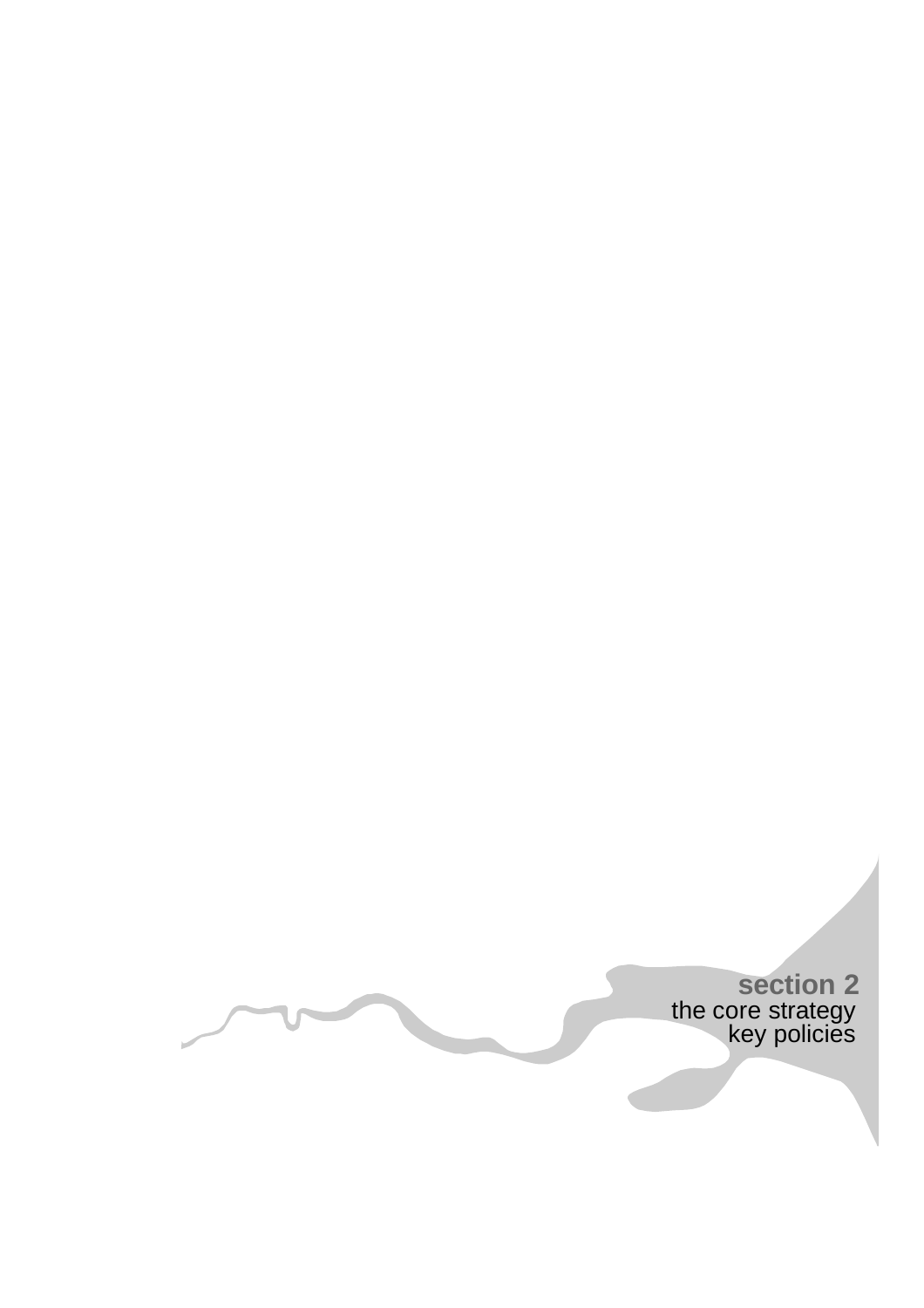# section 2

the core strategy
key policies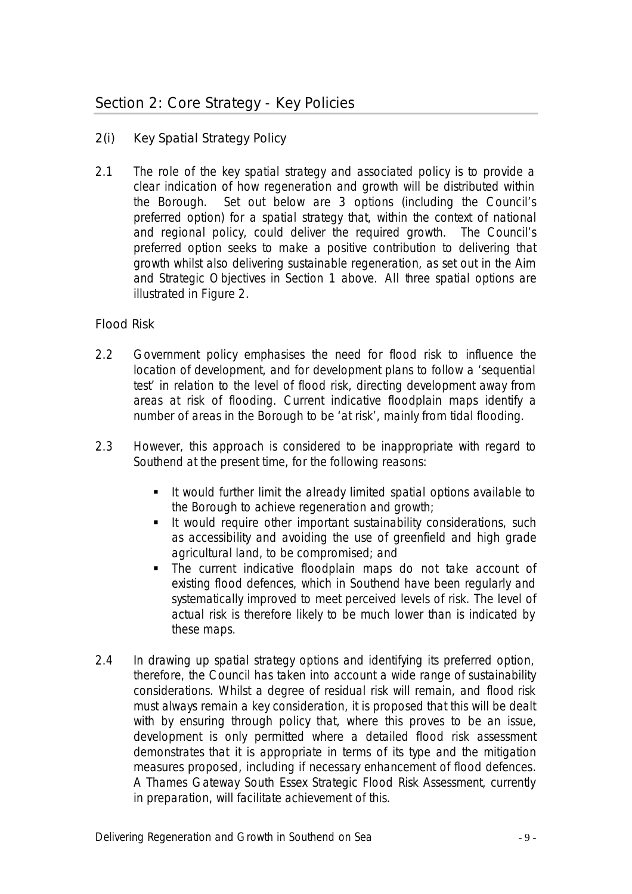## Section 2: Core Strategy - Key Policies

### 2(i) Key Spatial Strategy Policy

2.1 The role of the key spatial strategy and associated policy is to provide a clear indication of how regeneration and growth will be distributed within the Borough. Set out below are 3 options (including the Council's preferred option) for a spatial strategy that, within the context of national and regional policy, could deliver the required growth. The Council's preferred option seeks to make a positive contribution to delivering that growth whilst also delivering sustainable regeneration, as set out in the Aim and Strategic Objectives in Section 1 above. All three spatial options are illustrated in Figure 2.

#### Flood Risk

2.2 Government policy emphasises the need for flood risk to influence the location of development, and for development plans to follow a 'sequential test' in relation to the level of flood risk, directing development away from areas at risk of flooding. Current indicative floodplain maps identify a number of areas in the Borough to be 'at risk', mainly from tidal flooding.

2.3 However, this approach is considered to be inappropriate with regard to Southend at the present time, for the following reasons:

- It would further limit the already limited spatial options available to the Borough to achieve regeneration and growth;
- It would require other important sustainability considerations, such as accessibility and avoiding the use of greenfield and high grade agricultural land, to be compromised; and
- The current indicative floodplain maps do not take account of existing flood defences, which in Southend have been regularly and systematically improved to meet perceived levels of risk. The level of actual risk is therefore likely to be much lower than is indicated by these maps.

2.4 In drawing up spatial strategy options and identifying its preferred option, therefore, the Council has taken into account a wide range of sustainability considerations. Whilst a degree of residual risk will remain, and flood risk must always remain a key consideration, it is proposed that this will be dealt with by ensuring through policy that, where this proves to be an issue, development is only permitted where a detailed flood risk assessment demonstrates that it is appropriate in terms of its type and the mitigation measures proposed, including if necessary enhancement of flood defences. A Thames Gateway South Essex Strategic Flood Risk Assessment, currently in preparation, will facilitate achievement of this.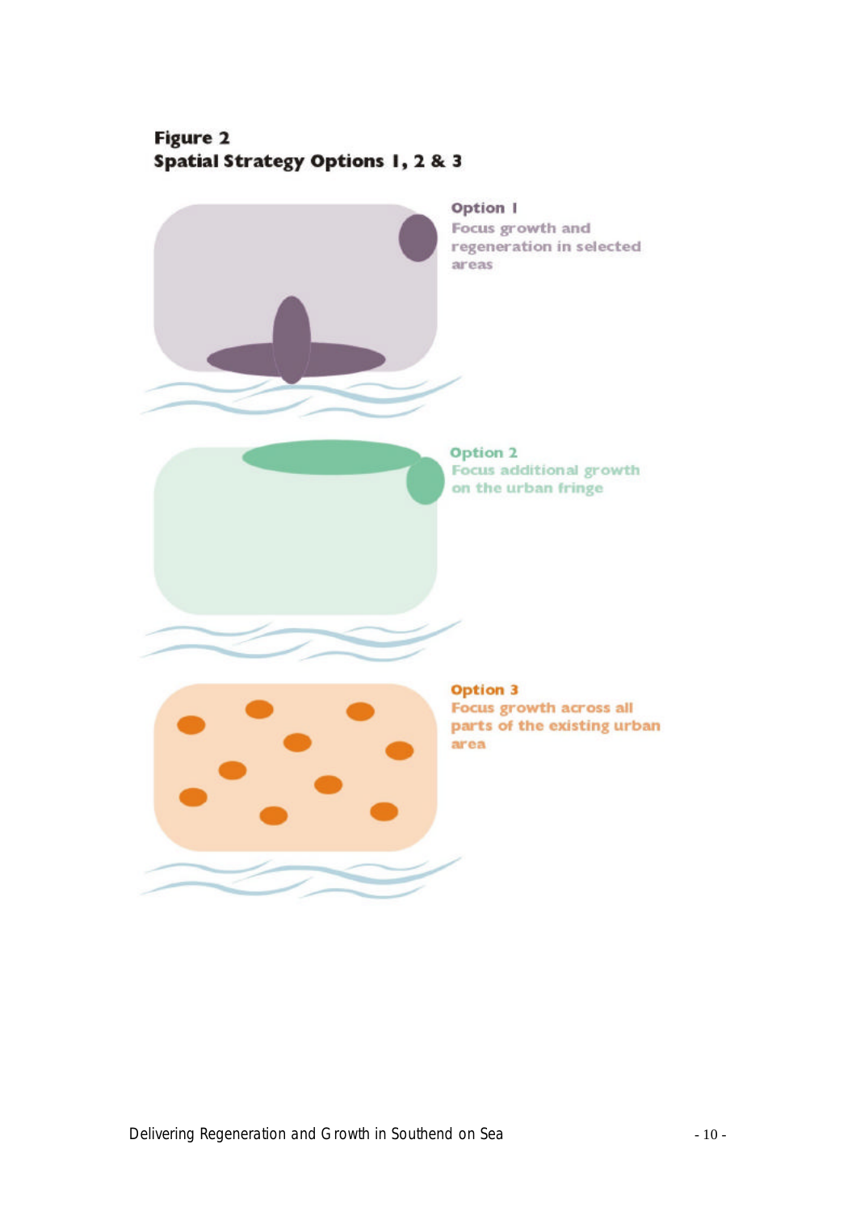**Figure 2**
**Spatial Strategy Options 1, 2 & 3**

**Option 1**
Focus growth and regeneration in selected areas

**Option 2**
Focus additional growth on the urban fringe

**Option 3**
Focus growth across all parts of the existing urban area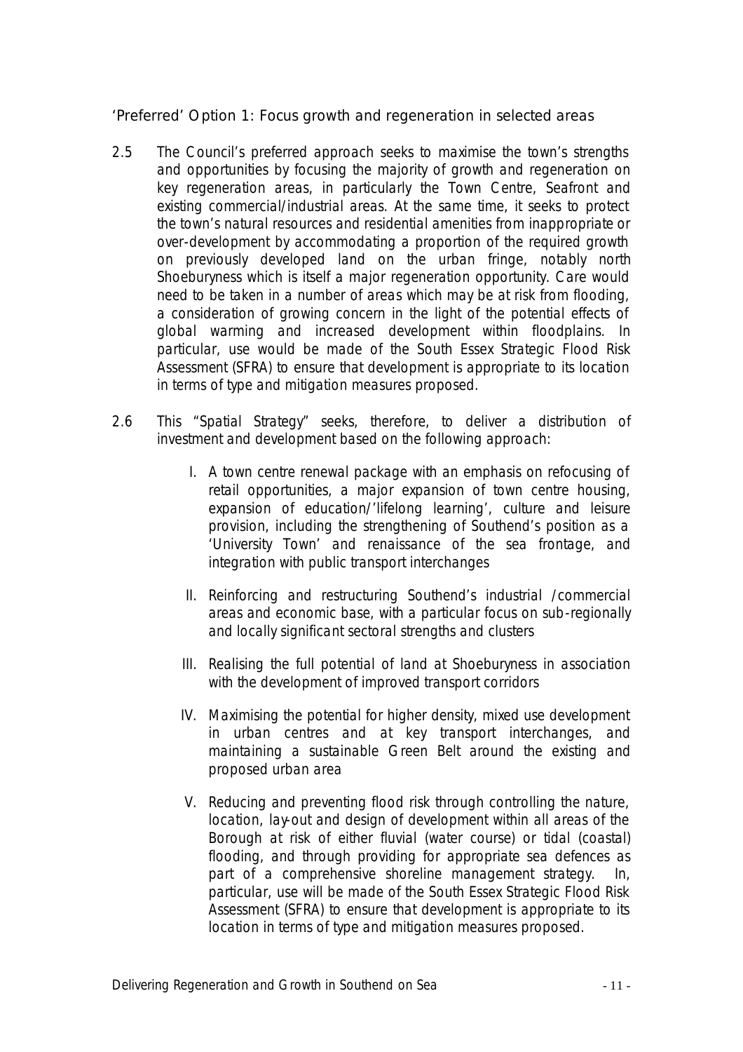## 'Preferred' Option 1: Focus growth and regeneration in selected areas

2.5 The Council's preferred approach seeks to maximise the town's strengths and opportunities by focusing the majority of growth and regeneration on key regeneration areas, in particularly the Town Centre, Seafront and existing commercial/industrial areas. At the same time, it seeks to protect the town's natural resources and residential amenities from inappropriate or over-development by accommodating a proportion of the required growth on previously developed land on the urban fringe, notably north Shoeburyness which is itself a major regeneration opportunity. Care would need to be taken in a number of areas which may be at risk from flooding, a consideration of growing concern in the light of the potential effects of global warming and increased development within floodplains. In particular, use would be made of the South Essex Strategic Flood Risk Assessment (SFRA) to ensure that development is appropriate to its location in terms of type and mitigation measures proposed.

2.6 This "Spatial Strategy" seeks, therefore, to deliver a distribution of investment and development based on the following approach:

I. A town centre renewal package with an emphasis on refocusing of retail opportunities, a major expansion of town centre housing, expansion of education/'lifelong learning', culture and leisure provision, including the strengthening of Southend's position as a 'University Town' and renaissance of the sea frontage, and integration with public transport interchanges

II. Reinforcing and restructuring Southend's industrial /commercial areas and economic base, with a particular focus on sub-regionally and locally significant sectoral strengths and clusters

III. Realising the full potential of land at Shoeburyness in association with the development of improved transport corridors

IV. Maximising the potential for higher density, mixed use development in urban centres and at key transport interchanges, and maintaining a sustainable Green Belt around the existing and proposed urban area

V. Reducing and preventing flood risk through controlling the nature, location, lay-out and design of development within all areas of the Borough at risk of either fluvial (water course) or tidal (coastal) flooding, and through providing for appropriate sea defences as part of a comprehensive shoreline management strategy. In, particular, use will be made of the South Essex Strategic Flood Risk Assessment (SFRA) to ensure that development is appropriate to its location in terms of type and mitigation measures proposed.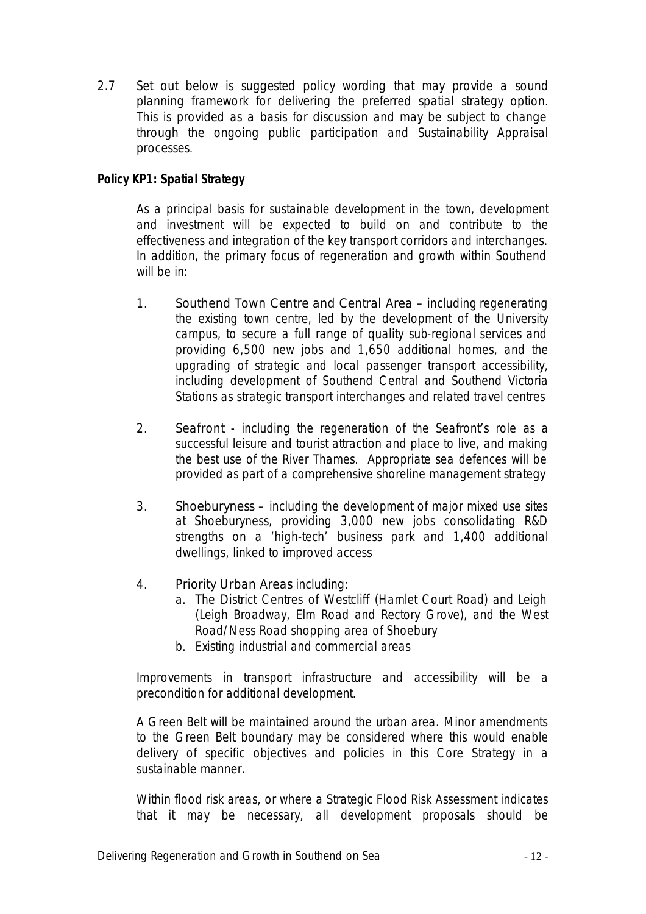2.7 Set out below is suggested policy wording that may provide a sound planning framework for delivering the preferred spatial strategy option. This is provided as a basis for discussion and may be subject to change through the ongoing public participation and Sustainability Appraisal processes.

***Policy KP1: Spatial Strategy***

*As a principal basis for sustainable development in the town, development and investment will be expected to build on and contribute to the effectiveness and integration of the key transport corridors and interchanges. In addition, the primary focus of regeneration and growth within Southend will be in:*

1. Southend Town Centre and Central Area *– including regenerating the existing town centre, led by the development of the University campus, to secure a full range of quality sub-regional services and providing 6,500 new jobs and 1,650 additional homes, and the upgrading of strategic and local passenger transport accessibility, including development of Southend Central and Southend Victoria Stations as strategic transport interchanges and related travel centres*

2. Seafront *- including the regeneration of the Seafront's role as a successful leisure and tourist attraction and place to live, and making the best use of the River Thames. Appropriate sea defences will be provided as part of a comprehensive shoreline management strategy*

3. Shoeburyness *– including the development of major mixed use sites at Shoeburyness, providing 3,000 new jobs consolidating R&D strengths on a 'high-tech' business park and 1,400 additional dwellings, linked to improved access*

4. Priority Urban Areas *including:*
   a. *The District Centres of Westcliff (Hamlet Court Road) and Leigh (Leigh Broadway, Elm Road and Rectory Grove), and the West Road/Ness Road shopping area of Shoebury*
   b. *Existing industrial and commercial areas*

*Improvements in transport infrastructure and accessibility will be a precondition for additional development.*

*A Green Belt will be maintained around the urban area. Minor amendments to the Green Belt boundary may be considered where this would enable delivery of specific objectives and policies in this Core Strategy in a sustainable manner.*

*Within flood risk areas, or where a Strategic Flood Risk Assessment indicates that it may be necessary, all development proposals should be*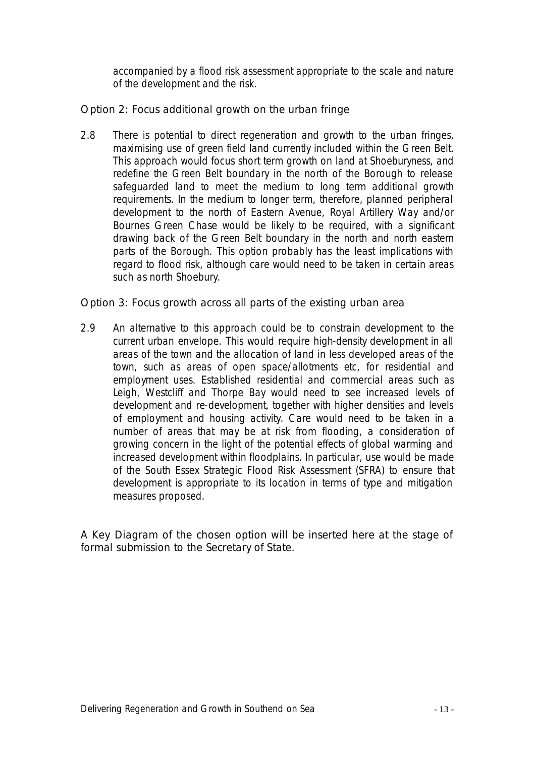accompanied by a flood risk assessment appropriate to the scale and nature of the development and the risk.

### Option 2: Focus additional growth on the urban fringe

2.8 There is potential to direct regeneration and growth to the urban fringes, maximising use of green field land currently included within the Green Belt. This approach would focus short term growth on land at Shoeburyness, and redefine the Green Belt boundary in the north of the Borough to release safeguarded land to meet the medium to long term additional growth requirements. In the medium to longer term, therefore, planned peripheral development to the north of Eastern Avenue, Royal Artillery Way and/or Bournes Green Chase would be likely to be required, with a significant drawing back of the Green Belt boundary in the north and north eastern parts of the Borough. This option probably has the least implications with regard to flood risk, although care would need to be taken in certain areas such as north Shoebury.

### Option 3: Focus growth across all parts of the existing urban area

2.9 An alternative to this approach could be to constrain development to the current urban envelope. This would require high-density development in all areas of the town and the allocation of land in less developed areas of the town, such as areas of open space/allotments etc, for residential and employment uses. Established residential and commercial areas such as Leigh, Westcliff and Thorpe Bay would need to see increased levels of development and re-development, together with higher densities and levels of employment and housing activity. Care would need to be taken in a number of areas that may be at risk from flooding, a consideration of growing concern in the light of the potential effects of global warming and increased development within floodplains. In particular, use would be made of the South Essex Strategic Flood Risk Assessment (SFRA) to ensure that development is appropriate to its location in terms of type and mitigation measures proposed.

A Key Diagram of the chosen option will be inserted here at the stage of formal submission to the Secretary of State.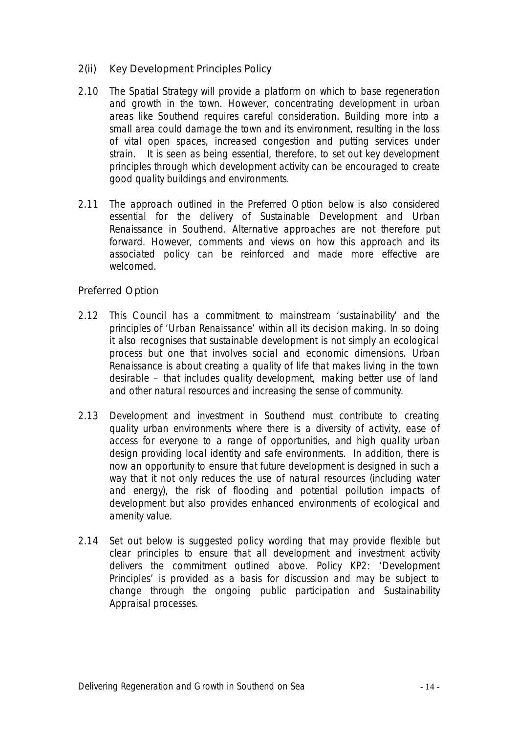## 2(ii) Key Development Principles Policy

2.10 The Spatial Strategy will provide a platform on which to base regeneration and growth in the town. However, concentrating development in urban areas like Southend requires careful consideration. Building more into a small area could damage the town and its environment, resulting in the loss of vital open spaces, increased congestion and putting services under strain. It is seen as being essential, therefore, to set out key development principles through which development activity can be encouraged to create good quality buildings and environments.

2.11 The approach outlined in the Preferred Option below is also considered essential for the delivery of Sustainable Development and Urban Renaissance in Southend. Alternative approaches are not therefore put forward. However, comments and views on how this approach and its associated policy can be reinforced and made more effective are welcomed.

### Preferred Option

2.12 This Council has a commitment to mainstream 'sustainability' and the principles of 'Urban Renaissance' within all its decision making. In so doing it also recognises that sustainable development is not simply an ecological process but one that involves social and economic dimensions. Urban Renaissance is about creating a quality of life that makes living in the town desirable – that includes quality development, making better use of land and other natural resources and increasing the sense of community.

2.13 Development and investment in Southend must contribute to creating quality urban environments where there is a diversity of activity, ease of access for everyone to a range of opportunities, and high quality urban design providing local identity and safe environments. In addition, there is now an opportunity to ensure that future development is designed in such a way that it not only reduces the use of natural resources (including water and energy), the risk of flooding and potential pollution impacts of development but also provides enhanced environments of ecological and amenity value.

2.14 Set out below is suggested policy wording that may provide flexible but clear principles to ensure that all development and investment activity delivers the commitment outlined above. Policy KP2: 'Development Principles' is provided as a basis for discussion and may be subject to change through the ongoing public participation and Sustainability Appraisal processes.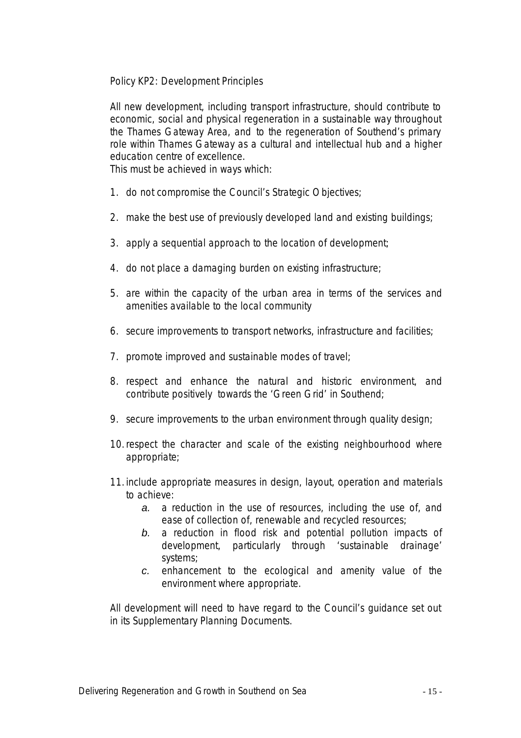## Policy KP2: Development Principles

All new development, including transport infrastructure, should contribute to economic, social and physical regeneration in a sustainable way throughout the Thames Gateway Area, and to the regeneration of Southend's primary role within Thames Gateway as a cultural and intellectual hub and a higher education centre of excellence.
This must be achieved in ways which:

1. do not compromise the Council's Strategic Objectives;
2. make the best use of previously developed land and existing buildings;
3. apply a sequential approach to the location of development;
4. do not place a damaging burden on existing infrastructure;
5. are within the capacity of the urban area in terms of the services and amenities available to the local community
6. secure improvements to transport networks, infrastructure and facilities;
7. promote improved and sustainable modes of travel;
8. respect and enhance the natural and historic environment, and contribute positively towards the 'Green Grid' in Southend;
9. secure improvements to the urban environment through quality design;
10. respect the character and scale of the existing neighbourhood where appropriate;
11. include appropriate measures in design, layout, operation and materials to achieve:
    a. a reduction in the use of resources, including the use of, and ease of collection of, renewable and recycled resources;
    b. a reduction in flood risk and potential pollution impacts of development, particularly through 'sustainable drainage' systems;
    c. enhancement to the ecological and amenity value of the environment where appropriate.

All development will need to have regard to the Council's guidance set out in its Supplementary Planning Documents.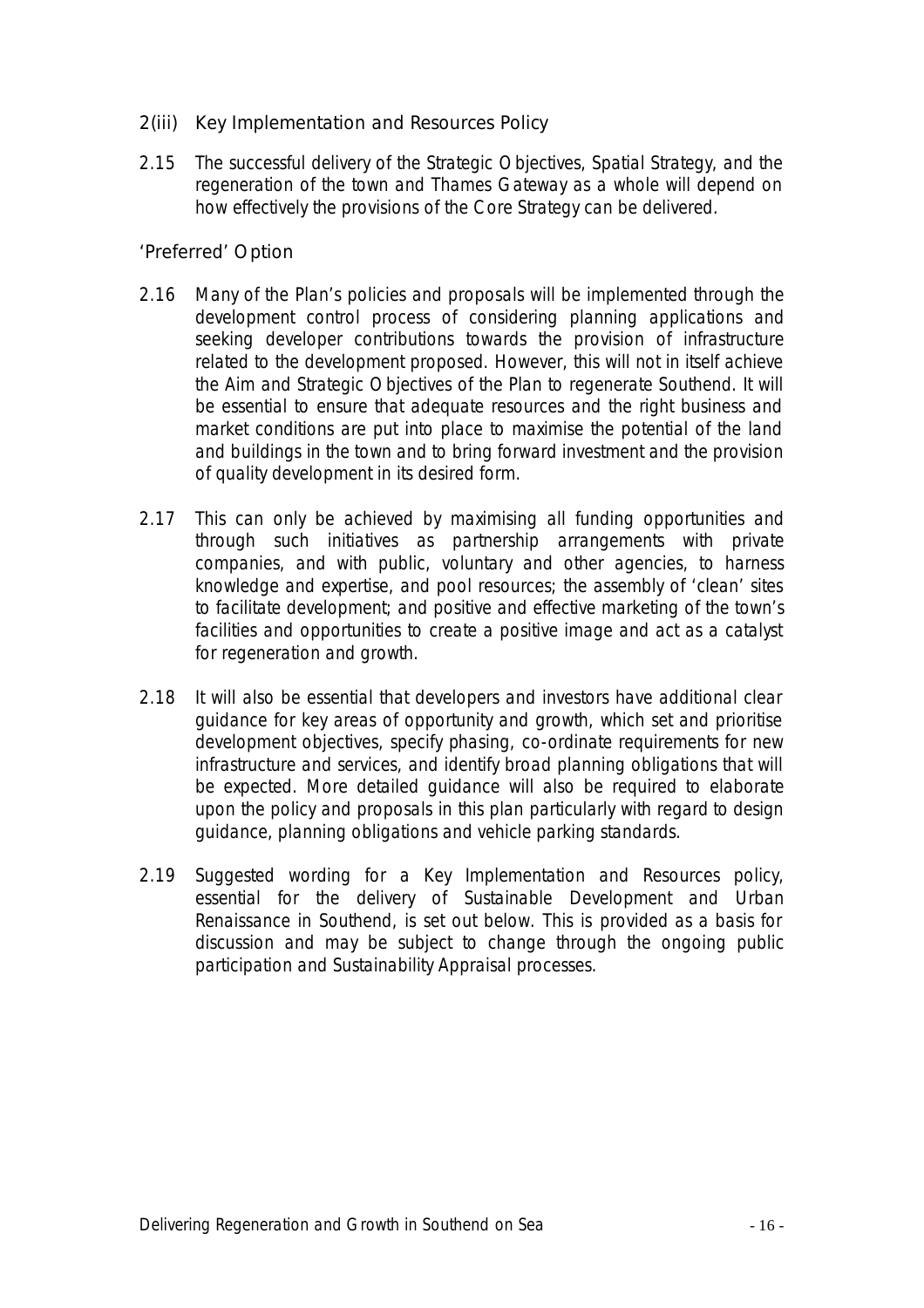## 2(iii) Key Implementation and Resources Policy

2.15 The successful delivery of the Strategic Objectives, Spatial Strategy, and the regeneration of the town and Thames Gateway as a whole will depend on how effectively the provisions of the Core Strategy can be delivered.

### 'Preferred' Option

2.16 Many of the Plan's policies and proposals will be implemented through the development control process of considering planning applications and seeking developer contributions towards the provision of infrastructure related to the development proposed. However, this will not in itself achieve the Aim and Strategic Objectives of the Plan to regenerate Southend. It will be essential to ensure that adequate resources and the right business and market conditions are put into place to maximise the potential of the land and buildings in the town and to bring forward investment and the provision of quality development in its desired form.

2.17 This can only be achieved by maximising all funding opportunities and through such initiatives as partnership arrangements with private companies, and with public, voluntary and other agencies, to harness knowledge and expertise, and pool resources; the assembly of 'clean' sites to facilitate development; and positive and effective marketing of the town's facilities and opportunities to create a positive image and act as a catalyst for regeneration and growth.

2.18 It will also be essential that developers and investors have additional clear guidance for key areas of opportunity and growth, which set and prioritise development objectives, specify phasing, co-ordinate requirements for new infrastructure and services, and identify broad planning obligations that will be expected. More detailed guidance will also be required to elaborate upon the policy and proposals in this plan particularly with regard to design guidance, planning obligations and vehicle parking standards.

2.19 Suggested wording for a Key Implementation and Resources policy, essential for the delivery of Sustainable Development and Urban Renaissance in Southend, is set out below. This is provided as a basis for discussion and may be subject to change through the ongoing public participation and Sustainability Appraisal processes.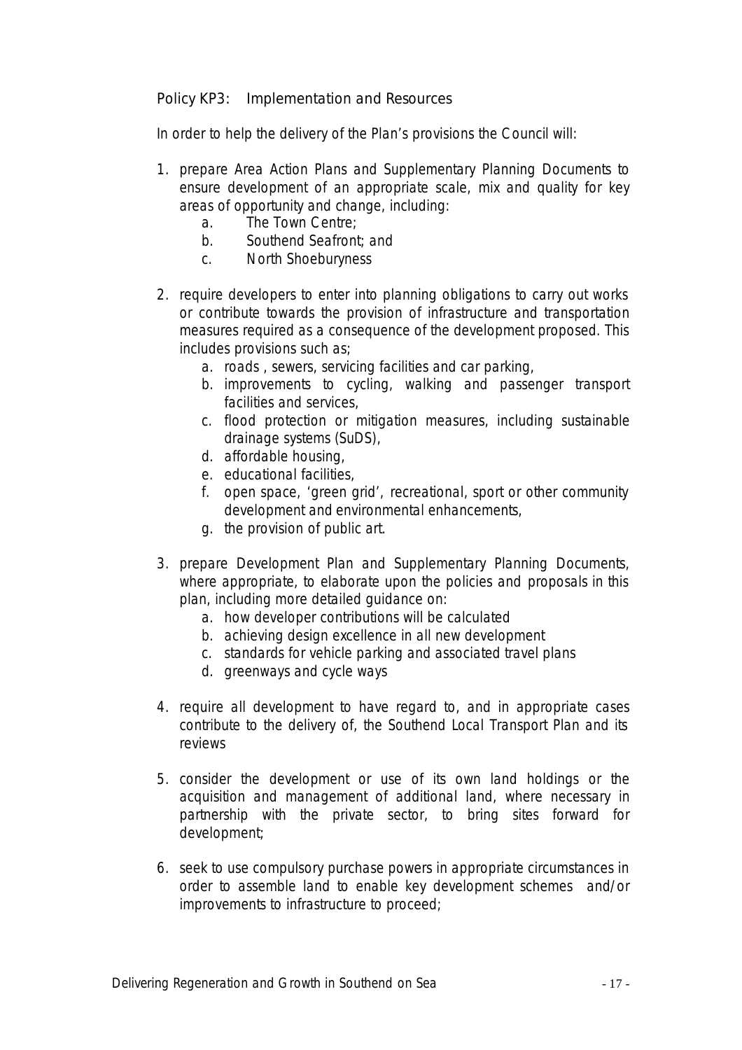### Policy KP3: Implementation and Resources

In order to help the delivery of the Plan's provisions the Council will:

1. prepare Area Action Plans and Supplementary Planning Documents to ensure development of an appropriate scale, mix and quality for key areas of opportunity and change, including:
   a. The Town Centre;
   b. Southend Seafront; and
   c. North Shoeburyness

2. require developers to enter into planning obligations to carry out works or contribute towards the provision of infrastructure and transportation measures required as a consequence of the development proposed. This includes provisions such as;
   a. roads , sewers, servicing facilities and car parking,
   b. improvements to cycling, walking and passenger transport facilities and services,
   c. flood protection or mitigation measures, including sustainable drainage systems (SuDS),
   d. affordable housing,
   e. educational facilities,
   f. open space, 'green grid', recreational, sport or other community development and environmental enhancements,
   g. the provision of public art.

3. prepare Development Plan and Supplementary Planning Documents, where appropriate, to elaborate upon the policies and proposals in this plan, including more detailed guidance on:
   a. how developer contributions will be calculated
   b. achieving design excellence in all new development
   c. standards for vehicle parking and associated travel plans
   d. greenways and cycle ways

4. require all development to have regard to, and in appropriate cases contribute to the delivery of, the Southend Local Transport Plan and its reviews

5. consider the development or use of its own land holdings or the acquisition and management of additional land, where necessary in partnership with the private sector, to bring sites forward for development;

6. seek to use compulsory purchase powers in appropriate circumstances in order to assemble land to enable key development schemes and/or improvements to infrastructure to proceed;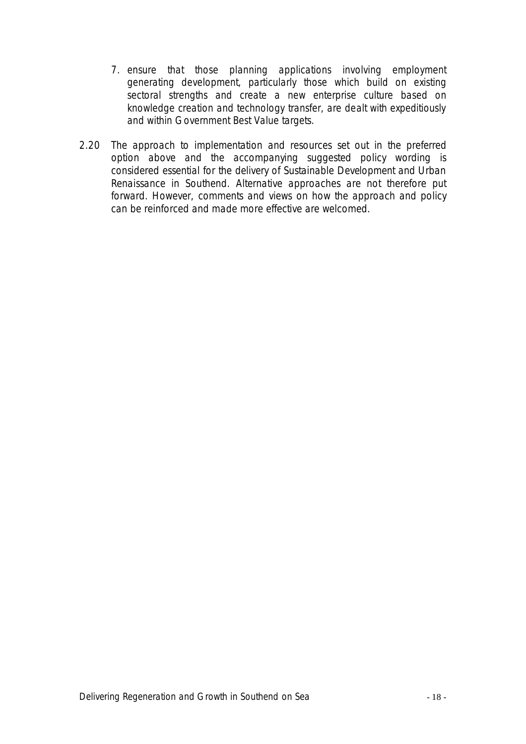7. ensure that those planning applications involving employment generating development, particularly those which build on existing sectoral strengths and create a new enterprise culture based on knowledge creation and technology transfer, are dealt with expeditiously and within Government Best Value targets.

2.20 The approach to implementation and resources set out in the preferred option above and the accompanying suggested policy wording is considered essential for the delivery of Sustainable Development and Urban Renaissance in Southend. Alternative approaches are not therefore put forward. However, comments and views on how the approach and policy can be reinforced and made more effective are welcomed.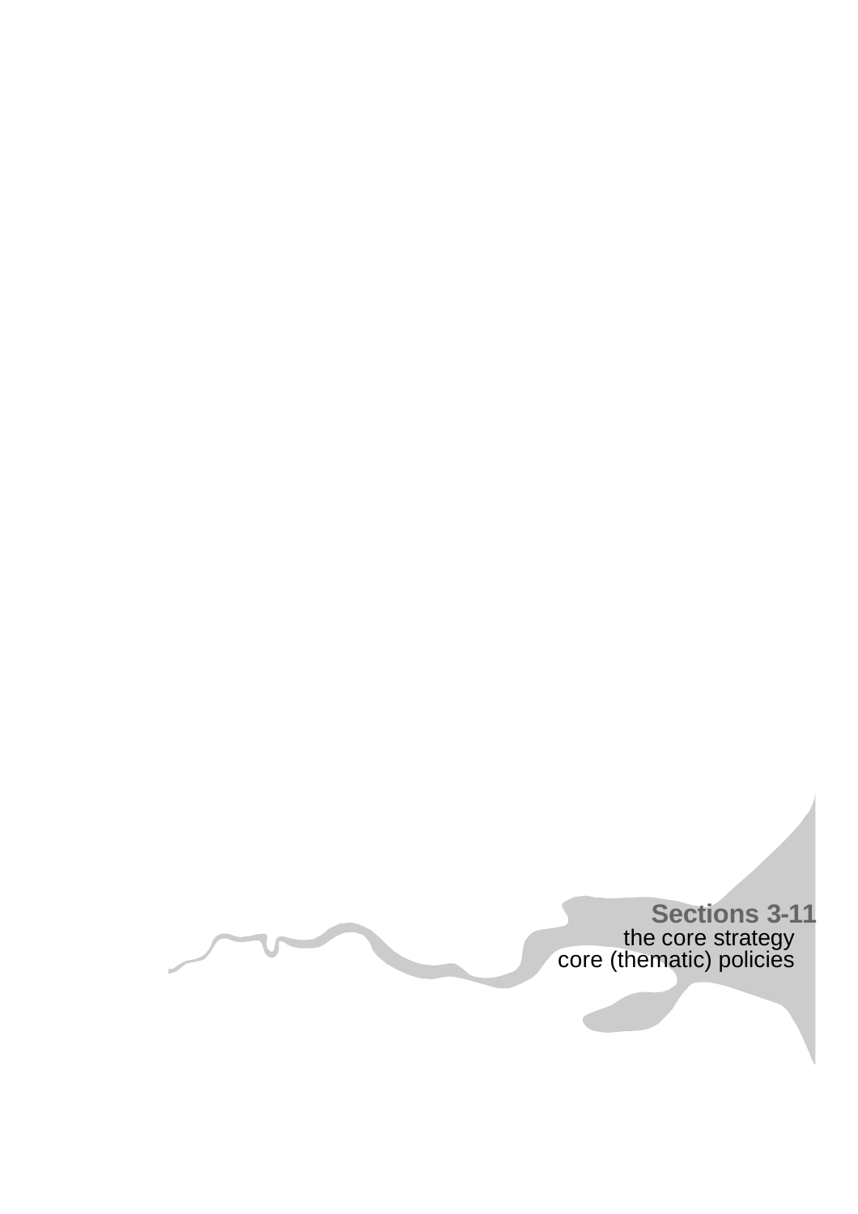# Sections 3-11

the core strategy
core (thematic) policies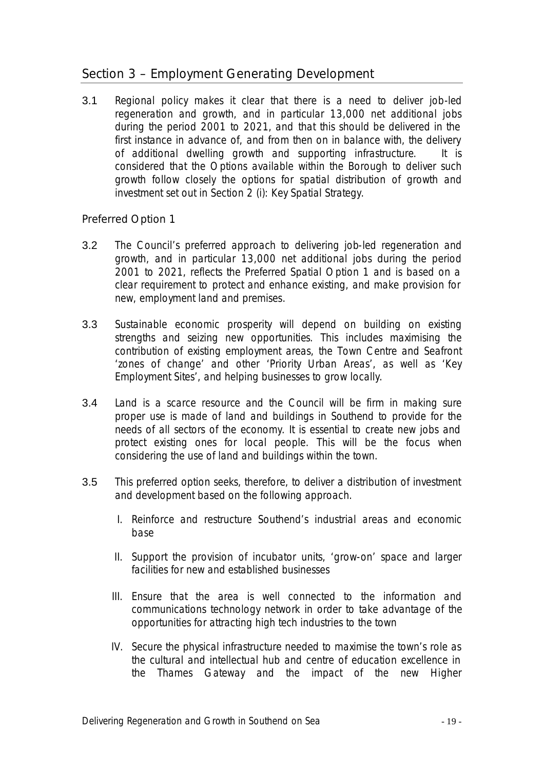## Section 3 – Employment Generating Development

3.1 Regional policy makes it clear that there is a need to deliver job-led regeneration and growth, and in particular 13,000 net additional jobs during the period 2001 to 2021, and that this should be delivered in the first instance in advance of, and from then on in balance with, the delivery of additional dwelling growth and supporting infrastructure. It is considered that the Options available within the Borough to deliver such growth follow closely the options for spatial distribution of growth and investment set out in Section 2 (i): Key Spatial Strategy.

### Preferred Option 1

3.2 The Council's preferred approach to delivering job-led regeneration and growth, and in particular 13,000 net additional jobs during the period 2001 to 2021, reflects the Preferred Spatial Option 1 and is based on a clear requirement to protect and enhance existing, and make provision for new, employment land and premises.

3.3 Sustainable economic prosperity will depend on building on existing strengths and seizing new opportunities. This includes maximising the contribution of existing employment areas, the Town Centre and Seafront 'zones of change' and other 'Priority Urban Areas', as well as 'Key Employment Sites', and helping businesses to grow locally.

3.4 Land is a scarce resource and the Council will be firm in making sure proper use is made of land and buildings in Southend to provide for the needs of all sectors of the economy. It is essential to create new jobs and protect existing ones for local people. This will be the focus when considering the use of land and buildings within the town.

3.5 This preferred option seeks, therefore, to deliver a distribution of investment and development based on the following approach.

I. Reinforce and restructure Southend's industrial areas and economic base

II. Support the provision of incubator units, 'grow-on' space and larger facilities for new and established businesses

III. Ensure that the area is well connected to the information and communications technology network in order to take advantage of the opportunities for attracting high tech industries to the town

IV. Secure the physical infrastructure needed to maximise the town's role as the cultural and intellectual hub and centre of education excellence in the Thames Gateway and the impact of the new Higher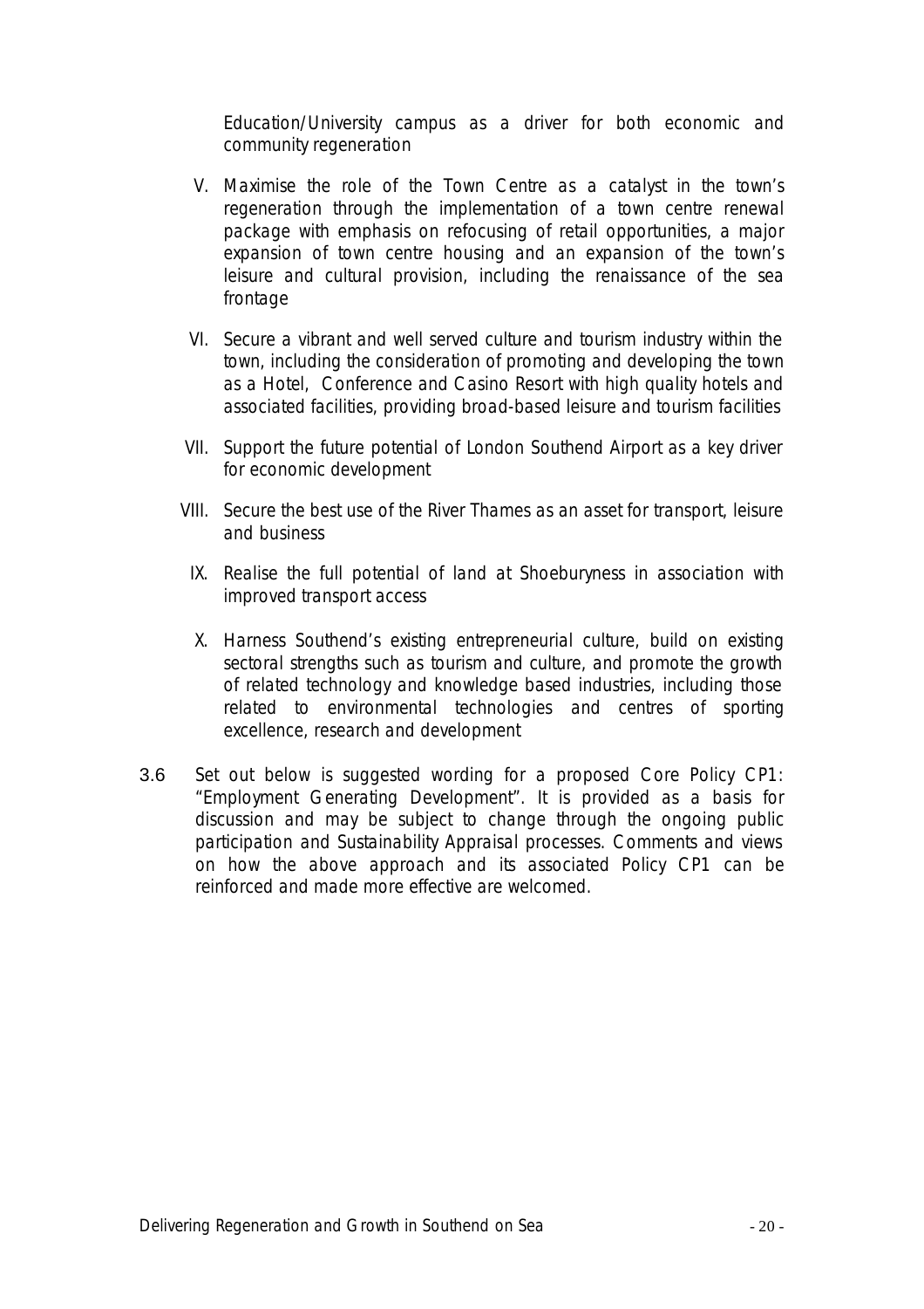Education/University campus as a driver for both economic and community regeneration

V. Maximise the role of the Town Centre as a catalyst in the town's regeneration through the implementation of a town centre renewal package with emphasis on refocusing of retail opportunities, a major expansion of town centre housing and an expansion of the town's leisure and cultural provision, including the renaissance of the sea frontage

VI. Secure a vibrant and well served culture and tourism industry within the town, including the consideration of promoting and developing the town as a Hotel, Conference and Casino Resort with high quality hotels and associated facilities, providing broad-based leisure and tourism facilities

VII. Support the future potential of London Southend Airport as a key driver for economic development

VIII. Secure the best use of the River Thames as an asset for transport, leisure and business

IX. Realise the full potential of land at Shoeburyness in association with improved transport access

X. Harness Southend's existing entrepreneurial culture, build on existing sectoral strengths such as tourism and culture, and promote the growth of related technology and knowledge based industries, including those related to environmental technologies and centres of sporting excellence, research and development

3.6 Set out below is suggested wording for a proposed Core Policy CP1: "Employment Generating Development". It is provided as a basis for discussion and may be subject to change through the ongoing public participation and Sustainability Appraisal processes. Comments and views on how the above approach and its associated Policy CP1 can be reinforced and made more effective are welcomed.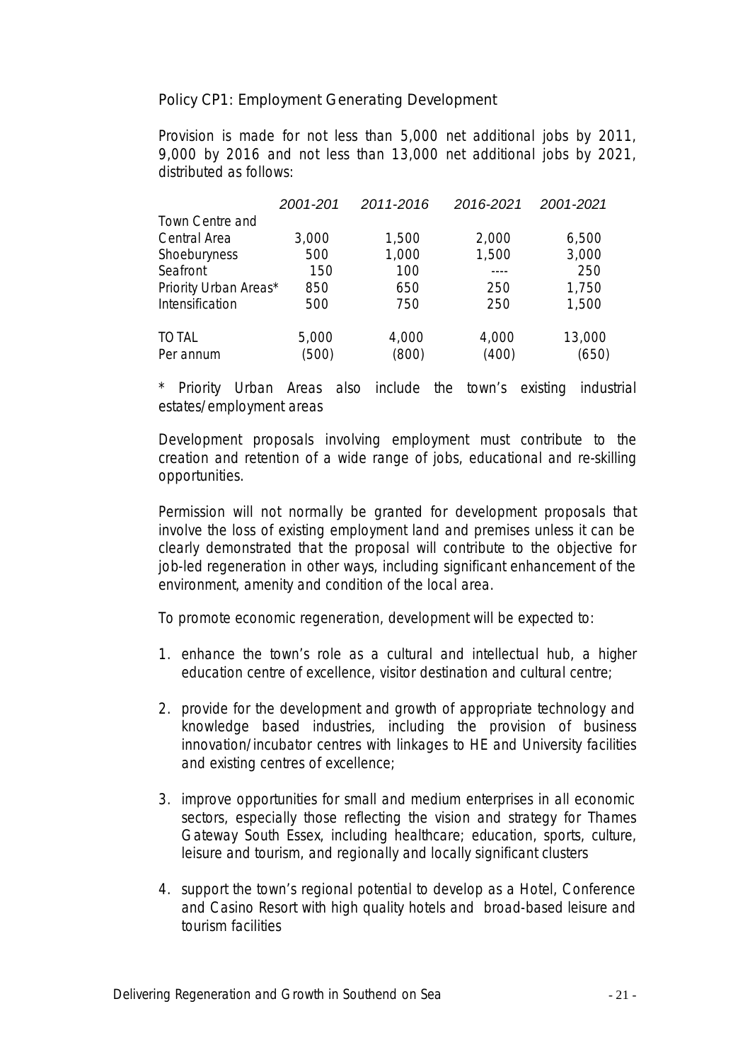### Policy CP1: Employment Generating Development

Provision is made for not less than 5,000 net additional jobs by 2011, 9,000 by 2016 and not less than 13,000 net additional jobs by 2021, distributed as follows:

| | 2001-201 | 2011-2016 | 2016-2021 | 2001-2021 |
|---|---|---|---|---|
| Town Centre and Central Area | 3,000 | 1,500 | 2,000 | 6,500 |
| Shoeburyness | 500 | 1,000 | 1,500 | 3,000 |
| Seafront | 150 | 100 | ---- | 250 |
| Priority Urban Areas* | 850 | 650 | 250 | 1,750 |
| Intensification | 500 | 750 | 250 | 1,500 |
| TOTAL | 5,000 | 4,000 | 4,000 | 13,000 |
| Per annum | (500) | (800) | (400) | (650) |

* Priority Urban Areas also include the town's existing industrial estates/employment areas

Development proposals involving employment must contribute to the creation and retention of a wide range of jobs, educational and re-skilling opportunities.

Permission will not normally be granted for development proposals that involve the loss of existing employment land and premises unless it can be clearly demonstrated that the proposal will contribute to the objective for job-led regeneration in other ways, including significant enhancement of the environment, amenity and condition of the local area.

To promote economic regeneration, development will be expected to:

1. enhance the town's role as a cultural and intellectual hub, a higher education centre of excellence, visitor destination and cultural centre;

2. provide for the development and growth of appropriate technology and knowledge based industries, including the provision of business innovation/incubator centres with linkages to HE and University facilities and existing centres of excellence;

3. improve opportunities for small and medium enterprises in all economic sectors, especially those reflecting the vision and strategy for Thames Gateway South Essex, including healthcare; education, sports, culture, leisure and tourism, and regionally and locally significant clusters

4. support the town's regional potential to develop as a Hotel, Conference and Casino Resort with high quality hotels and broad-based leisure and tourism facilities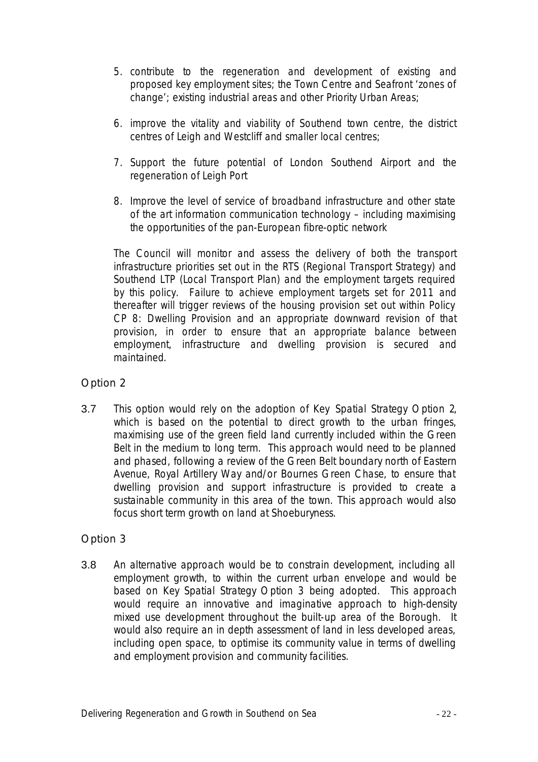5. contribute to the regeneration and development of existing and proposed key employment sites; the Town Centre and Seafront 'zones of change'; existing industrial areas and other Priority Urban Areas;

6. improve the vitality and viability of Southend town centre, the district centres of Leigh and Westcliff and smaller local centres;

7. Support the future potential of London Southend Airport and the regeneration of Leigh Port

8. Improve the level of service of broadband infrastructure and other state of the art information communication technology – including maximising the opportunities of the pan-European fibre-optic network

The Council will monitor and assess the delivery of both the transport infrastructure priorities set out in the RTS (Regional Transport Strategy) and Southend LTP (Local Transport Plan) and the employment targets required by this policy. Failure to achieve employment targets set for 2011 and thereafter will trigger reviews of the housing provision set out within Policy CP 8: Dwelling Provision and an appropriate downward revision of that provision, in order to ensure that an appropriate balance between employment, infrastructure and dwelling provision is secured and maintained.

## Option 2

3.7 This option would rely on the adoption of Key Spatial Strategy Option 2, which is based on the potential to direct growth to the urban fringes, maximising use of the green field land currently included within the Green Belt in the medium to long term. This approach would need to be planned and phased, following a review of the Green Belt boundary north of Eastern Avenue, Royal Artillery Way and/or Bournes Green Chase, to ensure that dwelling provision and support infrastructure is provided to create a sustainable community in this area of the town. This approach would also focus short term growth on land at Shoeburyness.

## Option 3

3.8 An alternative approach would be to constrain development, including all employment growth, to within the current urban envelope and would be based on Key Spatial Strategy Option 3 being adopted. This approach would require an innovative and imaginative approach to high-density mixed use development throughout the built-up area of the Borough. It would also require an in depth assessment of land in less developed areas, including open space, to optimise its community value in terms of dwelling and employment provision and community facilities.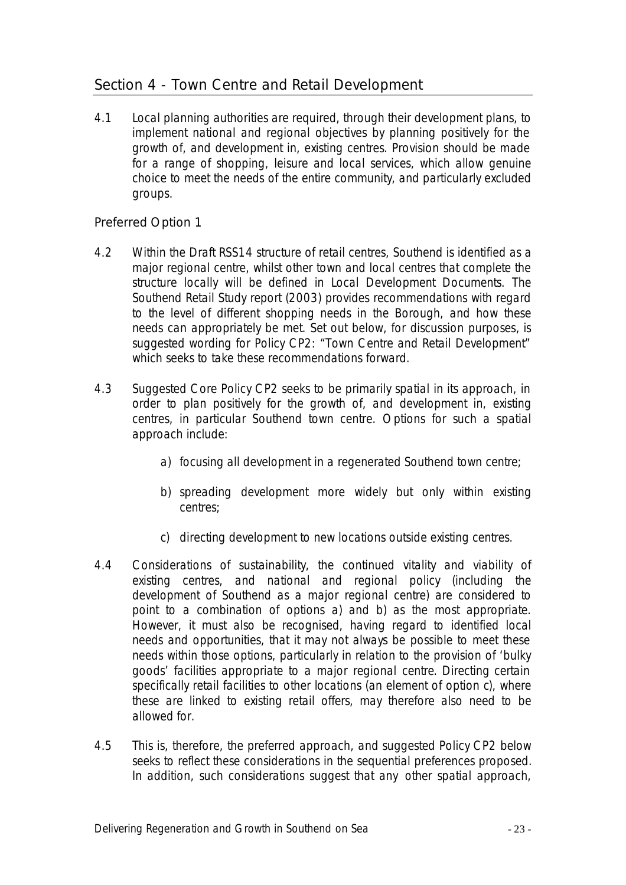## Section 4 - Town Centre and Retail Development

4.1 Local planning authorities are required, through their development plans, to implement national and regional objectives by planning positively for the growth of, and development in, existing centres. Provision should be made for a range of shopping, leisure and local services, which allow genuine choice to meet the needs of the entire community, and particularly excluded groups.

### Preferred Option 1

4.2 Within the Draft RSS14 structure of retail centres, Southend is identified as a major regional centre, whilst other town and local centres that complete the structure locally will be defined in Local Development Documents. The Southend Retail Study report (2003) provides recommendations with regard to the level of different shopping needs in the Borough, and how these needs can appropriately be met. Set out below, for discussion purposes, is suggested wording for Policy CP2: "Town Centre and Retail Development" which seeks to take these recommendations forward.

4.3 Suggested Core Policy CP2 seeks to be primarily spatial in its approach, in order to plan positively for the growth of, and development in, existing centres, in particular Southend town centre. Options for such a spatial approach include:

a) focusing all development in a regenerated Southend town centre;

b) spreading development more widely but only within existing centres;

c) directing development to new locations outside existing centres.

4.4 Considerations of sustainability, the continued vitality and viability of existing centres, and national and regional policy (including the development of Southend as a major regional centre) are considered to point to a combination of options a) and b) as the most appropriate. However, it must also be recognised, having regard to identified local needs and opportunities, that it may not always be possible to meet these needs within those options, particularly in relation to the provision of 'bulky goods' facilities appropriate to a major regional centre. Directing certain specifically retail facilities to other locations (an element of option c), where these are linked to existing retail offers, may therefore also need to be allowed for.

4.5 This is, therefore, the preferred approach, and suggested Policy CP2 below seeks to reflect these considerations in the sequential preferences proposed. In addition, such considerations suggest that any other spatial approach,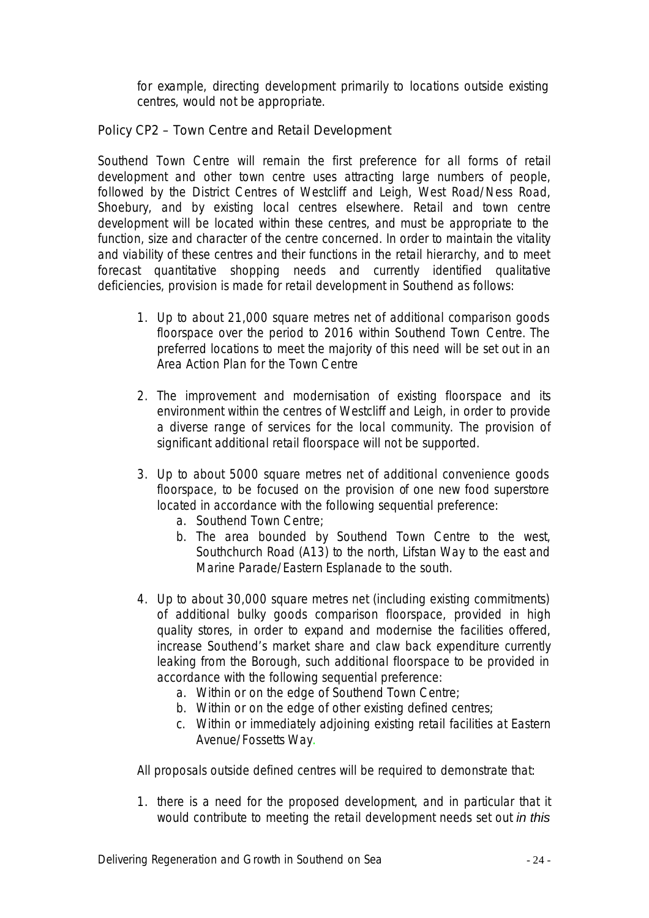for example, directing development primarily to locations outside existing centres, would not be appropriate.

## Policy CP2 – Town Centre and Retail Development

Southend Town Centre will remain the first preference for all forms of retail development and other town centre uses attracting large numbers of people, followed by the District Centres of Westcliff and Leigh, West Road/Ness Road, Shoebury, and by existing local centres elsewhere. Retail and town centre development will be located within these centres, and must be appropriate to the function, size and character of the centre concerned. In order to maintain the vitality and viability of these centres and their functions in the retail hierarchy, and to meet forecast quantitative shopping needs and currently identified qualitative deficiencies, provision is made for retail development in Southend as follows:

1. Up to about 21,000 square metres net of additional comparison goods floorspace over the period to 2016 within Southend Town Centre. The preferred locations to meet the majority of this need will be set out in an Area Action Plan for the Town Centre

2. The improvement and modernisation of existing floorspace and its environment within the centres of Westcliff and Leigh, in order to provide a diverse range of services for the local community. The provision of significant additional retail floorspace will not be supported.

3. Up to about 5000 square metres net of additional convenience goods floorspace, to be focused on the provision of one new food superstore located in accordance with the following sequential preference:
    a. Southend Town Centre;
    b. The area bounded by Southend Town Centre to the west, Southchurch Road (A13) to the north, Lifstan Way to the east and Marine Parade/Eastern Esplanade to the south.

4. Up to about 30,000 square metres net (including existing commitments) of additional bulky goods comparison floorspace, provided in high quality stores, in order to expand and modernise the facilities offered, increase Southend's market share and claw back expenditure currently leaking from the Borough, such additional floorspace to be provided in accordance with the following sequential preference:
    a. Within or on the edge of Southend Town Centre;
    b. Within or on the edge of other existing defined centres;
    c. Within or immediately adjoining existing retail facilities at Eastern Avenue/Fossetts Way.

All proposals outside defined centres will be required to demonstrate that:

1. there is a need for the proposed development, and in particular that it would contribute to meeting the retail development needs set out *in this*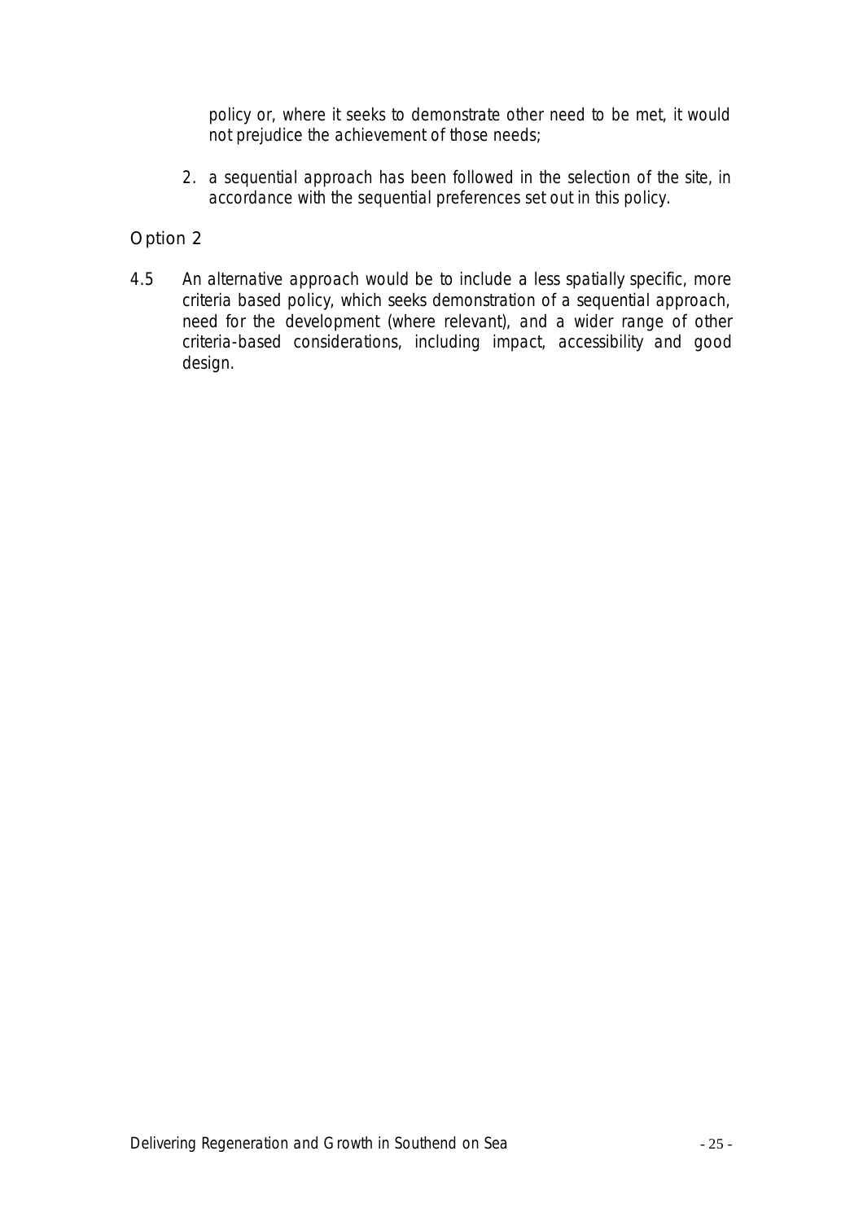policy or, where it seeks to demonstrate other need to be met, it would not prejudice the achievement of those needs;

2. a sequential approach has been followed in the selection of the site, in accordance with the sequential preferences set out in this policy.

### Option 2

4.5 An alternative approach would be to include a less spatially specific, more criteria based policy, which seeks demonstration of a sequential approach, need for the development (where relevant), and a wider range of other criteria-based considerations, including impact, accessibility and good design.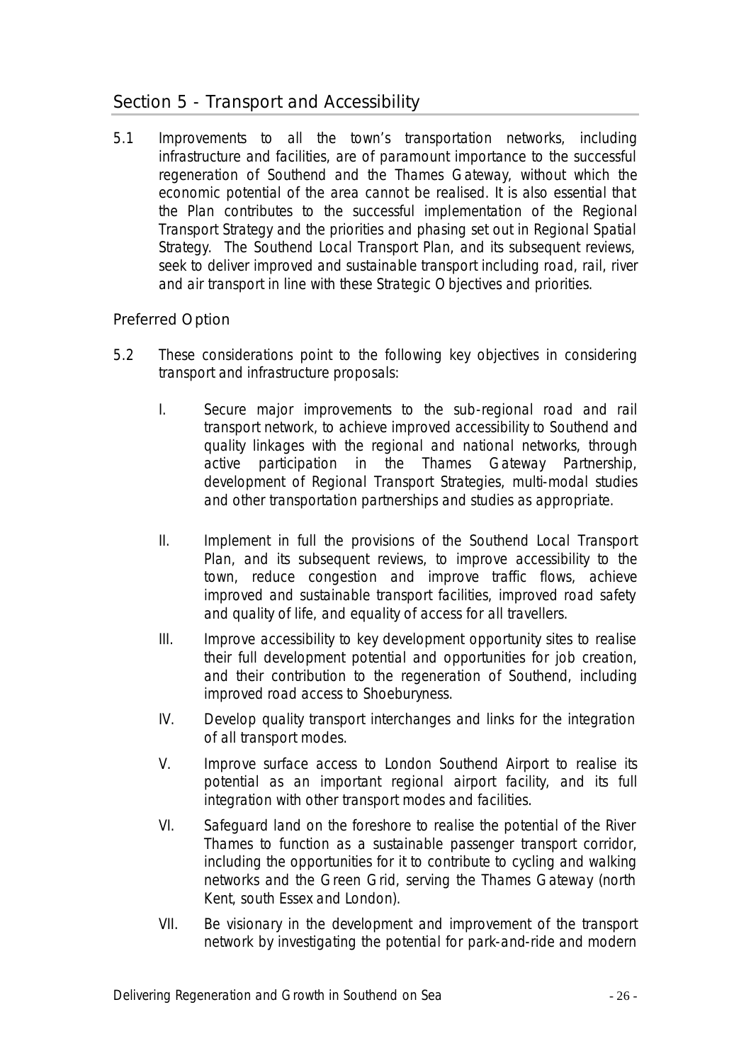## Section 5 - Transport and Accessibility

5.1 Improvements to all the town's transportation networks, including infrastructure and facilities, are of paramount importance to the successful regeneration of Southend and the Thames Gateway, without which the economic potential of the area cannot be realised. It is also essential that the Plan contributes to the successful implementation of the Regional Transport Strategy and the priorities and phasing set out in Regional Spatial Strategy. The Southend Local Transport Plan, and its subsequent reviews, seek to deliver improved and sustainable transport including road, rail, river and air transport in line with these Strategic Objectives and priorities.

### Preferred Option

5.2 These considerations point to the following key objectives in considering transport and infrastructure proposals:

I. Secure major improvements to the sub-regional road and rail transport network, to achieve improved accessibility to Southend and quality linkages with the regional and national networks, through active participation in the Thames Gateway Partnership, development of Regional Transport Strategies, multi-modal studies and other transportation partnerships and studies as appropriate.

II. Implement in full the provisions of the Southend Local Transport Plan, and its subsequent reviews, to improve accessibility to the town, reduce congestion and improve traffic flows, achieve improved and sustainable transport facilities, improved road safety and quality of life, and equality of access for all travellers.

III. Improve accessibility to key development opportunity sites to realise their full development potential and opportunities for job creation, and their contribution to the regeneration of Southend, including improved road access to Shoeburyness.

IV. Develop quality transport interchanges and links for the integration of all transport modes.

V. Improve surface access to London Southend Airport to realise its potential as an important regional airport facility, and its full integration with other transport modes and facilities.

VI. Safeguard land on the foreshore to realise the potential of the River Thames to function as a sustainable passenger transport corridor, including the opportunities for it to contribute to cycling and walking networks and the Green Grid, serving the Thames Gateway (north Kent, south Essex and London).

VII. Be visionary in the development and improvement of the transport network by investigating the potential for park-and-ride and modern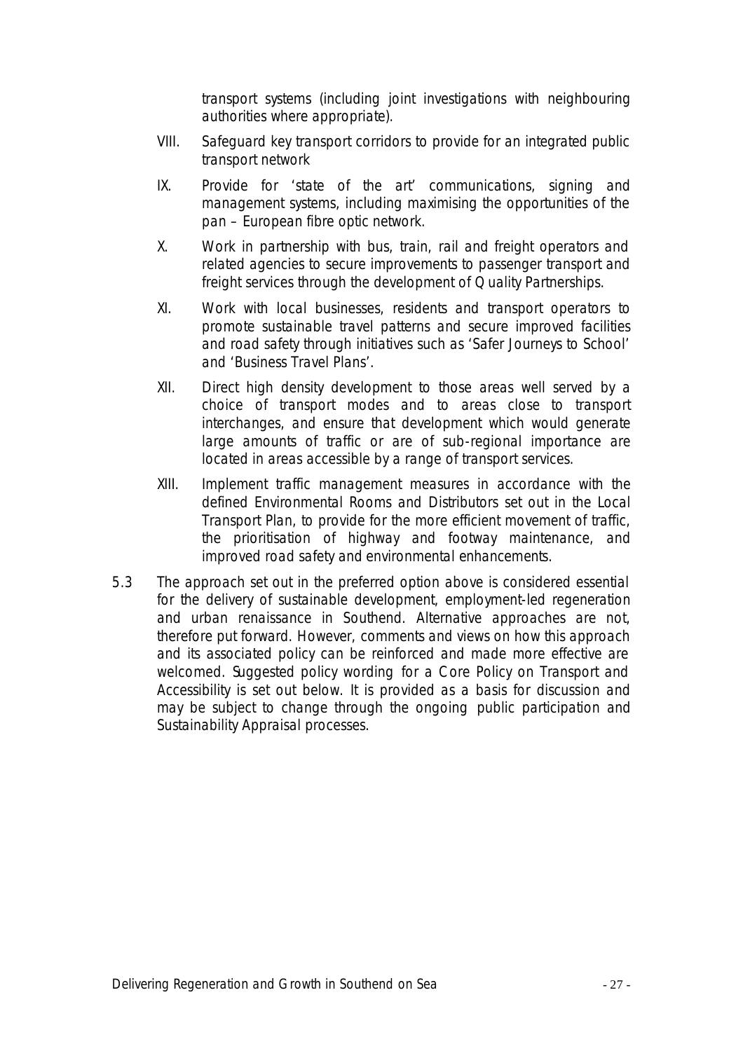transport systems (including joint investigations with neighbouring authorities where appropriate).

VIII. Safeguard key transport corridors to provide for an integrated public transport network

IX. Provide for 'state of the art' communications, signing and management systems, including maximising the opportunities of the pan – European fibre optic network.

X. Work in partnership with bus, train, rail and freight operators and related agencies to secure improvements to passenger transport and freight services through the development of Quality Partnerships.

XI. Work with local businesses, residents and transport operators to promote sustainable travel patterns and secure improved facilities and road safety through initiatives such as 'Safer Journeys to School' and 'Business Travel Plans'.

XII. Direct high density development to those areas well served by a choice of transport modes and to areas close to transport interchanges, and ensure that development which would generate large amounts of traffic or are of sub-regional importance are located in areas accessible by a range of transport services.

XIII. Implement traffic management measures in accordance with the defined Environmental Rooms and Distributors set out in the Local Transport Plan, to provide for the more efficient movement of traffic, the prioritisation of highway and footway maintenance, and improved road safety and environmental enhancements.

5.3 The approach set out in the preferred option above is considered essential for the delivery of sustainable development, employment-led regeneration and urban renaissance in Southend. Alternative approaches are not, therefore put forward. However, comments and views on how this approach and its associated policy can be reinforced and made more effective are welcomed. Suggested policy wording for a Core Policy on Transport and Accessibility is set out below. It is provided as a basis for discussion and may be subject to change through the ongoing public participation and Sustainability Appraisal processes.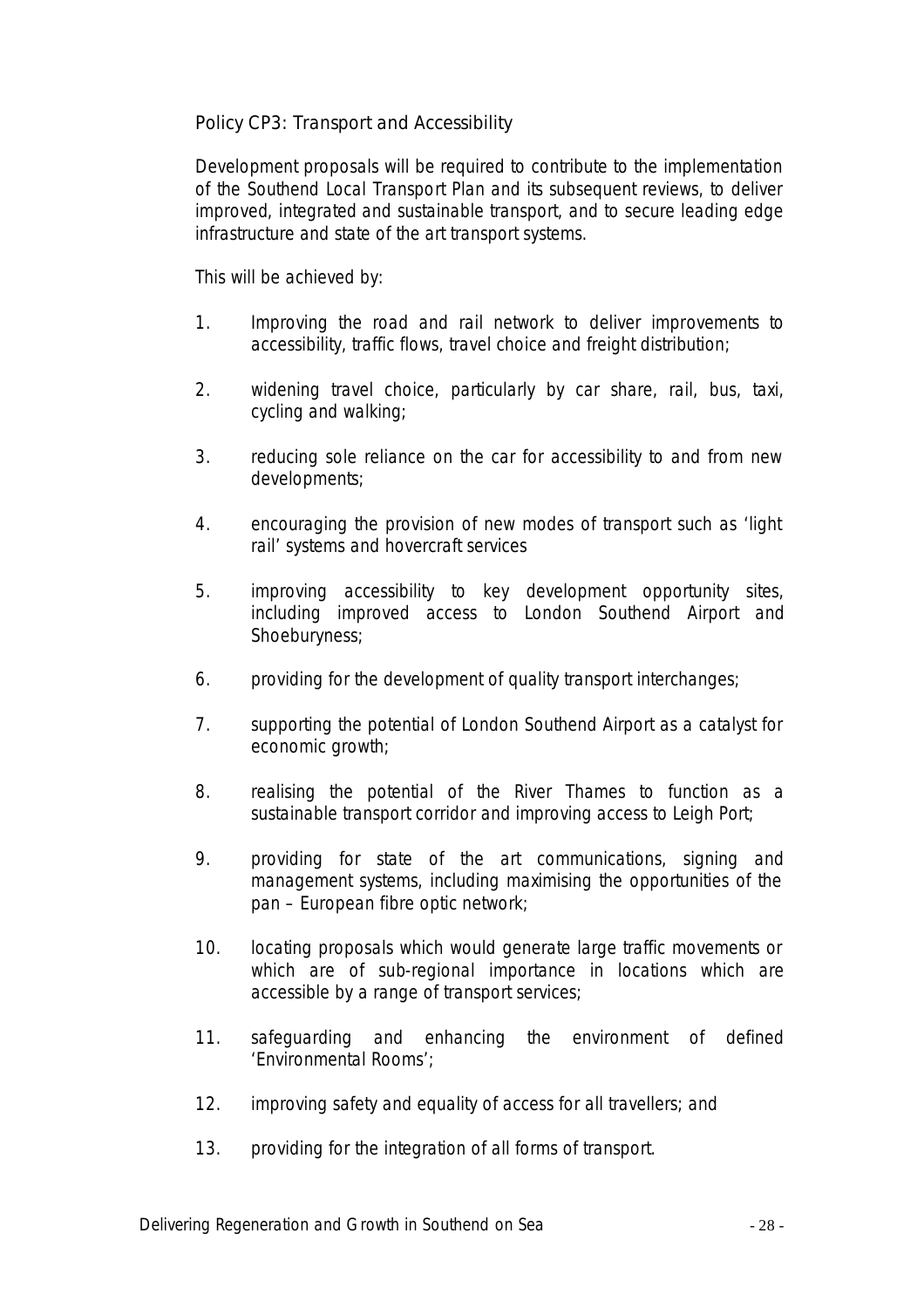## Policy CP3: Transport and Accessibility

Development proposals will be required to contribute to the implementation of the Southend Local Transport Plan and its subsequent reviews, to deliver improved, integrated and sustainable transport, and to secure leading edge infrastructure and state of the art transport systems.

This will be achieved by:

1. Improving the road and rail network to deliver improvements to accessibility, traffic flows, travel choice and freight distribution;
2. widening travel choice, particularly by car share, rail, bus, taxi, cycling and walking;
3. reducing sole reliance on the car for accessibility to and from new developments;
4. encouraging the provision of new modes of transport such as 'light rail' systems and hovercraft services
5. improving accessibility to key development opportunity sites, including improved access to London Southend Airport and Shoeburyness;
6. providing for the development of quality transport interchanges;
7. supporting the potential of London Southend Airport as a catalyst for economic growth;
8. realising the potential of the River Thames to function as a sustainable transport corridor and improving access to Leigh Port;
9. providing for state of the art communications, signing and management systems, including maximising the opportunities of the pan – European fibre optic network;
10. locating proposals which would generate large traffic movements or which are of sub-regional importance in locations which are accessible by a range of transport services;
11. safeguarding and enhancing the environment of defined 'Environmental Rooms';
12. improving safety and equality of access for all travellers; and
13. providing for the integration of all forms of transport.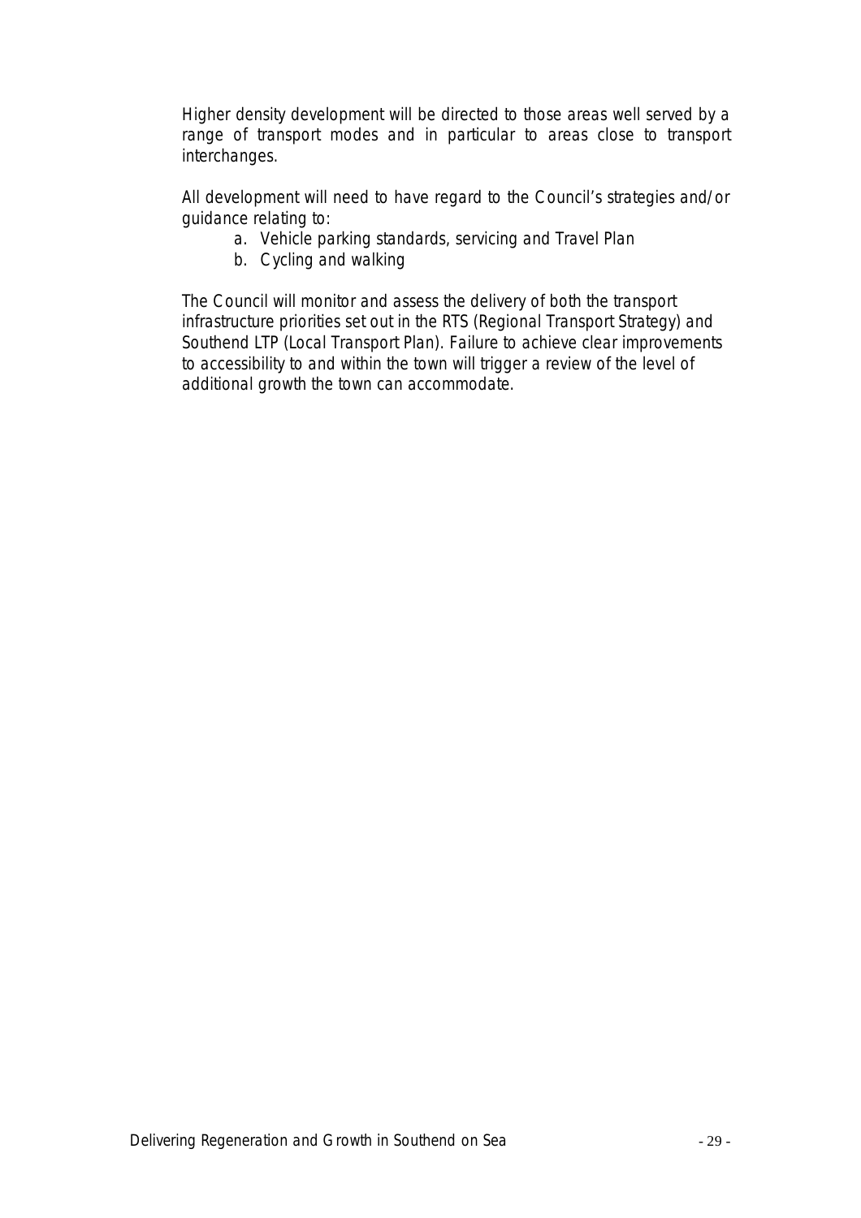Higher density development will be directed to those areas well served by a range of transport modes and in particular to areas close to transport interchanges.

All development will need to have regard to the Council's strategies and/or guidance relating to:

a. Vehicle parking standards, servicing and Travel Plan
b. Cycling and walking

The Council will monitor and assess the delivery of both the transport infrastructure priorities set out in the RTS (Regional Transport Strategy) and Southend LTP (Local Transport Plan). Failure to achieve clear improvements to accessibility to and within the town will trigger a review of the level of additional growth the town can accommodate.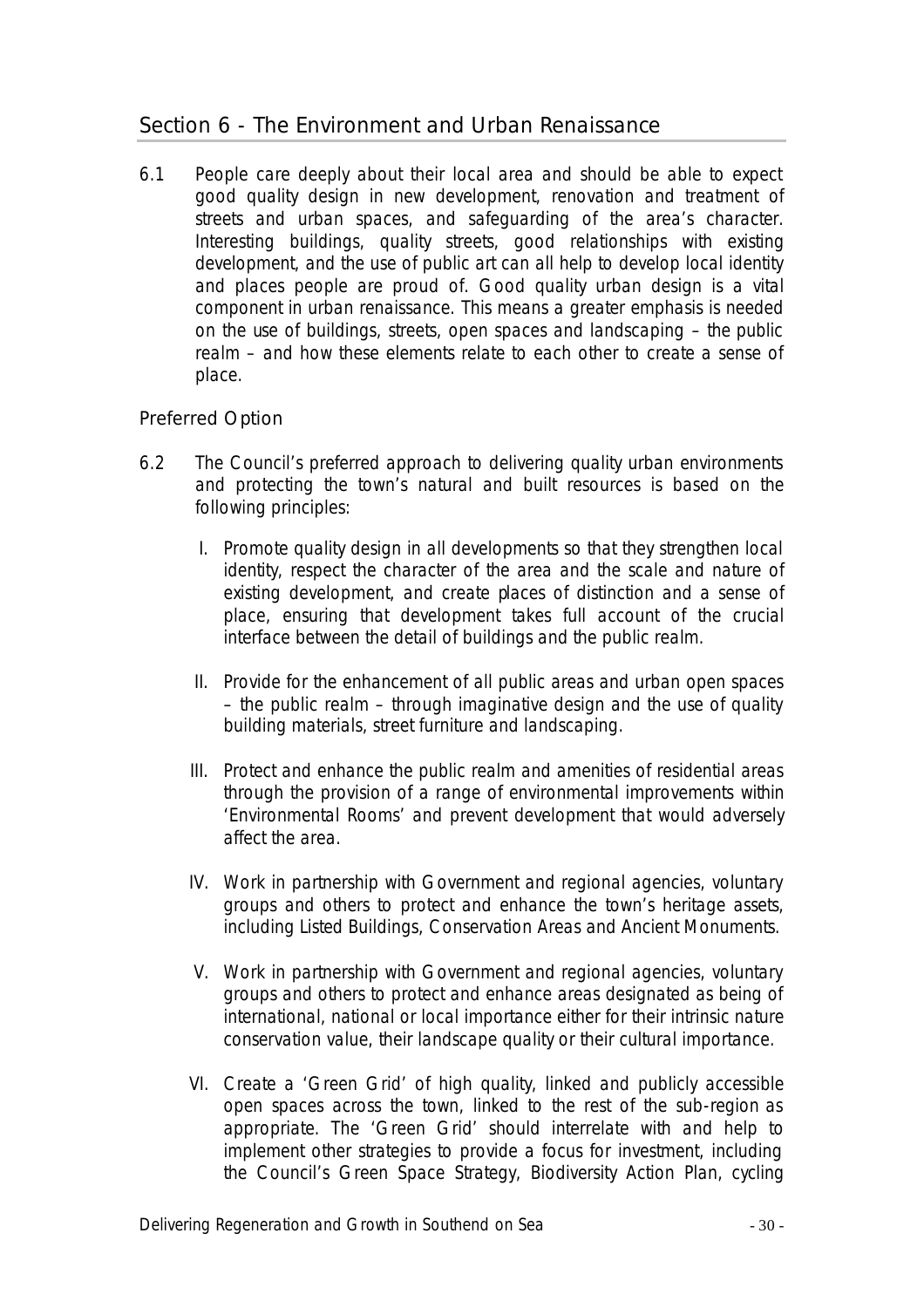## Section 6 - The Environment and Urban Renaissance

6.1 People care deeply about their local area and should be able to expect good quality design in new development, renovation and treatment of streets and urban spaces, and safeguarding of the area's character. Interesting buildings, quality streets, good relationships with existing development, and the use of public art can all help to develop local identity and places people are proud of. Good quality urban design is a vital component in urban renaissance. This means a greater emphasis is needed on the use of buildings, streets, open spaces and landscaping – the public realm – and how these elements relate to each other to create a sense of place.

### Preferred Option

6.2 The Council's preferred approach to delivering quality urban environments and protecting the town's natural and built resources is based on the following principles:

I. Promote quality design in all developments so that they strengthen local identity, respect the character of the area and the scale and nature of existing development, and create places of distinction and a sense of place, ensuring that development takes full account of the crucial interface between the detail of buildings and the public realm.

II. Provide for the enhancement of all public areas and urban open spaces – the public realm – through imaginative design and the use of quality building materials, street furniture and landscaping.

III. Protect and enhance the public realm and amenities of residential areas through the provision of a range of environmental improvements within 'Environmental Rooms' and prevent development that would adversely affect the area.

IV. Work in partnership with Government and regional agencies, voluntary groups and others to protect and enhance the town's heritage assets, including Listed Buildings, Conservation Areas and Ancient Monuments.

V. Work in partnership with Government and regional agencies, voluntary groups and others to protect and enhance areas designated as being of international, national or local importance either for their intrinsic nature conservation value, their landscape quality or their cultural importance.

VI. Create a 'Green Grid' of high quality, linked and publicly accessible open spaces across the town, linked to the rest of the sub-region as appropriate. The 'Green Grid' should interrelate with and help to implement other strategies to provide a focus for investment, including the Council's Green Space Strategy, Biodiversity Action Plan, cycling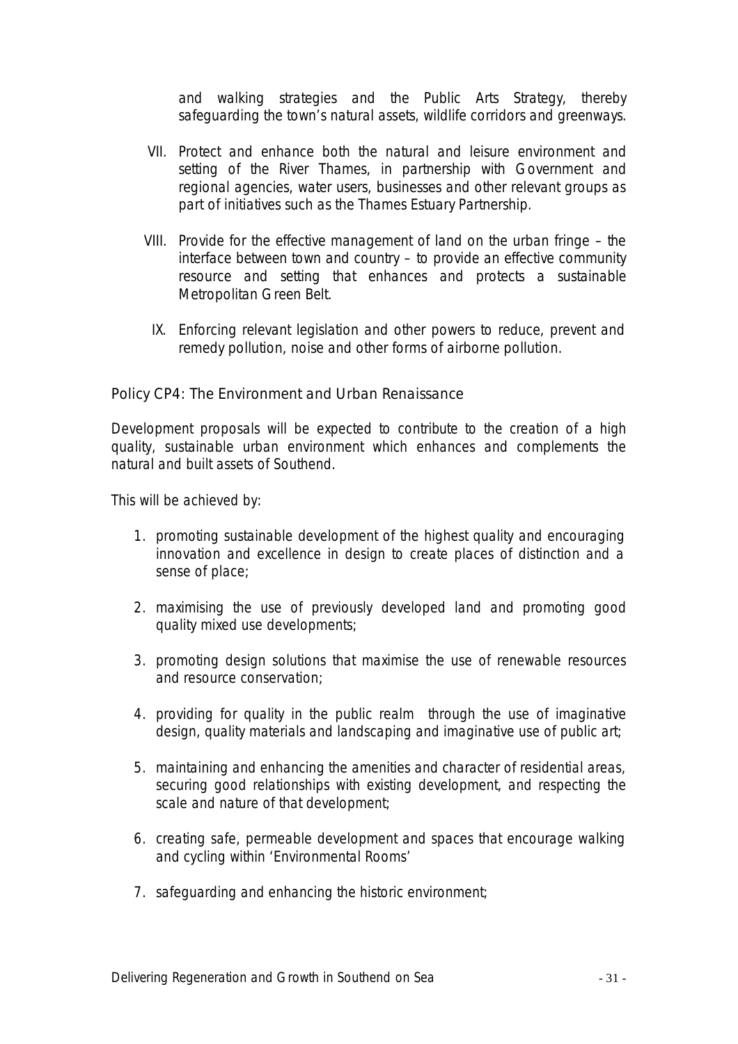and walking strategies and the Public Arts Strategy, thereby safeguarding the town's natural assets, wildlife corridors and greenways.

VII. Protect and enhance both the natural and leisure environment and setting of the River Thames, in partnership with Government and regional agencies, water users, businesses and other relevant groups as part of initiatives such as the Thames Estuary Partnership.

VIII. Provide for the effective management of land on the urban fringe – the interface between town and country – to provide an effective community resource and setting that enhances and protects a sustainable Metropolitan Green Belt.

IX. Enforcing relevant legislation and other powers to reduce, prevent and remedy pollution, noise and other forms of airborne pollution.

### Policy CP4: The Environment and Urban Renaissance

Development proposals will be expected to contribute to the creation of a high quality, sustainable urban environment which enhances and complements the natural and built assets of Southend.

This will be achieved by:

1. promoting sustainable development of the highest quality and encouraging innovation and excellence in design to create places of distinction and a sense of place;
2. maximising the use of previously developed land and promoting good quality mixed use developments;
3. promoting design solutions that maximise the use of renewable resources and resource conservation;
4. providing for quality in the public realm through the use of imaginative design, quality materials and landscaping and imaginative use of public art;
5. maintaining and enhancing the amenities and character of residential areas, securing good relationships with existing development, and respecting the scale and nature of that development;
6. creating safe, permeable development and spaces that encourage walking and cycling within 'Environmental Rooms'
7. safeguarding and enhancing the historic environment;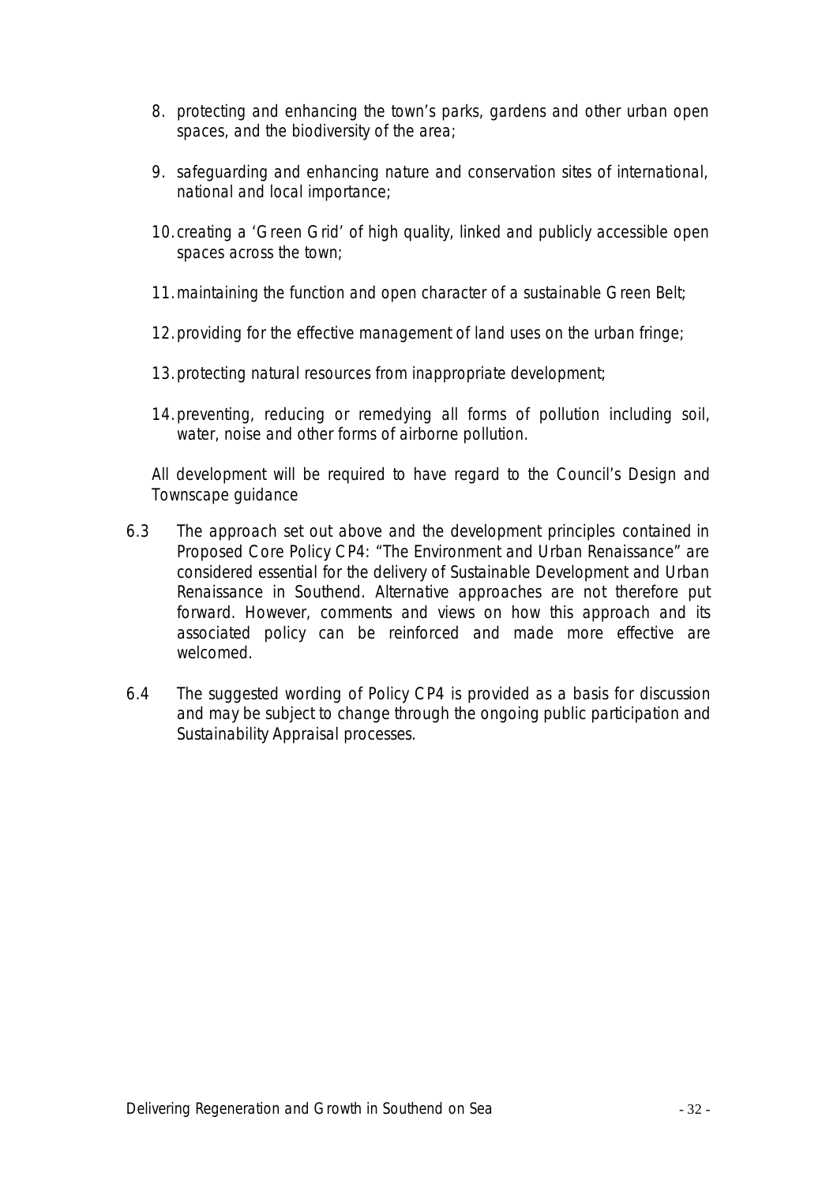8. protecting and enhancing the town's parks, gardens and other urban open spaces, and the biodiversity of the area;

9. safeguarding and enhancing nature and conservation sites of international, national and local importance;

10. creating a 'Green Grid' of high quality, linked and publicly accessible open spaces across the town;

11. maintaining the function and open character of a sustainable Green Belt;

12. providing for the effective management of land uses on the urban fringe;

13. protecting natural resources from inappropriate development;

14. preventing, reducing or remedying all forms of pollution including soil, water, noise and other forms of airborne pollution.

All development will be required to have regard to the Council's Design and Townscape guidance

6.3 The approach set out above and the development principles contained in Proposed Core Policy CP4: "The Environment and Urban Renaissance" are considered essential for the delivery of Sustainable Development and Urban Renaissance in Southend. Alternative approaches are not therefore put forward. However, comments and views on how this approach and its associated policy can be reinforced and made more effective are welcomed.

6.4 The suggested wording of Policy CP4 is provided as a basis for discussion and may be subject to change through the ongoing public participation and Sustainability Appraisal processes.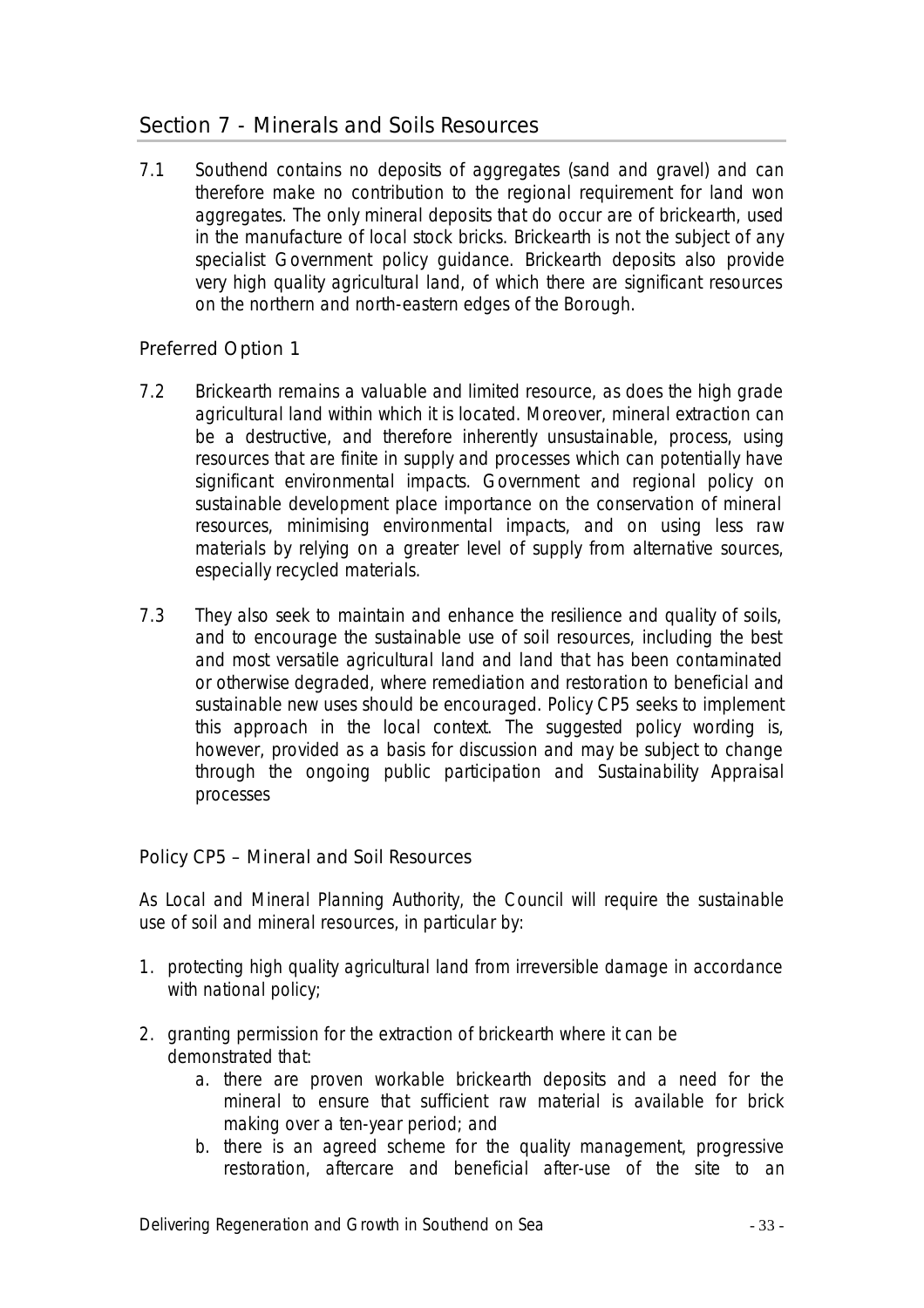## Section 7 - Minerals and Soils Resources

7.1 Southend contains no deposits of aggregates (sand and gravel) and can therefore make no contribution to the regional requirement for land won aggregates. The only mineral deposits that do occur are of brickearth, used in the manufacture of local stock bricks. Brickearth is not the subject of any specialist Government policy guidance. Brickearth deposits also provide very high quality agricultural land, of which there are significant resources on the northern and north-eastern edges of the Borough.

### Preferred Option 1

7.2 Brickearth remains a valuable and limited resource, as does the high grade agricultural land within which it is located. Moreover, mineral extraction can be a destructive, and therefore inherently unsustainable, process, using resources that are finite in supply and processes which can potentially have significant environmental impacts. Government and regional policy on sustainable development place importance on the conservation of mineral resources, minimising environmental impacts, and on using less raw materials by relying on a greater level of supply from alternative sources, especially recycled materials.

7.3 They also seek to maintain and enhance the resilience and quality of soils, and to encourage the sustainable use of soil resources, including the best and most versatile agricultural land and land that has been contaminated or otherwise degraded, where remediation and restoration to beneficial and sustainable new uses should be encouraged. Policy CP5 seeks to implement this approach in the local context. The suggested policy wording is, however, provided as a basis for discussion and may be subject to change through the ongoing public participation and Sustainability Appraisal processes

### Policy CP5 – Mineral and Soil Resources

As Local and Mineral Planning Authority, the Council will require the sustainable use of soil and mineral resources, in particular by:

1. protecting high quality agricultural land from irreversible damage in accordance with national policy;
2. granting permission for the extraction of brickearth where it can be demonstrated that:
   a. there are proven workable brickearth deposits and a need for the mineral to ensure that sufficient raw material is available for brick making over a ten-year period; and
   b. there is an agreed scheme for the quality management, progressive restoration, aftercare and beneficial after-use of the site to an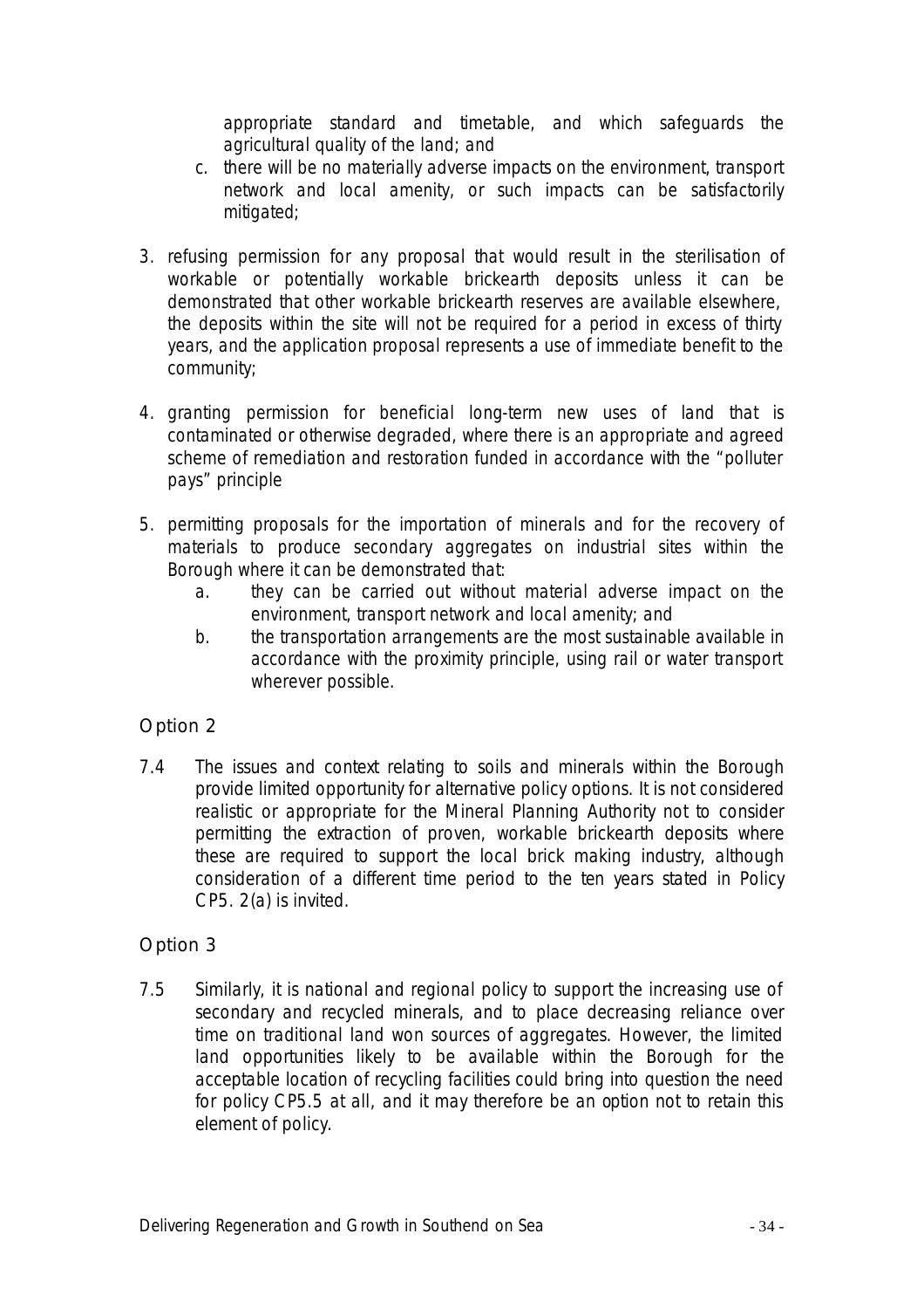appropriate standard and timetable, and which safeguards the agricultural quality of the land; and

   c. there will be no materially adverse impacts on the environment, transport network and local amenity, or such impacts can be satisfactorily mitigated;

3. refusing permission for any proposal that would result in the sterilisation of workable or potentially workable brickearth deposits unless it can be demonstrated that other workable brickearth reserves are available elsewhere, the deposits within the site will not be required for a period in excess of thirty years, and the application proposal represents a use of immediate benefit to the community;

4. granting permission for beneficial long-term new uses of land that is contaminated or otherwise degraded, where there is an appropriate and agreed scheme of remediation and restoration funded in accordance with the "polluter pays" principle

5. permitting proposals for the importation of minerals and for the recovery of materials to produce secondary aggregates on industrial sites within the Borough where it can be demonstrated that:
   a. they can be carried out without material adverse impact on the environment, transport network and local amenity; and
   b. the transportation arrangements are the most sustainable available in accordance with the proximity principle, using rail or water transport wherever possible.

## Option 2

7.4 The issues and context relating to soils and minerals within the Borough provide limited opportunity for alternative policy options. It is not considered realistic or appropriate for the Mineral Planning Authority not to consider permitting the extraction of proven, workable brickearth deposits where these are required to support the local brick making industry, although consideration of a different time period to the ten years stated in Policy CP5. 2(a) is invited.

## Option 3

7.5 Similarly, it is national and regional policy to support the increasing use of secondary and recycled minerals, and to place decreasing reliance over time on traditional land won sources of aggregates. However, the limited land opportunities likely to be available within the Borough for the acceptable location of recycling facilities could bring into question the need for policy CP5.5 at all, and it may therefore be an option not to retain this element of policy.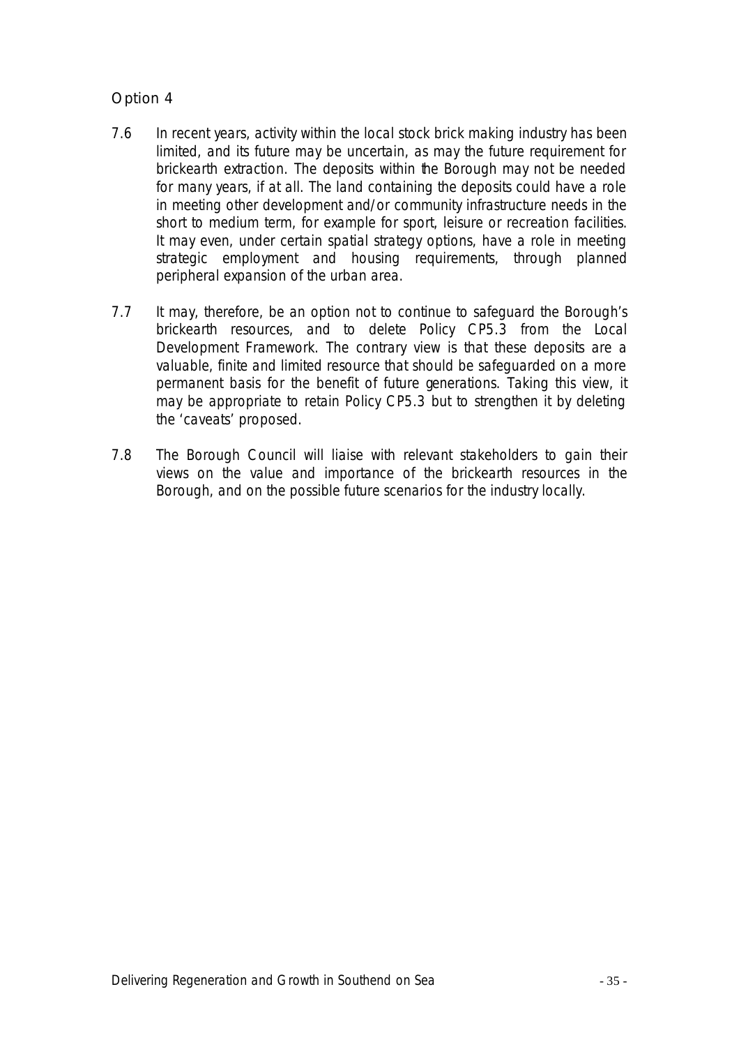### Option 4

7.6 In recent years, activity within the local stock brick making industry has been limited, and its future may be uncertain, as may the future requirement for brickearth extraction. The deposits within the Borough may not be needed for many years, if at all. The land containing the deposits could have a role in meeting other development and/or community infrastructure needs in the short to medium term, for example for sport, leisure or recreation facilities. It may even, under certain spatial strategy options, have a role in meeting strategic employment and housing requirements, through planned peripheral expansion of the urban area.

7.7 It may, therefore, be an option not to continue to safeguard the Borough's brickearth resources, and to delete Policy CP5.3 from the Local Development Framework. The contrary view is that these deposits are a valuable, finite and limited resource that should be safeguarded on a more permanent basis for the benefit of future generations. Taking this view, it may be appropriate to retain Policy CP5.3 but to strengthen it by deleting the 'caveats' proposed.

7.8 The Borough Council will liaise with relevant stakeholders to gain their views on the value and importance of the brickearth resources in the Borough, and on the possible future scenarios for the industry locally.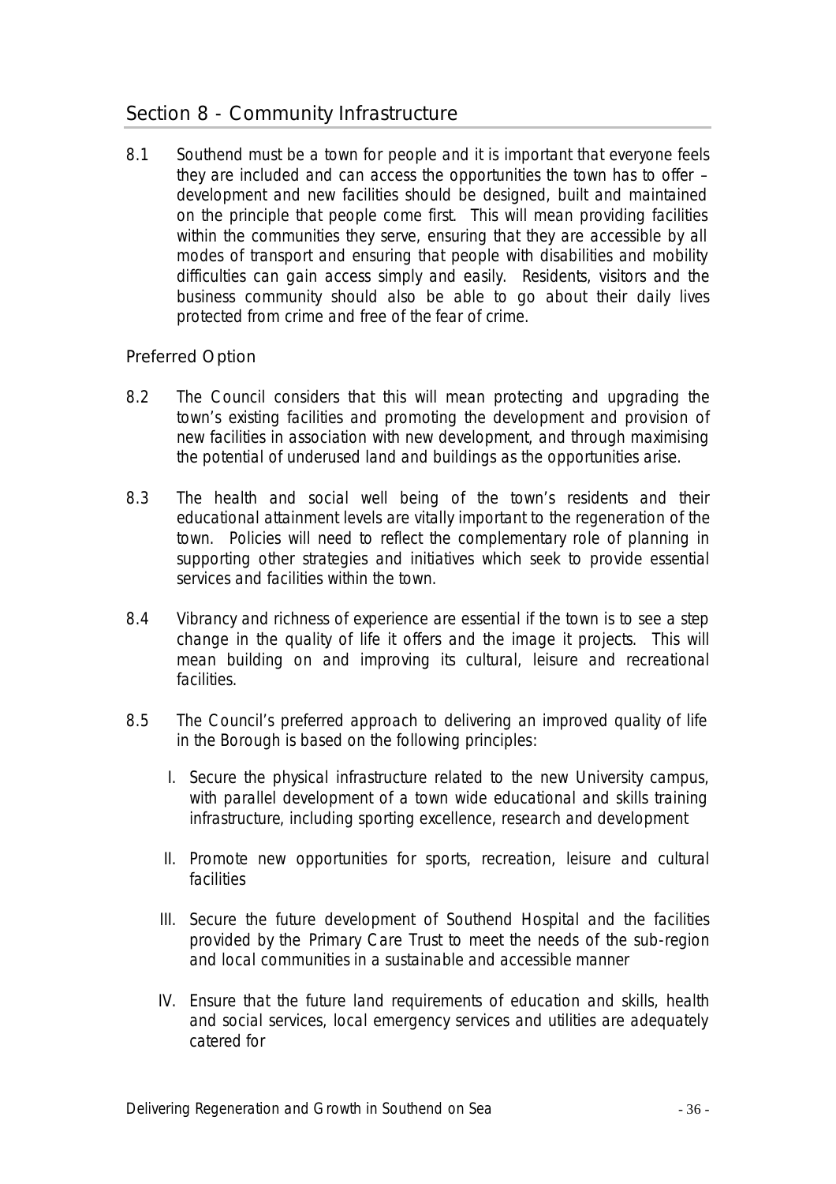## Section 8 - Community Infrastructure

8.1 Southend must be a town for people and it is important that everyone feels they are included and can access the opportunities the town has to offer – development and new facilities should be designed, built and maintained on the principle that people come first. This will mean providing facilities within the communities they serve, ensuring that they are accessible by all modes of transport and ensuring that people with disabilities and mobility difficulties can gain access simply and easily. Residents, visitors and the business community should also be able to go about their daily lives protected from crime and free of the fear of crime.

### Preferred Option

8.2 The Council considers that this will mean protecting and upgrading the town's existing facilities and promoting the development and provision of new facilities in association with new development, and through maximising the potential of underused land and buildings as the opportunities arise.

8.3 The health and social well being of the town's residents and their educational attainment levels are vitally important to the regeneration of the town. Policies will need to reflect the complementary role of planning in supporting other strategies and initiatives which seek to provide essential services and facilities within the town.

8.4 Vibrancy and richness of experience are essential if the town is to see a step change in the quality of life it offers and the image it projects. This will mean building on and improving its cultural, leisure and recreational facilities.

8.5 The Council's preferred approach to delivering an improved quality of life in the Borough is based on the following principles:

I. Secure the physical infrastructure related to the new University campus, with parallel development of a town wide educational and skills training infrastructure, including sporting excellence, research and development

II. Promote new opportunities for sports, recreation, leisure and cultural facilities

III. Secure the future development of Southend Hospital and the facilities provided by the Primary Care Trust to meet the needs of the sub-region and local communities in a sustainable and accessible manner

IV. Ensure that the future land requirements of education and skills, health and social services, local emergency services and utilities are adequately catered for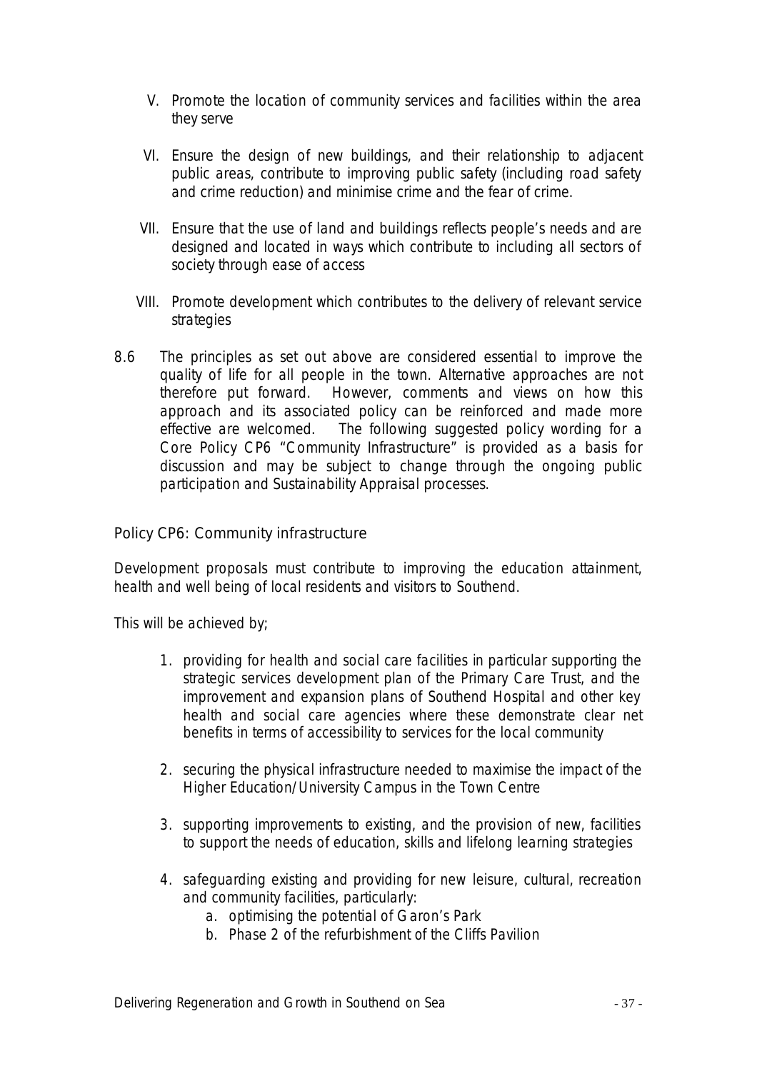V. Promote the location of community services and facilities within the area they serve

VI. Ensure the design of new buildings, and their relationship to adjacent public areas, contribute to improving public safety (including road safety and crime reduction) and minimise crime and the fear of crime.

VII. Ensure that the use of land and buildings reflects people's needs and are designed and located in ways which contribute to including all sectors of society through ease of access

VIII. Promote development which contributes to the delivery of relevant service strategies

8.6 The principles as set out above are considered essential to improve the quality of life for all people in the town. Alternative approaches are not therefore put forward. However, comments and views on how this approach and its associated policy can be reinforced and made more effective are welcomed. The following suggested policy wording for a Core Policy CP6 "Community Infrastructure" is provided as a basis for discussion and may be subject to change through the ongoing public participation and Sustainability Appraisal processes.

### Policy CP6: Community infrastructure

Development proposals must contribute to improving the education attainment, health and well being of local residents and visitors to Southend.

This will be achieved by;

1. providing for health and social care facilities in particular supporting the strategic services development plan of the Primary Care Trust, and the improvement and expansion plans of Southend Hospital and other key health and social care agencies where these demonstrate clear net benefits in terms of accessibility to services for the local community

2. securing the physical infrastructure needed to maximise the impact of the Higher Education/University Campus in the Town Centre

3. supporting improvements to existing, and the provision of new, facilities to support the needs of education, skills and lifelong learning strategies

4. safeguarding existing and providing for new leisure, cultural, recreation and community facilities, particularly:
    a. optimising the potential of Garon's Park
    b. Phase 2 of the refurbishment of the Cliffs Pavilion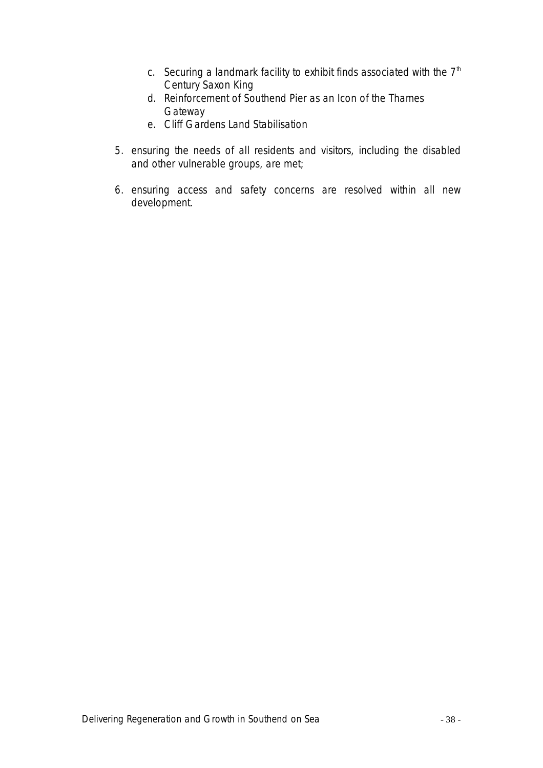c. Securing a landmark facility to exhibit finds associated with the 7th Century Saxon King
   d. Reinforcement of Southend Pier as an Icon of the Thames Gateway
   e. Cliff Gardens Land Stabilisation

5. ensuring the needs of all residents and visitors, including the disabled and other vulnerable groups, are met;

6. ensuring access and safety concerns are resolved within all new development.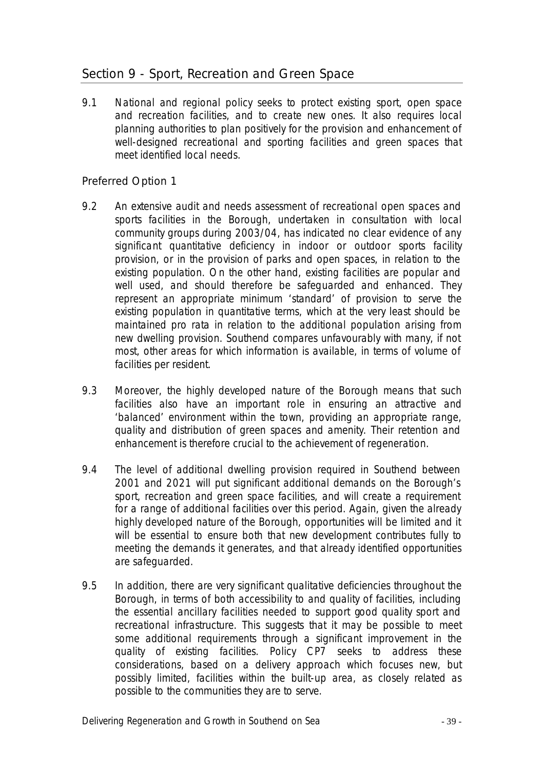## Section 9 - Sport, Recreation and Green Space

9.1 National and regional policy seeks to protect existing sport, open space and recreation facilities, and to create new ones. It also requires local planning authorities to plan positively for the provision and enhancement of well-designed recreational and sporting facilities and green spaces that meet identified local needs.

### Preferred Option 1

9.2 An extensive audit and needs assessment of recreational open spaces and sports facilities in the Borough, undertaken in consultation with local community groups during 2003/04, has indicated no clear evidence of any significant quantitative deficiency in indoor or outdoor sports facility provision, or in the provision of parks and open spaces, in relation to the existing population. On the other hand, existing facilities are popular and well used, and should therefore be safeguarded and enhanced. They represent an appropriate minimum 'standard' of provision to serve the existing population in quantitative terms, which at the very least should be maintained pro rata in relation to the additional population arising from new dwelling provision. Southend compares unfavourably with many, if not most, other areas for which information is available, in terms of volume of facilities per resident.

9.3 Moreover, the highly developed nature of the Borough means that such facilities also have an important role in ensuring an attractive and 'balanced' environment within the town, providing an appropriate range, quality and distribution of green spaces and amenity. Their retention and enhancement is therefore crucial to the achievement of regeneration.

9.4 The level of additional dwelling provision required in Southend between 2001 and 2021 will put significant additional demands on the Borough's sport, recreation and green space facilities, and will create a requirement for a range of additional facilities over this period. Again, given the already highly developed nature of the Borough, opportunities will be limited and it will be essential to ensure both that new development contributes fully to meeting the demands it generates, and that already identified opportunities are safeguarded.

9.5 In addition, there are very significant qualitative deficiencies throughout the Borough, in terms of both accessibility to and quality of facilities, including the essential ancillary facilities needed to support good quality sport and recreational infrastructure. This suggests that it may be possible to meet some additional requirements through a significant improvement in the quality of existing facilities. Policy CP7 seeks to address these considerations, based on a delivery approach which focuses new, but possibly limited, facilities within the built-up area, as closely related as possible to the communities they are to serve.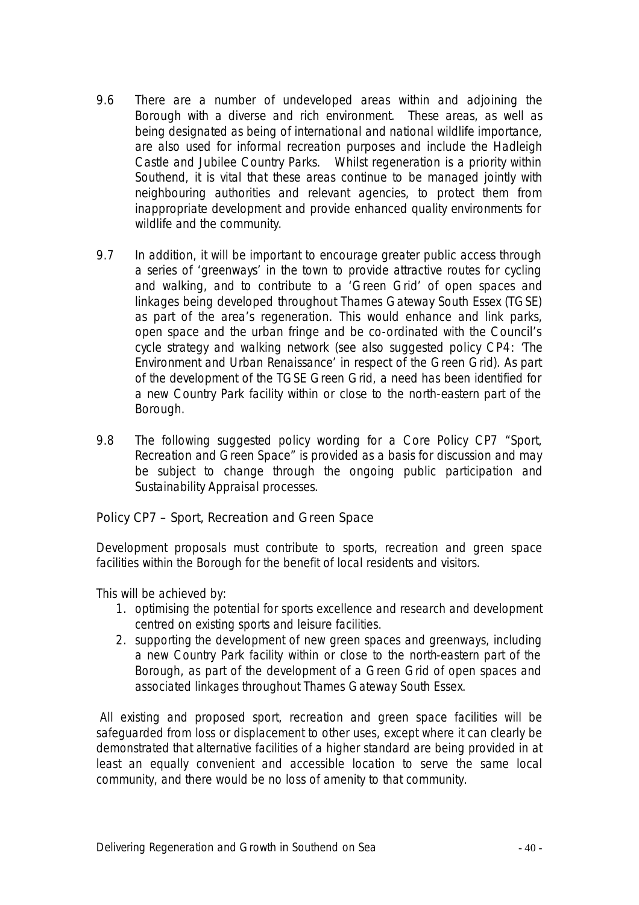9.6 There are a number of undeveloped areas within and adjoining the Borough with a diverse and rich environment. These areas, as well as being designated as being of international and national wildlife importance, are also used for informal recreation purposes and include the Hadleigh Castle and Jubilee Country Parks. Whilst regeneration is a priority within Southend, it is vital that these areas continue to be managed jointly with neighbouring authorities and relevant agencies, to protect them from inappropriate development and provide enhanced quality environments for wildlife and the community.

9.7 In addition, it will be important to encourage greater public access through a series of 'greenways' in the town to provide attractive routes for cycling and walking, and to contribute to a 'Green Grid' of open spaces and linkages being developed throughout Thames Gateway South Essex (TGSE) as part of the area's regeneration. This would enhance and link parks, open space and the urban fringe and be co-ordinated with the Council's cycle strategy and walking network (see also suggested policy CP4: 'The Environment and Urban Renaissance' in respect of the Green Grid). As part of the development of the TGSE Green Grid, a need has been identified for a new Country Park facility within or close to the north-eastern part of the Borough.

9.8 The following suggested policy wording for a Core Policy CP7 "Sport, Recreation and Green Space" is provided as a basis for discussion and may be subject to change through the ongoing public participation and Sustainability Appraisal processes.

### Policy CP7 – Sport, Recreation and Green Space

*Development proposals must contribute to sports, recreation and green space facilities within the Borough for the benefit of local residents and visitors.*

*This will be achieved by:*

1. *optimising the potential for sports excellence and research and development centred on existing sports and leisure facilities.*
2. *supporting the development of new green spaces and greenways, including a new Country Park facility within or close to the north-eastern part of the Borough, as part of the development of a Green Grid of open spaces and associated linkages throughout Thames Gateway South Essex.*

*All existing and proposed sport, recreation and green space facilities will be safeguarded from loss or displacement to other uses, except where it can clearly be demonstrated that alternative facilities of a higher standard are being provided in at least an equally convenient and accessible location to serve the same local community, and there would be no loss of amenity to that community.*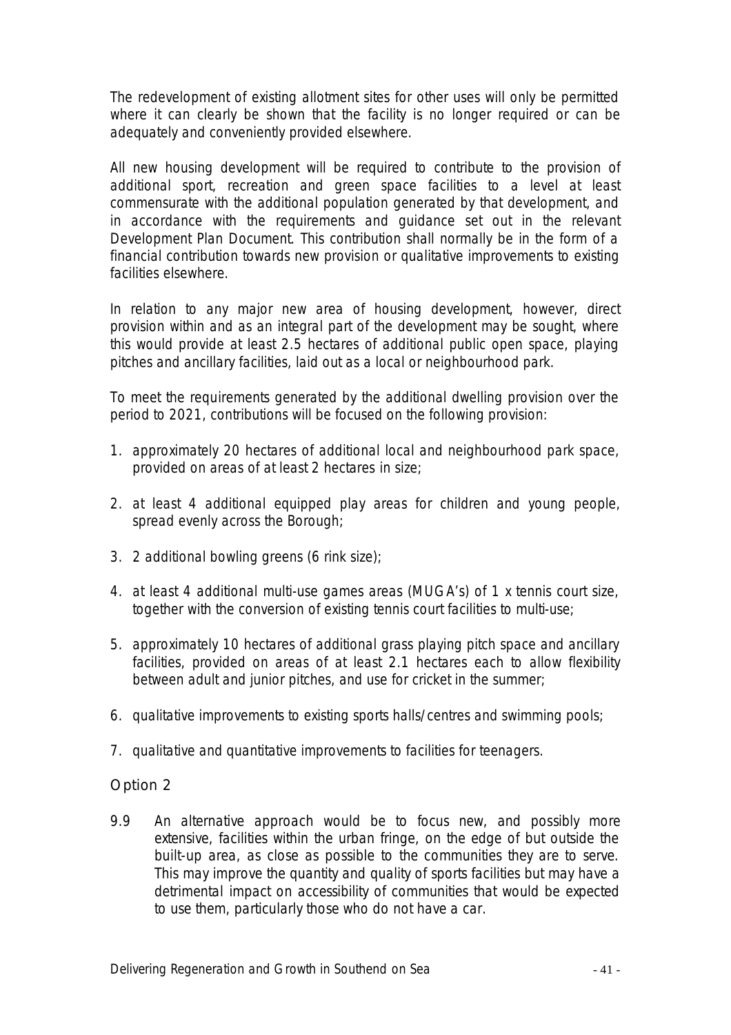The redevelopment of existing allotment sites for other uses will only be permitted where it can clearly be shown that the facility is no longer required or can be adequately and conveniently provided elsewhere.

All new housing development will be required to contribute to the provision of additional sport, recreation and green space facilities to a level at least commensurate with the additional population generated by that development, and in accordance with the requirements and guidance set out in the relevant Development Plan Document. This contribution shall normally be in the form of a financial contribution towards new provision or qualitative improvements to existing facilities elsewhere.

In relation to any major new area of housing development, however, direct provision within and as an integral part of the development may be sought, where this would provide at least 2.5 hectares of additional public open space, playing pitches and ancillary facilities, laid out as a local or neighbourhood park.

To meet the requirements generated by the additional dwelling provision over the period to 2021, contributions will be focused on the following provision:

1. approximately 20 hectares of additional local and neighbourhood park space, provided on areas of at least 2 hectares in size;
2. at least 4 additional equipped play areas for children and young people, spread evenly across the Borough;
3. 2 additional bowling greens (6 rink size);
4. at least 4 additional multi-use games areas (MUGA's) of 1 x tennis court size, together with the conversion of existing tennis court facilities to multi-use;
5. approximately 10 hectares of additional grass playing pitch space and ancillary facilities, provided on areas of at least 2.1 hectares each to allow flexibility between adult and junior pitches, and use for cricket in the summer;
6. qualitative improvements to existing sports halls/centres and swimming pools;
7. qualitative and quantitative improvements to facilities for teenagers.

### Option 2

9.9 An alternative approach would be to focus new, and possibly more extensive, facilities within the urban fringe, on the edge of but outside the built-up area, as close as possible to the communities they are to serve. This may improve the quantity and quality of sports facilities but may have a detrimental impact on accessibility of communities that would be expected to use them, particularly those who do not have a car.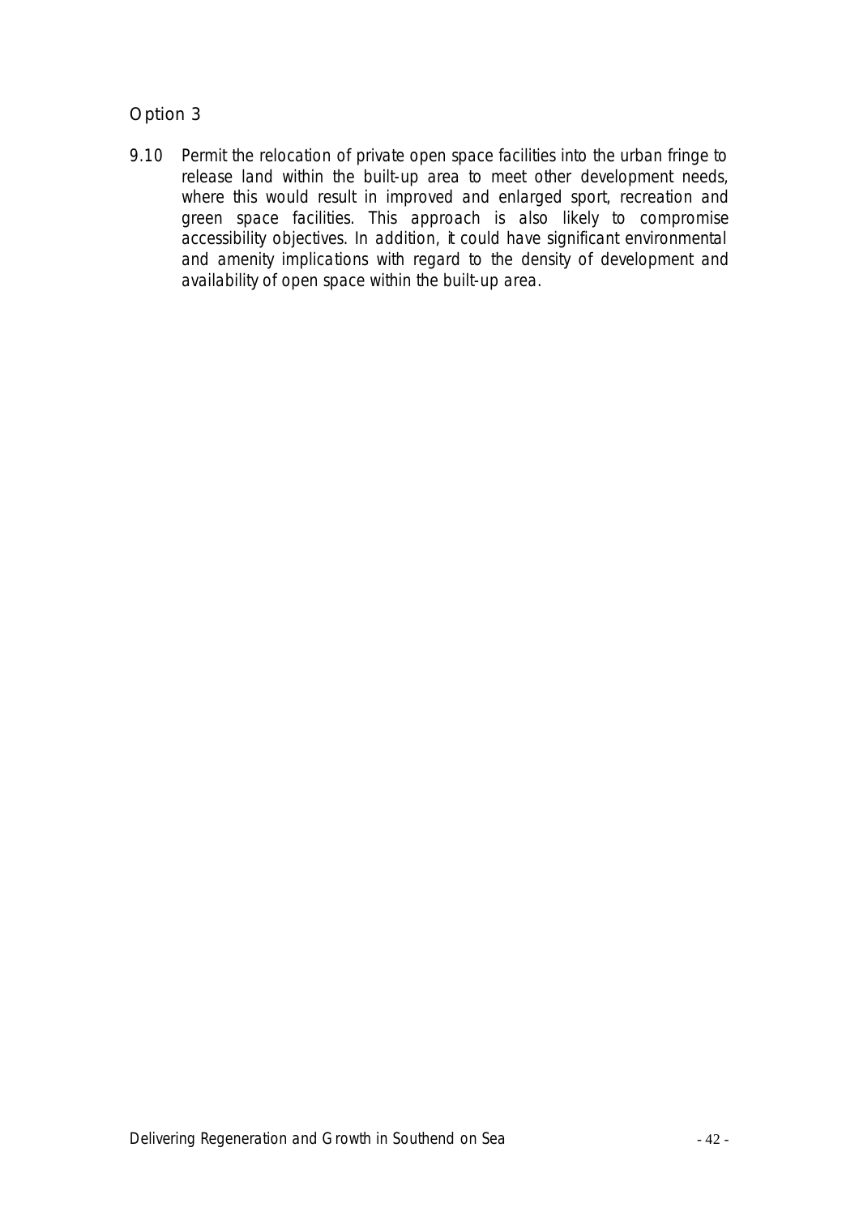### Option 3

9.10 Permit the relocation of private open space facilities into the urban fringe to release land within the built-up area to meet other development needs, where this would result in improved and enlarged sport, recreation and green space facilities. This approach is also likely to compromise accessibility objectives. In addition, it could have significant environmental and amenity implications with regard to the density of development and availability of open space within the built-up area.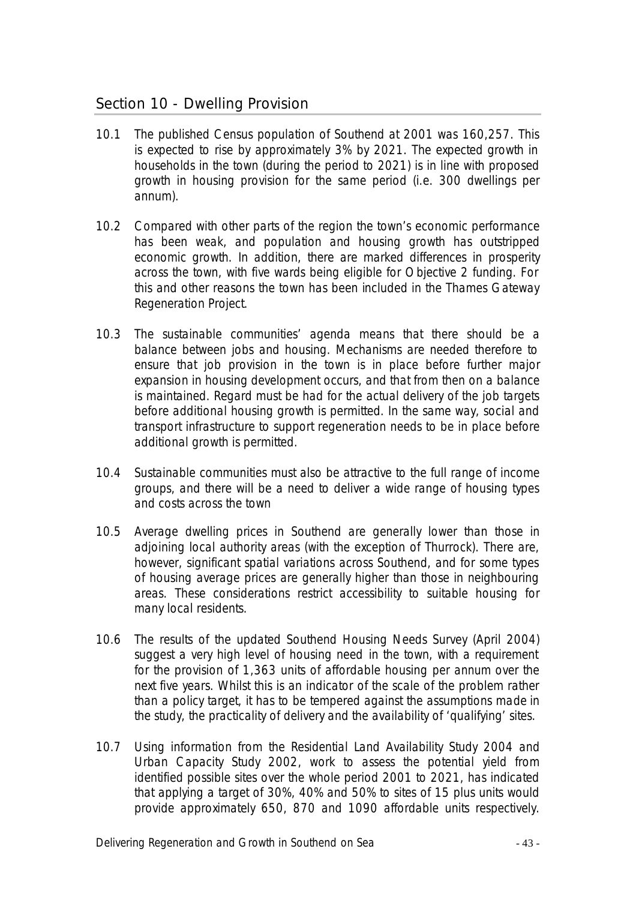## Section 10 - Dwelling Provision

10.1 The published Census population of Southend at 2001 was 160,257. This is expected to rise by approximately 3% by 2021. The expected growth in households in the town (during the period to 2021) is in line with proposed growth in housing provision for the same period (i.e. 300 dwellings per annum).

10.2 Compared with other parts of the region the town's economic performance has been weak, and population and housing growth has outstripped economic growth. In addition, there are marked differences in prosperity across the town, with five wards being eligible for Objective 2 funding. For this and other reasons the town has been included in the Thames Gateway Regeneration Project.

10.3 The sustainable communities' agenda means that there should be a balance between jobs and housing. Mechanisms are needed therefore to ensure that job provision in the town is in place before further major expansion in housing development occurs, and that from then on a balance is maintained. Regard must be had for the actual delivery of the job targets before additional housing growth is permitted. In the same way, social and transport infrastructure to support regeneration needs to be in place before additional growth is permitted.

10.4 Sustainable communities must also be attractive to the full range of income groups, and there will be a need to deliver a wide range of housing types and costs across the town

10.5 Average dwelling prices in Southend are generally lower than those in adjoining local authority areas (with the exception of Thurrock). There are, however, significant spatial variations across Southend, and for some types of housing average prices are generally higher than those in neighbouring areas. These considerations restrict accessibility to suitable housing for many local residents.

10.6 The results of the updated Southend Housing Needs Survey (April 2004) suggest a very high level of housing need in the town, with a requirement for the provision of 1,363 units of affordable housing per annum over the next five years. Whilst this is an indicator of the scale of the problem rather than a policy target, it has to be tempered against the assumptions made in the study, the practicality of delivery and the availability of 'qualifying' sites.

10.7 Using information from the Residential Land Availability Study 2004 and Urban Capacity Study 2002, work to assess the potential yield from identified possible sites over the whole period 2001 to 2021, has indicated that applying a target of 30%, 40% and 50% to sites of 15 plus units would provide approximately 650, 870 and 1090 affordable units respectively.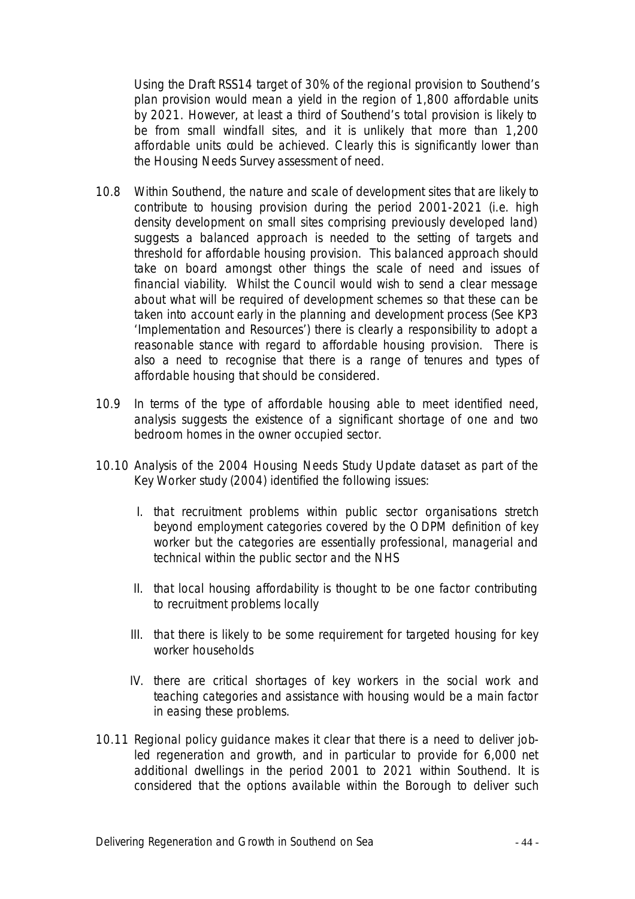Using the Draft RSS14 target of 30% of the regional provision to Southend's plan provision would mean a yield in the region of 1,800 affordable units by 2021. However, at least a third of Southend's total provision is likely to be from small windfall sites, and it is unlikely that more than 1,200 affordable units could be achieved. Clearly this is significantly lower than the Housing Needs Survey assessment of need.

10.8 Within Southend, the nature and scale of development sites that are likely to contribute to housing provision during the period 2001-2021 (i.e. high density development on small sites comprising previously developed land) suggests a balanced approach is needed to the setting of targets and threshold for affordable housing provision. This balanced approach should take on board amongst other things the scale of need and issues of financial viability. Whilst the Council would wish to send a clear message about what will be required of development schemes so that these can be taken into account early in the planning and development process (See KP3 'Implementation and Resources') there is clearly a responsibility to adopt a reasonable stance with regard to affordable housing provision. There is also a need to recognise that there is a range of tenures and types of affordable housing that should be considered.

10.9 In terms of the type of affordable housing able to meet identified need, analysis suggests the existence of a significant shortage of one and two bedroom homes in the owner occupied sector.

10.10 Analysis of the 2004 Housing Needs Study Update dataset as part of the Key Worker study (2004) identified the following issues:

I. that recruitment problems within public sector organisations stretch beyond employment categories covered by the ODPM definition of key worker but the categories are essentially professional, managerial and technical within the public sector and the NHS

II. that local housing affordability is thought to be one factor contributing to recruitment problems locally

III. that there is likely to be some requirement for targeted housing for key worker households

IV. there are critical shortages of key workers in the social work and teaching categories and assistance with housing would be a main factor in easing these problems.

10.11 Regional policy guidance makes it clear that there is a need to deliver job-led regeneration and growth, and in particular to provide for 6,000 net additional dwellings in the period 2001 to 2021 within Southend. It is considered that the options available within the Borough to deliver such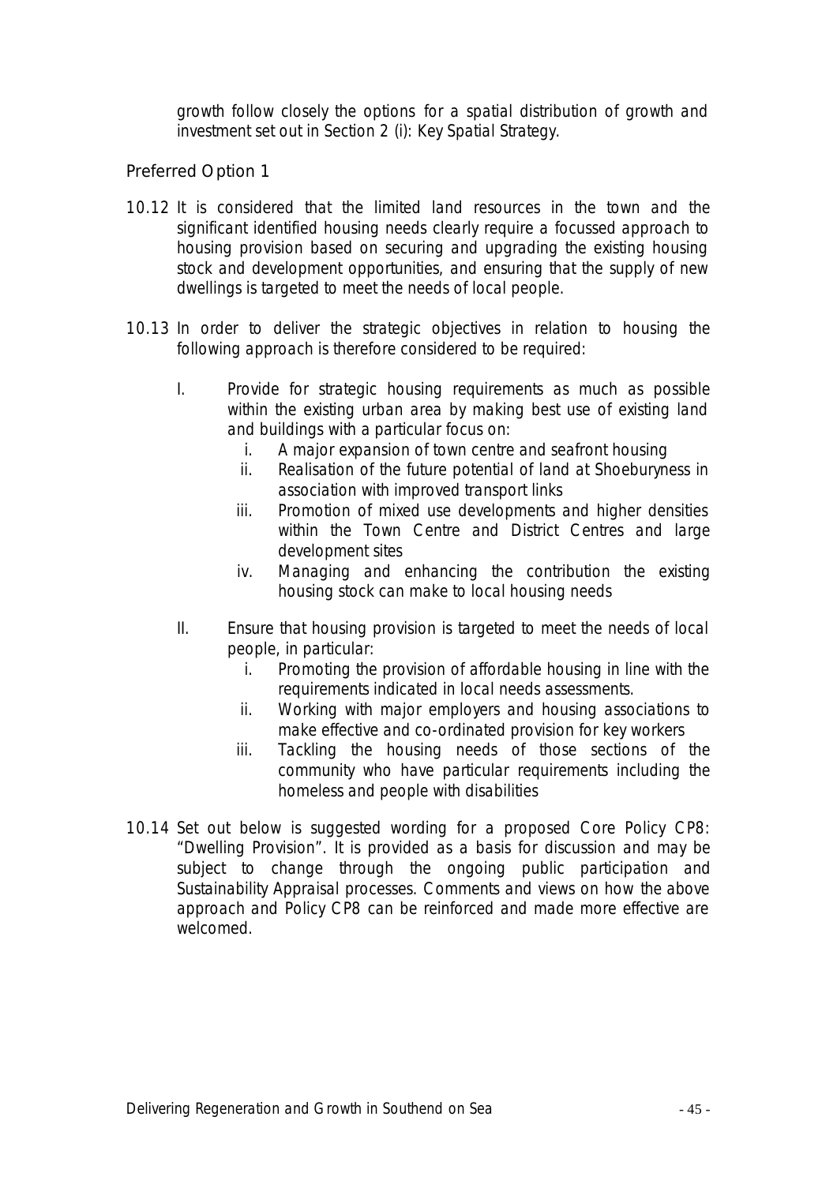growth follow closely the options for a spatial distribution of growth and investment set out in Section 2 (i): Key Spatial Strategy.

### Preferred Option 1

10.12 It is considered that the limited land resources in the town and the significant identified housing needs clearly require a focussed approach to housing provision based on securing and upgrading the existing housing stock and development opportunities, and ensuring that the supply of new dwellings is targeted to meet the needs of local people.

10.13 In order to deliver the strategic objectives in relation to housing the following approach is therefore considered to be required:

I. Provide for strategic housing requirements as much as possible within the existing urban area by making best use of existing land and buildings with a particular focus on:
   i. A major expansion of town centre and seafront housing
   ii. Realisation of the future potential of land at Shoeburyness in association with improved transport links
   iii. Promotion of mixed use developments and higher densities within the Town Centre and District Centres and large development sites
   iv. Managing and enhancing the contribution the existing housing stock can make to local housing needs

II. Ensure that housing provision is targeted to meet the needs of local people, in particular:
   i. Promoting the provision of affordable housing in line with the requirements indicated in local needs assessments.
   ii. Working with major employers and housing associations to make effective and co-ordinated provision for key workers
   iii. Tackling the housing needs of those sections of the community who have particular requirements including the homeless and people with disabilities

10.14 Set out below is suggested wording for a proposed Core Policy CP8: "Dwelling Provision". It is provided as a basis for discussion and may be subject to change through the ongoing public participation and Sustainability Appraisal processes. Comments and views on how the above approach and Policy CP8 can be reinforced and made more effective are welcomed.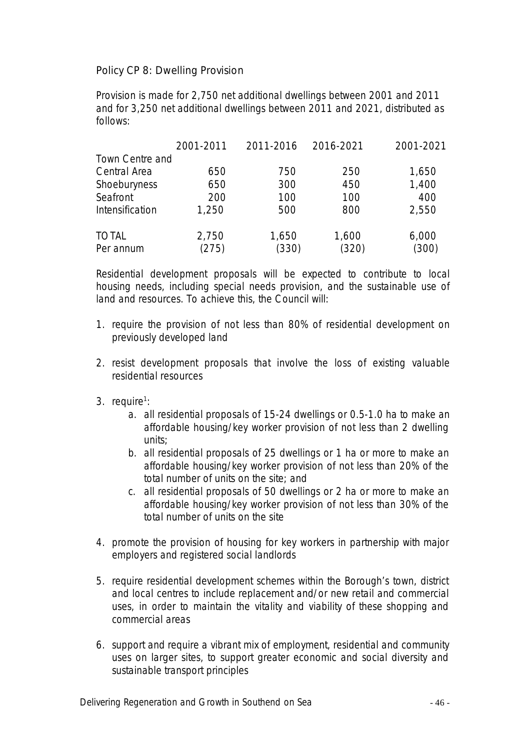## Policy CP 8: Dwelling Provision

*Provision is made for 2,750 net additional dwellings between 2001 and 2011 and for 3,250 net additional dwellings between 2011 and 2021, distributed as follows:*

| | 2001-2011 | 2011-2016 | 2016-2021 | 2001-2021 |
|---|---|---|---|---|
| Town Centre and Central Area | 650 | 750 | 250 | 1,650 |
| Shoeburyness | 650 | 300 | 450 | 1,400 |
| Seafront | 200 | 100 | 100 | 400 |
| Intensification | 1,250 | 500 | 800 | 2,550 |
| TOTAL | 2,750 | 1,650 | 1,600 | 6,000 |
| Per annum | (275) | (330) | (320) | (300) |

*Residential development proposals will be expected to contribute to local housing needs, including special needs provision, and the sustainable use of land and resources. To achieve this, the Council will:*

1. *require the provision of not less than 80% of residential development on previously developed land*
2. *resist development proposals that involve the loss of existing valuable residential resources*
3. *require[1]:*
   a. *all residential proposals of 15-24 dwellings or 0.5-1.0 ha to make an affordable housing/key worker provision of not less than 2 dwelling units;*
   b. *all residential proposals of 25 dwellings or 1 ha or more to make an affordable housing/key worker provision of not less than 20% of the total number of units on the site; and*
   c. *all residential proposals of 50 dwellings or 2 ha or more to make an affordable housing/key worker provision of not less than 30% of the total number of units on the site*
4. *promote the provision of housing for key workers in partnership with major employers and registered social landlords*
5. *require residential development schemes within the Borough's town, district and local centres to include replacement and/or new retail and commercial uses, in order to maintain the vitality and viability of these shopping and commercial areas*
6. *support and require a vibrant mix of employment, residential and community uses on larger sites, to support greater economic and social diversity and sustainable transport principles*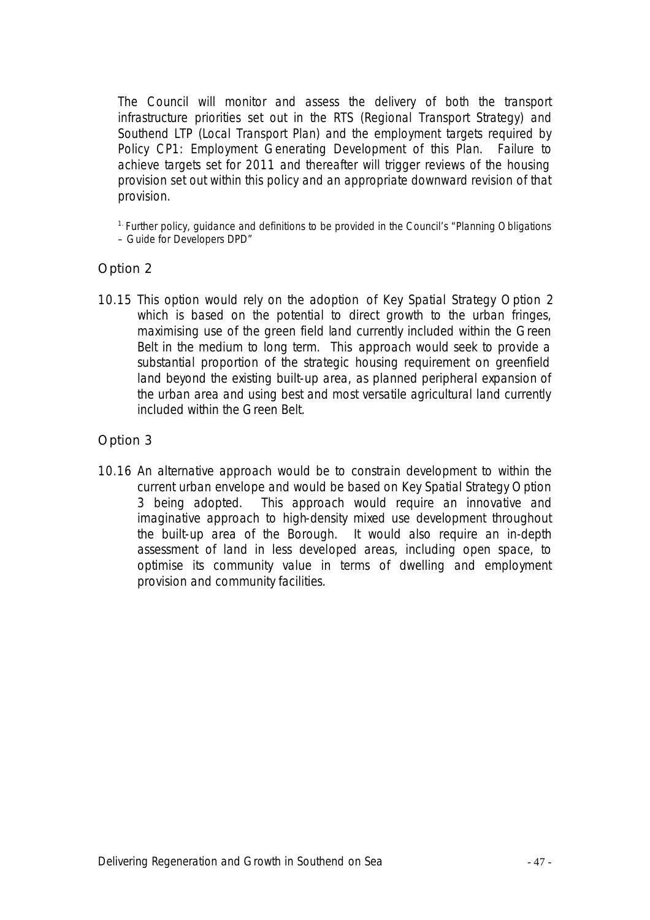The Council will monitor and assess the delivery of both the transport infrastructure priorities set out in the RTS (Regional Transport Strategy) and Southend LTP (Local Transport Plan) and the employment targets required by Policy CP1: Employment Generating Development of this Plan. Failure to achieve targets set for 2011 and thereafter will trigger reviews of the housing provision set out within this policy and an appropriate downward revision of that provision.

[1] Further policy, guidance and definitions to be provided in the Council's "Planning Obligations – Guide for Developers DPD"

### Option 2

10.15 This option would rely on the adoption of Key Spatial Strategy Option 2 which is based on the potential to direct growth to the urban fringes, maximising use of the green field land currently included within the Green Belt in the medium to long term. This approach would seek to provide a substantial proportion of the strategic housing requirement on greenfield land beyond the existing built-up area, as planned peripheral expansion of the urban area and using best and most versatile agricultural land currently included within the Green Belt.

### Option 3

10.16 An alternative approach would be to constrain development to within the current urban envelope and would be based on Key Spatial Strategy Option 3 being adopted. This approach would require an innovative and imaginative approach to high-density mixed use development throughout the built-up area of the Borough. It would also require an in-depth assessment of land in less developed areas, including open space, to optimise its community value in terms of dwelling and employment provision and community facilities.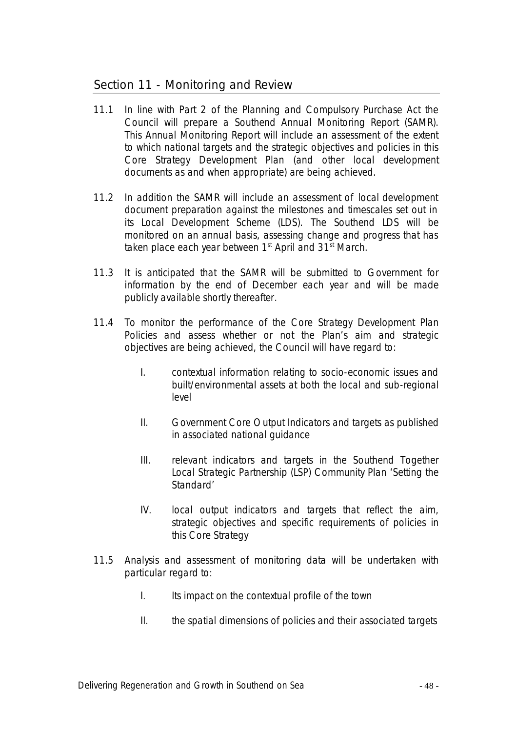## Section 11 - Monitoring and Review

11.1 In line with Part 2 of the Planning and Compulsory Purchase Act the Council will prepare a Southend Annual Monitoring Report (SAMR). This Annual Monitoring Report will include an assessment of the extent to which national targets and the strategic objectives and policies in this Core Strategy Development Plan (and other local development documents as and when appropriate) are being achieved.

11.2 In addition the SAMR will include an assessment of local development document preparation against the milestones and timescales set out in its Local Development Scheme (LDS). The Southend LDS will be monitored on an annual basis, assessing change and progress that has taken place each year between 1st April and 31st March.

11.3 It is anticipated that the SAMR will be submitted to Government for information by the end of December each year and will be made publicly available shortly thereafter.

11.4 To monitor the performance of the Core Strategy Development Plan Policies and assess whether or not the Plan's aim and strategic objectives are being achieved, the Council will have regard to:

I. contextual information relating to socio-economic issues and built/environmental assets at both the local and sub-regional level

II. Government Core Output Indicators and targets as published in associated national guidance

III. relevant indicators and targets in the Southend Together Local Strategic Partnership (LSP) Community Plan 'Setting the Standard'

IV. local output indicators and targets that reflect the aim, strategic objectives and specific requirements of policies in this Core Strategy

11.5 Analysis and assessment of monitoring data will be undertaken with particular regard to:

I. Its impact on the contextual profile of the town

II. the spatial dimensions of policies and their associated targets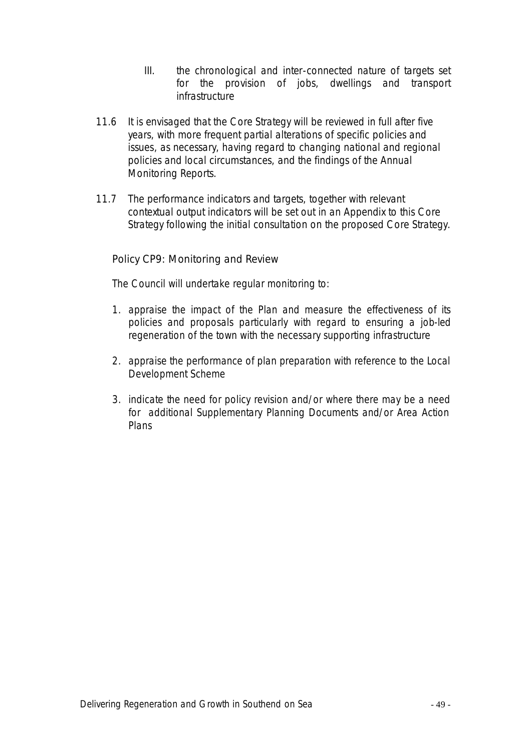III. the chronological and inter-connected nature of targets set for the provision of jobs, dwellings and transport infrastructure

11.6 It is envisaged that the Core Strategy will be reviewed in full after five years, with more frequent partial alterations of specific policies and issues, as necessary, having regard to changing national and regional policies and local circumstances, and the findings of the Annual Monitoring Reports.

11.7 The performance indicators and targets, together with relevant contextual output indicators will be set out in an Appendix to this Core Strategy following the initial consultation on the proposed Core Strategy.

### Policy CP9: Monitoring and Review

The Council will undertake regular monitoring to:

1. appraise the impact of the Plan and measure the effectiveness of its policies and proposals particularly with regard to ensuring a job-led regeneration of the town with the necessary supporting infrastructure
2. appraise the performance of plan preparation with reference to the Local Development Scheme
3. indicate the need for policy revision and/or where there may be a need for additional Supplementary Planning Documents and/or Area Action Plans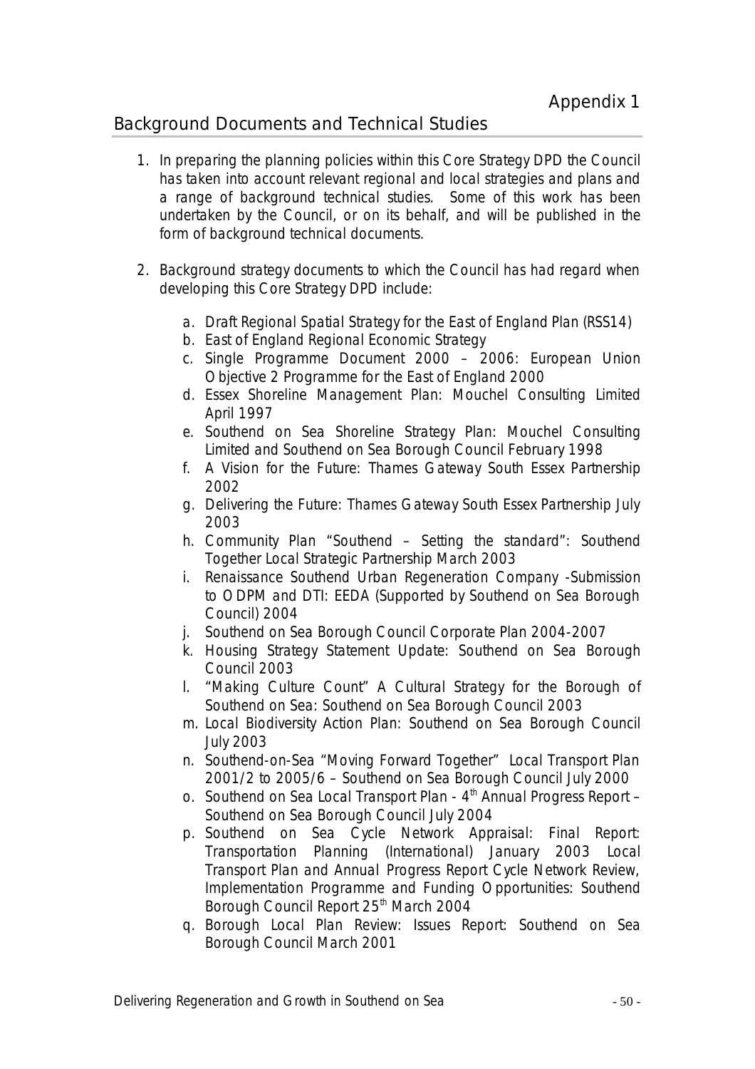# Appendix 1

## Background Documents and Technical Studies

1. In preparing the planning policies within this Core Strategy DPD the Council has taken into account relevant regional and local strategies and plans and a range of background technical studies. Some of this work has been undertaken by the Council, or on its behalf, and will be published in the form of background technical documents.

2. Background strategy documents to which the Council has had regard when developing this Core Strategy DPD include:

   a. Draft Regional Spatial Strategy for the East of England Plan (RSS14)
   b. East of England Regional Economic Strategy
   c. Single Programme Document 2000 – 2006: European Union Objective 2 Programme for the East of England 2000
   d. Essex Shoreline Management Plan: Mouchel Consulting Limited April 1997
   e. Southend on Sea Shoreline Strategy Plan: Mouchel Consulting Limited and Southend on Sea Borough Council February 1998
   f. A Vision for the Future: Thames Gateway South Essex Partnership 2002
   g. Delivering the Future: Thames Gateway South Essex Partnership July 2003
   h. Community Plan "Southend – Setting the standard": Southend Together Local Strategic Partnership March 2003
   i. Renaissance Southend Urban Regeneration Company -Submission to ODPM and DTI: EEDA (Supported by Southend on Sea Borough Council) 2004
   j. Southend on Sea Borough Council Corporate Plan 2004-2007
   k. Housing Strategy Statement Update: Southend on Sea Borough Council 2003
   l. "Making Culture Count" A Cultural Strategy for the Borough of Southend on Sea: Southend on Sea Borough Council 2003
   m. Local Biodiversity Action Plan: Southend on Sea Borough Council July 2003
   n. Southend-on-Sea "Moving Forward Together" Local Transport Plan 2001/2 to 2005/6 – Southend on Sea Borough Council July 2000
   o. Southend on Sea Local Transport Plan - 4th Annual Progress Report – Southend on Sea Borough Council July 2004
   p. Southend on Sea Cycle Network Appraisal: Final Report: Transportation Planning (International) January 2003 Local Transport Plan and Annual Progress Report Cycle Network Review, Implementation Programme and Funding Opportunities: Southend Borough Council Report 25th March 2004
   q. Borough Local Plan Review: Issues Report: Southend on Sea Borough Council March 2001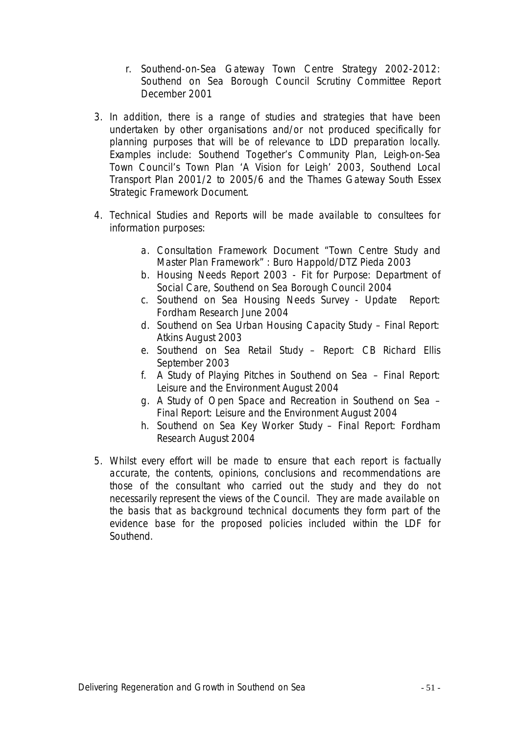r. Southend-on-Sea Gateway Town Centre Strategy 2002-2012: Southend on Sea Borough Council Scrutiny Committee Report December 2001

3. In addition, there is a range of studies and strategies that have been undertaken by other organisations and/or not produced specifically for planning purposes that will be of relevance to LDD preparation locally. Examples include: Southend Together's Community Plan, Leigh-on-Sea Town Council's Town Plan 'A Vision for Leigh' 2003, Southend Local Transport Plan 2001/2 to 2005/6 and the Thames Gateway South Essex Strategic Framework Document.

4. Technical Studies and Reports will be made available to consultees for information purposes:

   a. Consultation Framework Document "Town Centre Study and Master Plan Framework" : Buro Happold/DTZ Pieda 2003
   b. Housing Needs Report 2003 - Fit for Purpose: Department of Social Care, Southend on Sea Borough Council 2004
   c. Southend on Sea Housing Needs Survey - Update Report: Fordham Research June 2004
   d. Southend on Sea Urban Housing Capacity Study – Final Report: Atkins August 2003
   e. Southend on Sea Retail Study – Report: CB Richard Ellis September 2003
   f. A Study of Playing Pitches in Southend on Sea – Final Report: Leisure and the Environment August 2004
   g. A Study of Open Space and Recreation in Southend on Sea – Final Report: Leisure and the Environment August 2004
   h. Southend on Sea Key Worker Study – Final Report: Fordham Research August 2004

5. Whilst every effort will be made to ensure that each report is factually accurate, the contents, opinions, conclusions and recommendations are those of the consultant who carried out the study and they do not necessarily represent the views of the Council. They are made available on the basis that as background technical documents they form part of the evidence base for the proposed policies included within the LDF for Southend.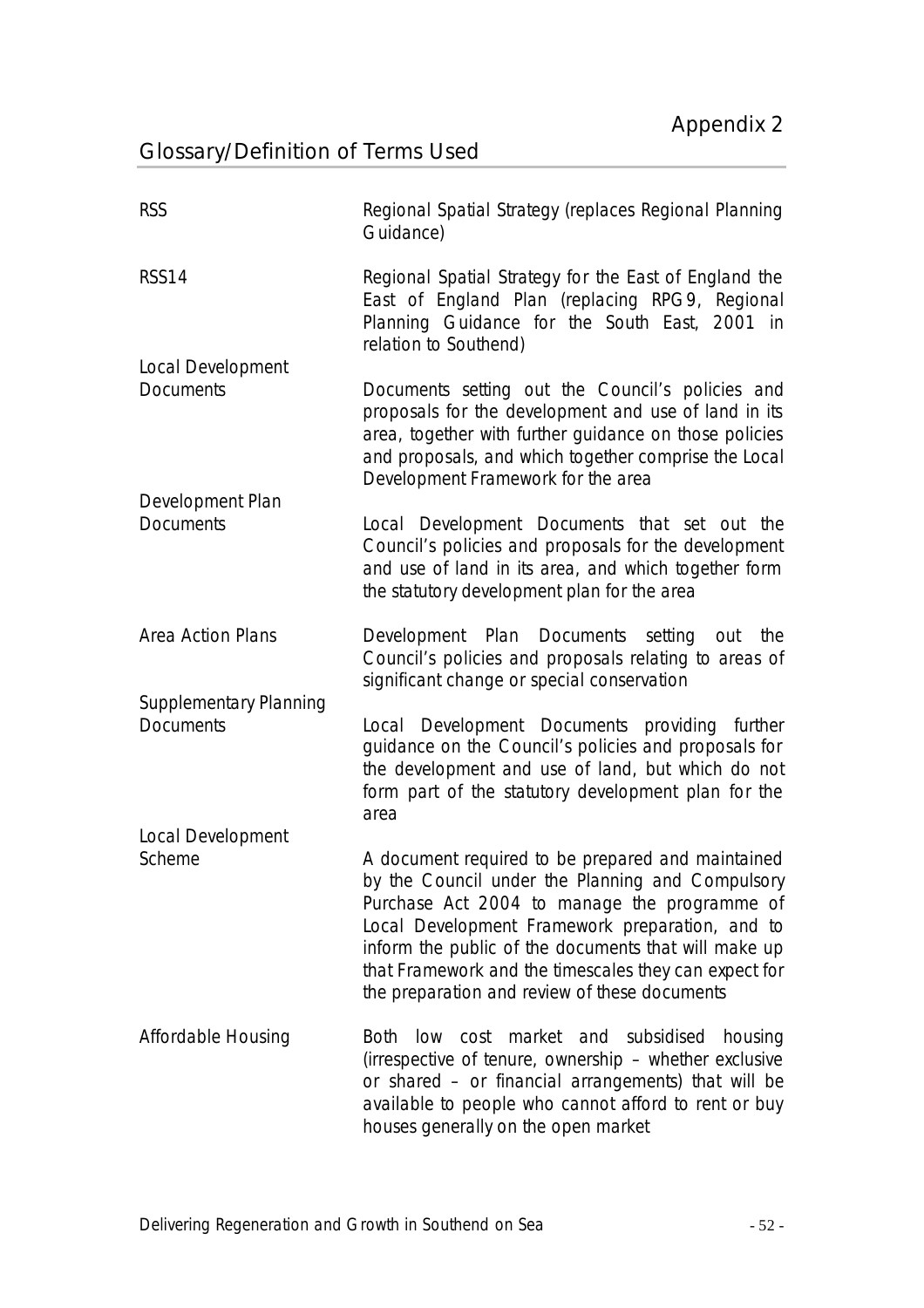# Appendix 2

## Glossary/Definition of Terms Used

| | |
|---|---|
| RSS | Regional Spatial Strategy (replaces Regional Planning Guidance) |
| RSS14 | Regional Spatial Strategy for the East of England the East of England Plan (replacing RPG9, Regional Planning Guidance for the South East, 2001 in relation to Southend) |
| Local Development Documents | Documents setting out the Council's policies and proposals for the development and use of land in its area, together with further guidance on those policies and proposals, and which together comprise the Local Development Framework for the area |
| Development Plan Documents | Local Development Documents that set out the Council's policies and proposals for the development and use of land in its area, and which together form the statutory development plan for the area |
| Area Action Plans | Development Plan Documents setting out the Council's policies and proposals relating to areas of significant change or special conservation |
| Supplementary Planning Documents | Local Development Documents providing further guidance on the Council's policies and proposals for the development and use of land, but which do not form part of the statutory development plan for the area |
| Local Development Scheme | A document required to be prepared and maintained by the Council under the Planning and Compulsory Purchase Act 2004 to manage the programme of Local Development Framework preparation, and to inform the public of the documents that will make up that Framework and the timescales they can expect for the preparation and review of these documents |
| Affordable Housing | Both low cost market and subsidised housing (irrespective of tenure, ownership – whether exclusive or shared – or financial arrangements) that will be available to people who cannot afford to rent or buy houses generally on the open market |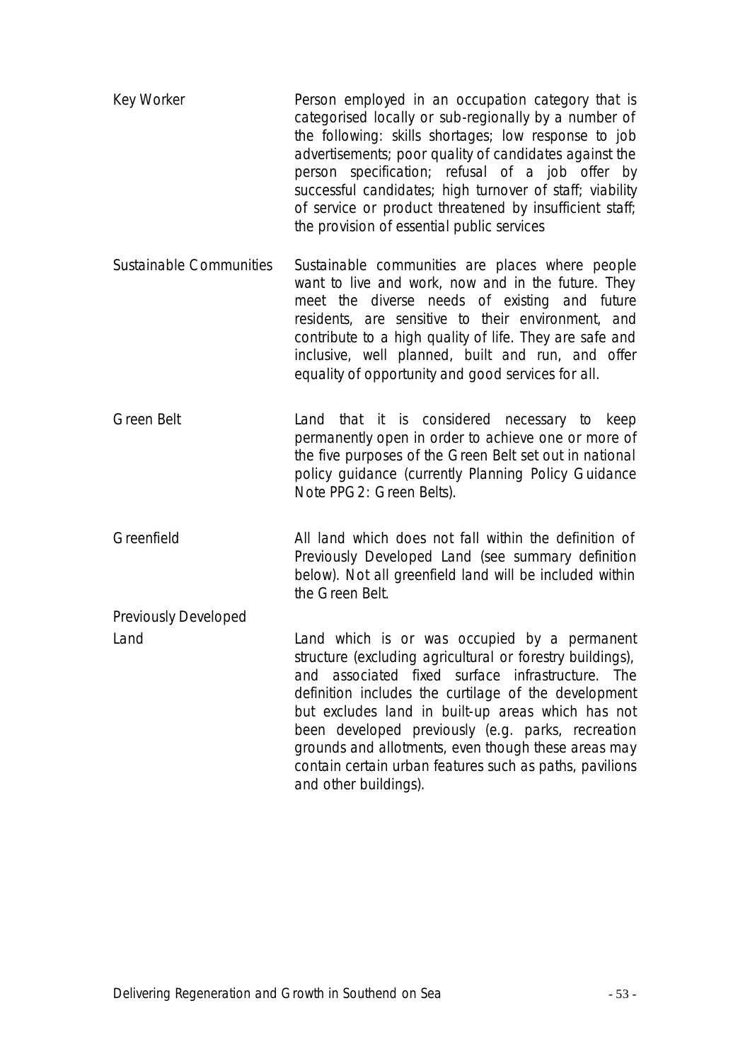| | |
|---|---|
| Key Worker | Person employed in an occupation category that is categorised locally or sub-regionally by a number of the following: skills shortages; low response to job advertisements; poor quality of candidates against the person specification; refusal of a job offer by successful candidates; high turnover of staff; viability of service or product threatened by insufficient staff; the provision of essential public services |
| Sustainable Communities | Sustainable communities are places where people want to live and work, now and in the future. They meet the diverse needs of existing and future residents, are sensitive to their environment, and contribute to a high quality of life. They are safe and inclusive, well planned, built and run, and offer equality of opportunity and good services for all. |
| Green Belt | Land that it is considered necessary to keep permanently open in order to achieve one or more of the five purposes of the Green Belt set out in national policy guidance (currently Planning Policy Guidance Note PPG2: Green Belts). |
| Greenfield | All land which does not fall within the definition of Previously Developed Land (see summary definition below). Not all greenfield land will be included within the Green Belt. |
| Previously Developed Land | Land which is or was occupied by a permanent structure (excluding agricultural or forestry buildings), and associated fixed surface infrastructure. The definition includes the curtilage of the development but excludes land in built-up areas which has not been developed previously (e.g. parks, recreation grounds and allotments, even though these areas may contain certain urban features such as paths, pavilions and other buildings). |